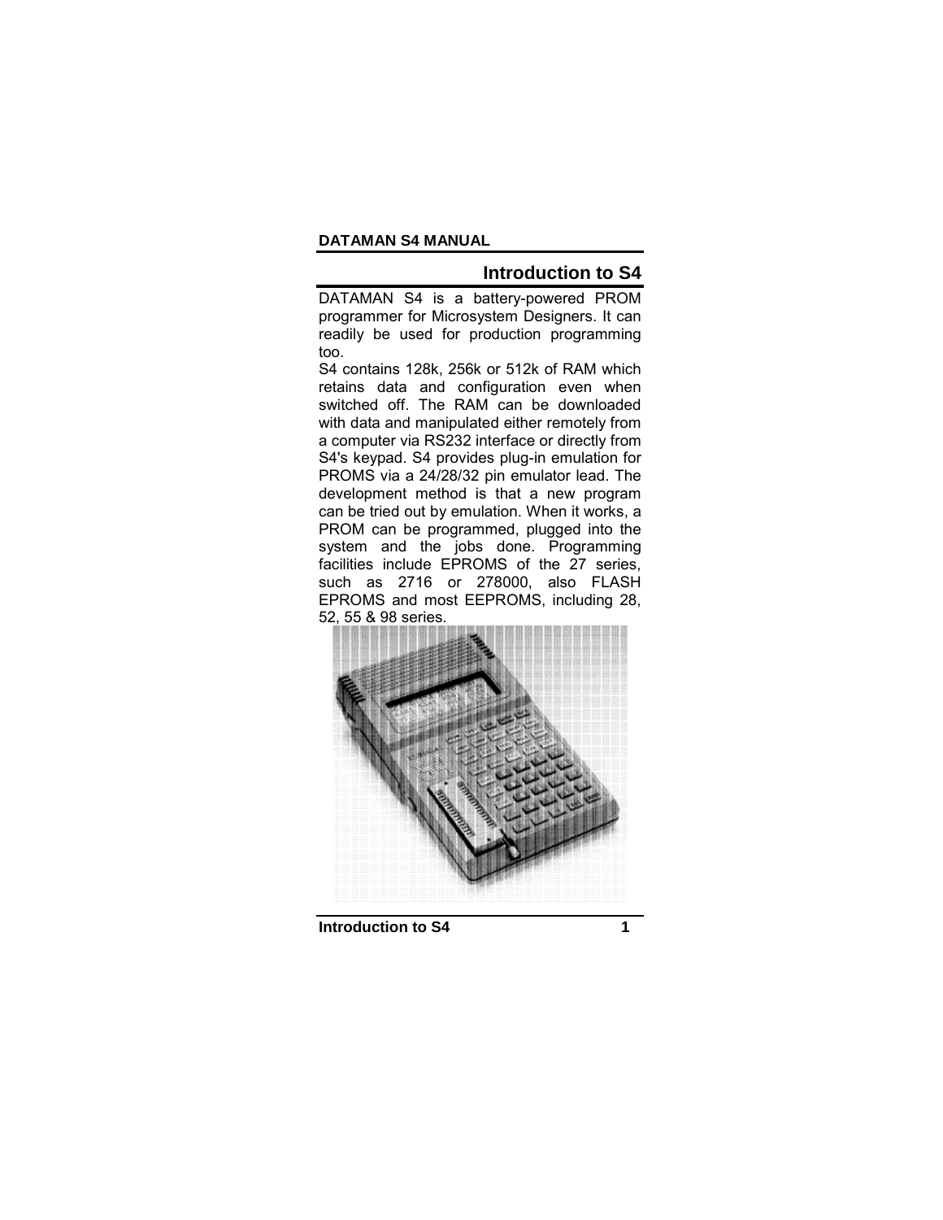## Introduction to S4

DATAMAN S4 is a battery-powered PROM programmer for Microsystem Designers. It can readily be used for production programming too.

S4 contains 128k, 256k or 512k of RAM which retains data and configuration even when switched off. The RAM can be downloaded with data and manipulated either remotely from a computer via RS232 interface or directly from S4's keypad. S4 provides plug-in emulation for PROMS via a 24/28/32 pin emulator lead. The development method is that a new program can be tried out by emulation. When it works, a PROM can be programmed, plugged into the system and the jobs done. Programming facilities include EPROMS of the 27 series, such as 2716 or 278000, also FLASH EPROMS and most EEPROMS, including 28, 52, 55 & 98 series.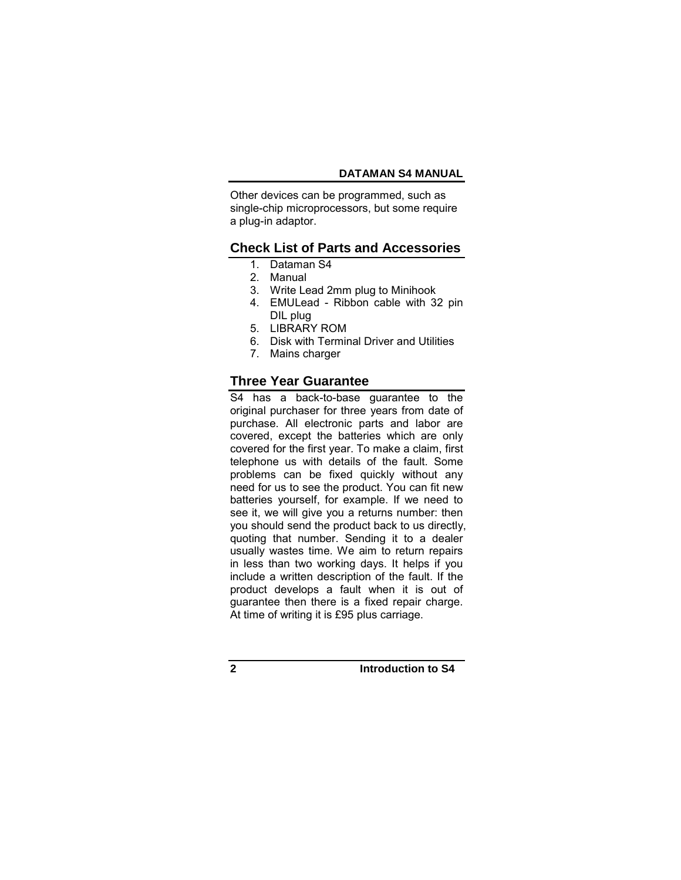Other devices can be programmed, such as single-chip microprocessors, but some require a plug-in adaptor.

## Check List of Parts and Accessories

1. Dataman S4
2. Manual
3. Write Lead 2mm plug to Minihook
4. EMULead - Ribbon cable with 32 pin DIL plug
5. LIBRARY ROM
6. Disk with Terminal Driver and Utilities
7. Mains charger

## Three Year Guarantee

S4 has a back-to-base guarantee to the original purchaser for three years from date of purchase. All electronic parts and labor are covered, except the batteries which are only covered for the first year. To make a claim, first telephone us with details of the fault. Some problems can be fixed quickly without any need for us to see the product. You can fit new batteries yourself, for example. If we need to see it, we will give you a returns number: then you should send the product back to us directly, quoting that number. Sending it to a dealer usually wastes time. We aim to return repairs in less than two working days. It helps if you include a written description of the fault. If the product develops a fault when it is out of guarantee then there is a fixed repair charge. At time of writing it is £95 plus carriage.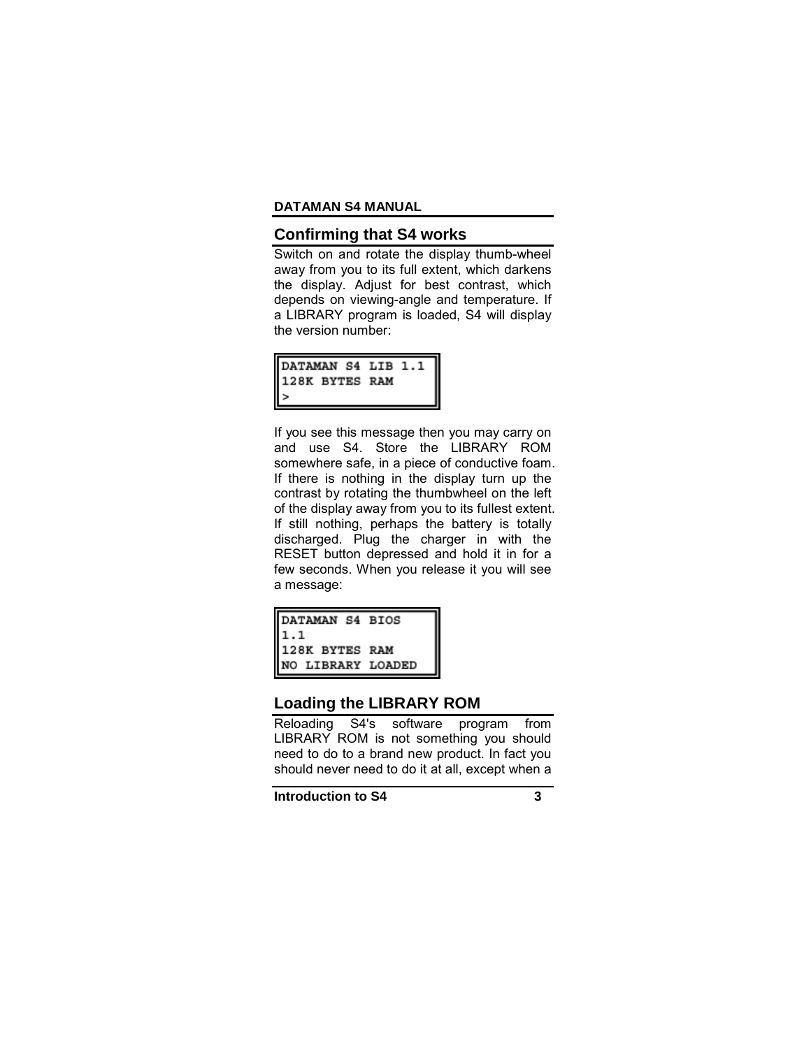## Confirming that S4 works

Switch on and rotate the display thumb-wheel away from you to its full extent, which darkens the display. Adjust for best contrast, which depends on viewing-angle and temperature. If a LIBRARY program is loaded, S4 will display the version number:

```
DATAMAN S4 LIB 1.1
128K BYTES RAM
>
```

If you see this message then you may carry on and use S4. Store the LIBRARY ROM somewhere safe, in a piece of conductive foam. If there is nothing in the display turn up the contrast by rotating the thumbwheel on the left of the display away from you to its fullest extent. If still nothing, perhaps the battery is totally discharged. Plug the charger in with the RESET button depressed and hold it in for a few seconds. When you release it you will see a message:

```
DATAMAN S4 BIOS
1.1
128K BYTES RAM
NO LIBRARY LOADED
```

## Loading the LIBRARY ROM

Reloading S4's software program from LIBRARY ROM is not something you should need to do to a brand new product. In fact you should never need to do it at all, except when a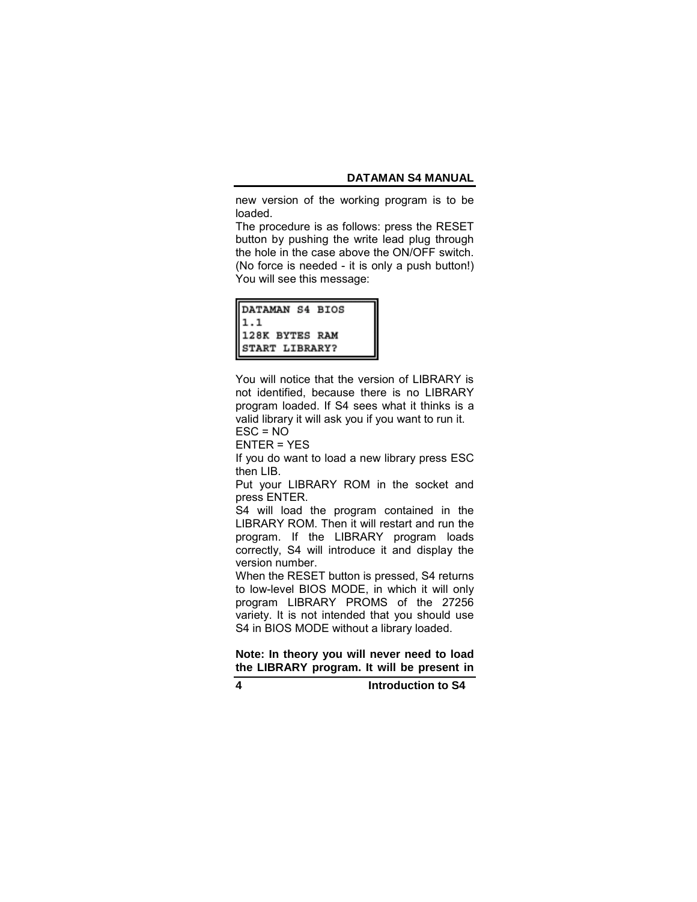new version of the working program is to be loaded.

The procedure is as follows: press the RESET button by pushing the write lead plug through the hole in the case above the ON/OFF switch. (No force is needed - it is only a push button!) You will see this message:

```
DATAMAN S4 BIOS
1.1
128K BYTES RAM
START LIBRARY?
```

You will notice that the version of LIBRARY is not identified, because there is no LIBRARY program loaded. If S4 sees what it thinks is a valid library it will ask you if you want to run it.

ESC = NO

ENTER = YES

If you do want to load a new library press ESC then LIB.

Put your LIBRARY ROM in the socket and press ENTER.

S4 will load the program contained in the LIBRARY ROM. Then it will restart and run the program. If the LIBRARY program loads correctly, S4 will introduce it and display the version number.

When the RESET button is pressed, S4 returns to low-level BIOS MODE, in which it will only program LIBRARY PROMS of the 27256 variety. It is not intended that you should use S4 in BIOS MODE without a library loaded.

**Note: In theory you will never need to load the LIBRARY program. It will be present in**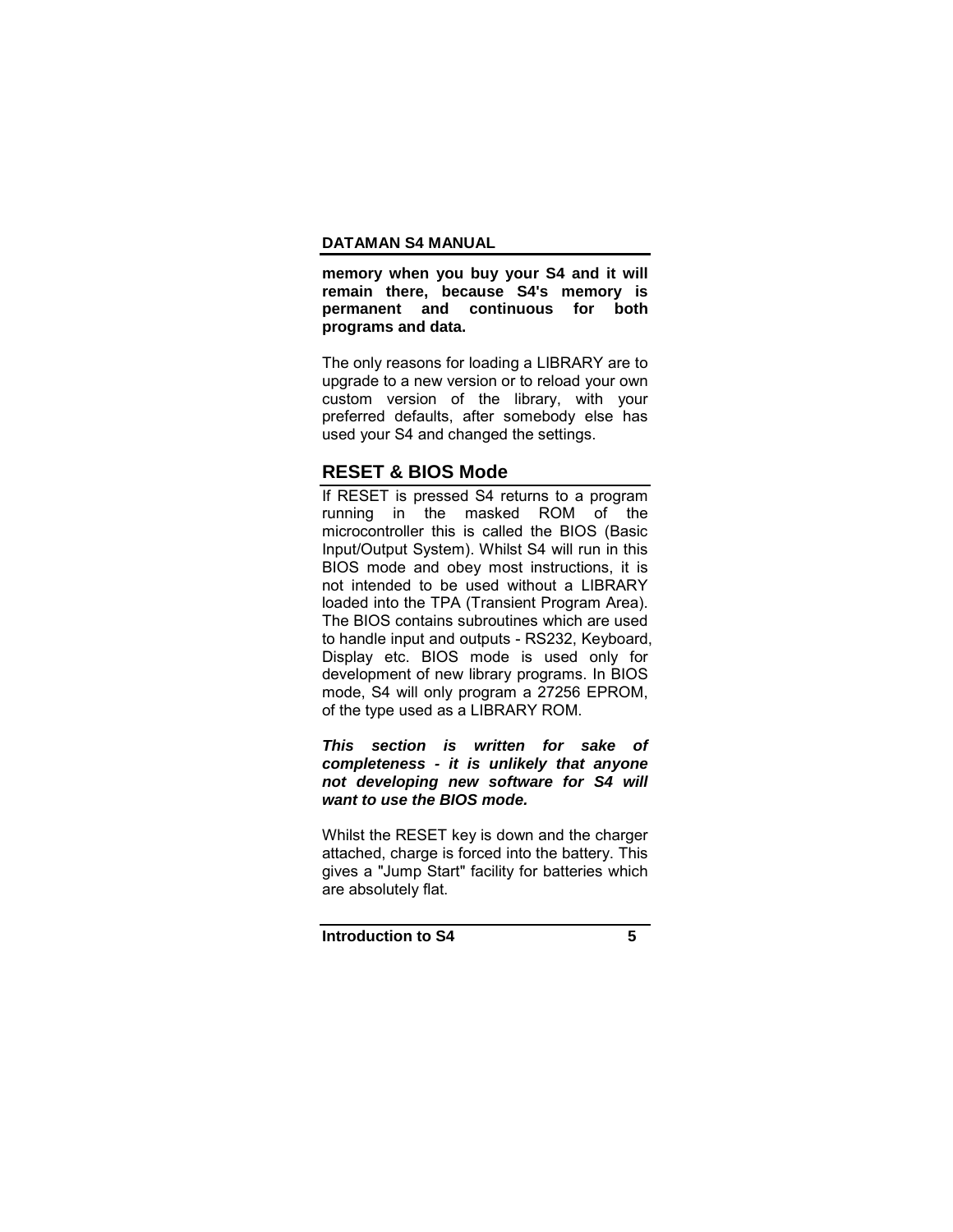**memory when you buy your S4 and it will remain there, because S4's memory is permanent and continuous for both programs and data.**

The only reasons for loading a LIBRARY are to upgrade to a new version or to reload your own custom version of the library, with your preferred defaults, after somebody else has used your S4 and changed the settings.

## RESET & BIOS Mode

If RESET is pressed S4 returns to a program running in the masked ROM of the microcontroller this is called the BIOS (Basic Input/Output System). Whilst S4 will run in this BIOS mode and obey most instructions, it is not intended to be used without a LIBRARY loaded into the TPA (Transient Program Area). The BIOS contains subroutines which are used to handle input and outputs - RS232, Keyboard, Display etc. BIOS mode is used only for development of new library programs. In BIOS mode, S4 will only program a 27256 EPROM, of the type used as a LIBRARY ROM.

***This section is written for sake of completeness - it is unlikely that anyone not developing new software for S4 will want to use the BIOS mode.***

Whilst the RESET key is down and the charger attached, charge is forced into the battery. This gives a "Jump Start" facility for batteries which are absolutely flat.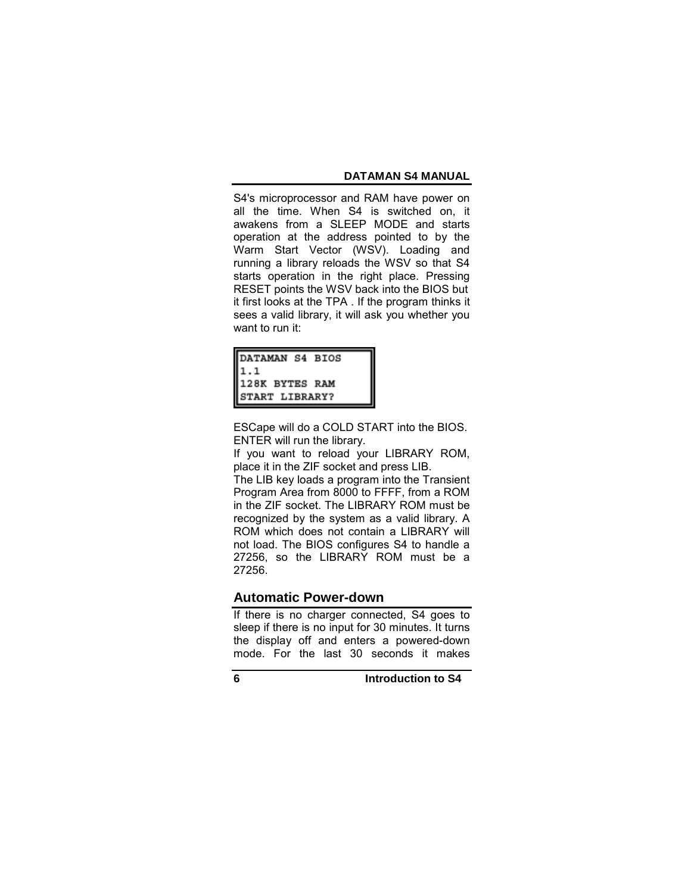S4's microprocessor and RAM have power on all the time. When S4 is switched on, it awakens from a SLEEP MODE and starts operation at the address pointed to by the Warm Start Vector (WSV). Loading and running a library reloads the WSV so that S4 starts operation in the right place. Pressing RESET points the WSV back into the BIOS but it first looks at the TPA . If the program thinks it sees a valid library, it will ask you whether you want to run it:

```
DATAMAN S4 BIOS
1.1
128K BYTES RAM
START LIBRARY?
```

ESCape will do a COLD START into the BIOS.
ENTER will run the library.
If you want to reload your LIBRARY ROM, place it in the ZIF socket and press LIB.
The LIB key loads a program into the Transient Program Area from 8000 to FFFF, from a ROM in the ZIF socket. The LIBRARY ROM must be recognized by the system as a valid library. A ROM which does not contain a LIBRARY will not load. The BIOS configures S4 to handle a 27256, so the LIBRARY ROM must be a 27256.

## Automatic Power-down

If there is no charger connected, S4 goes to sleep if there is no input for 30 minutes. It turns the display off and enters a powered-down mode. For the last 30 seconds it makes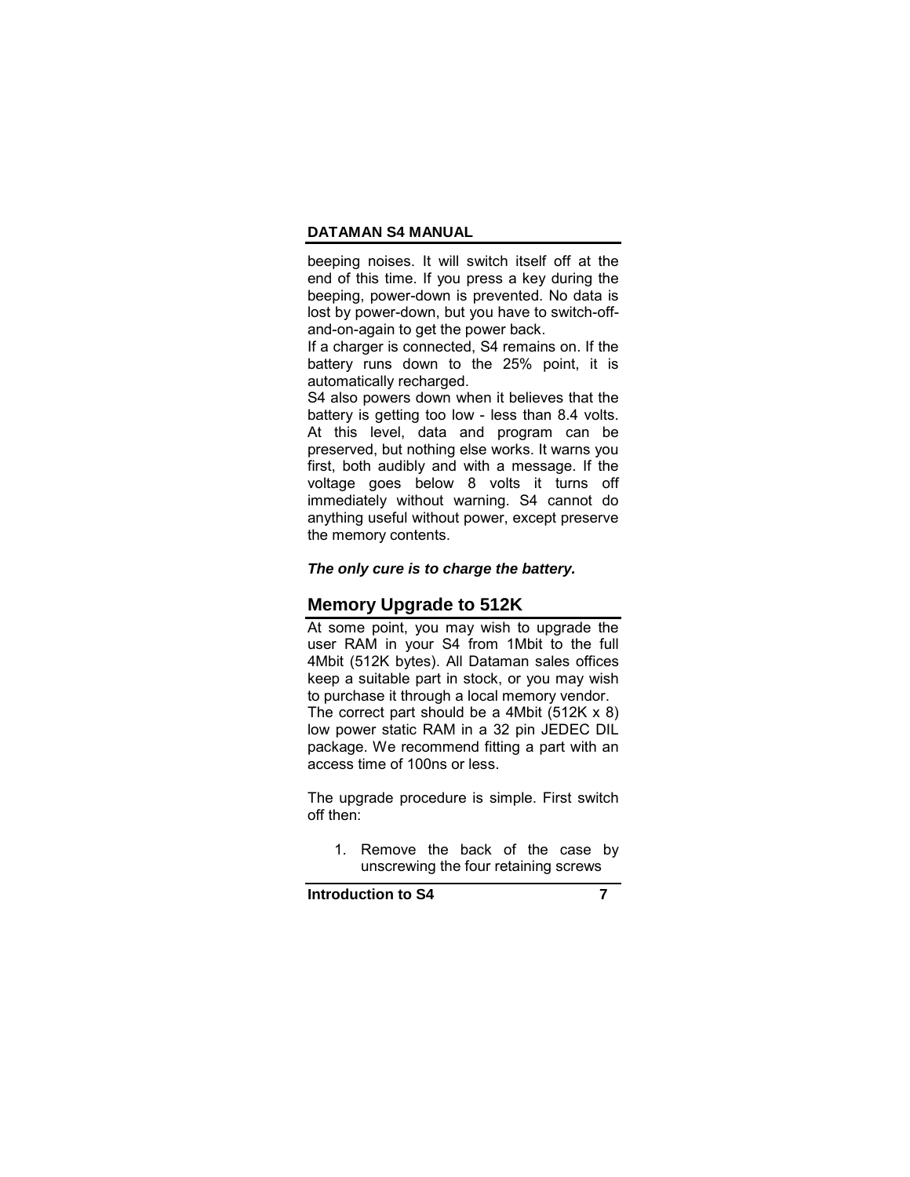beeping noises. It will switch itself off at the end of this time. If you press a key during the beeping, power-down is prevented. No data is lost by power-down, but you have to switch-off-and-on-again to get the power back.

If a charger is connected, S4 remains on. If the battery runs down to the 25% point, it is automatically recharged.

S4 also powers down when it believes that the battery is getting too low - less than 8.4 volts. At this level, data and program can be preserved, but nothing else works. It warns you first, both audibly and with a message. If the voltage goes below 8 volts it turns off immediately without warning. S4 cannot do anything useful without power, except preserve the memory contents.

***The only cure is to charge the battery.***

## Memory Upgrade to 512K

At some point, you may wish to upgrade the user RAM in your S4 from 1Mbit to the full 4Mbit (512K bytes). All Dataman sales offices keep a suitable part in stock, or you may wish to purchase it through a local memory vendor.

The correct part should be a 4Mbit (512K x 8) low power static RAM in a 32 pin JEDEC DIL package. We recommend fitting a part with an access time of 100ns or less.

The upgrade procedure is simple. First switch off then:

1. Remove the back of the case by unscrewing the four retaining screws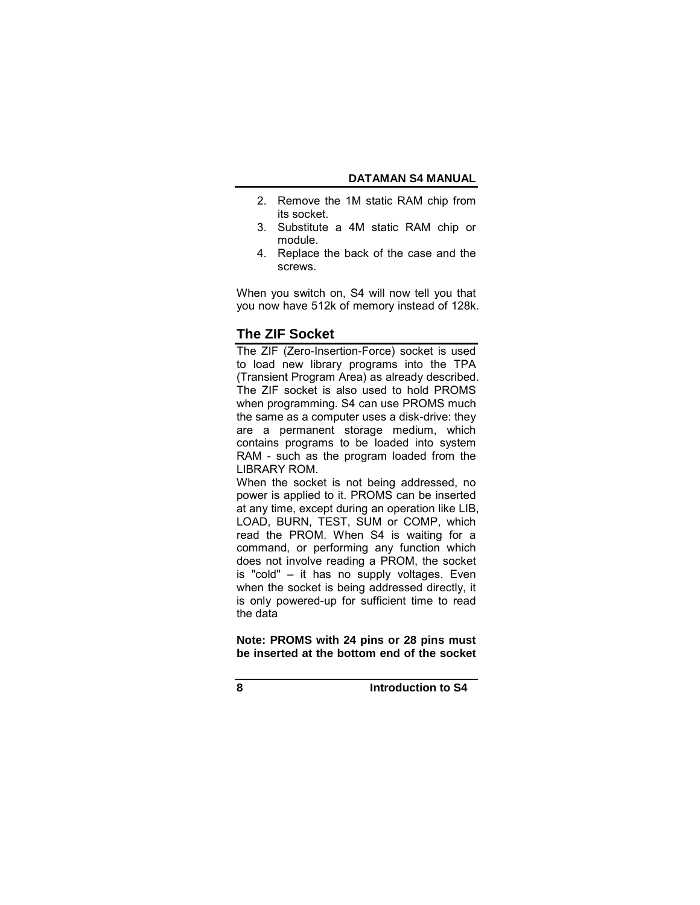2. Remove the 1M static RAM chip from its socket.
3. Substitute a 4M static RAM chip or module.
4. Replace the back of the case and the screws.

When you switch on, S4 will now tell you that you now have 512k of memory instead of 128k.

## The ZIF Socket

The ZIF (Zero-Insertion-Force) socket is used to load new library programs into the TPA (Transient Program Area) as already described. The ZIF socket is also used to hold PROMS when programming. S4 can use PROMS much the same as a computer uses a disk-drive: they are a permanent storage medium, which contains programs to be loaded into system RAM - such as the program loaded from the LIBRARY ROM.

When the socket is not being addressed, no power is applied to it. PROMS can be inserted at any time, except during an operation like LIB, LOAD, BURN, TEST, SUM or COMP, which read the PROM. When S4 is waiting for a command, or performing any function which does not involve reading a PROM, the socket is "cold" – it has no supply voltages. Even when the socket is being addressed directly, it is only powered-up for sufficient time to read the data

**Note: PROMS with 24 pins or 28 pins must be inserted at the bottom end of the socket**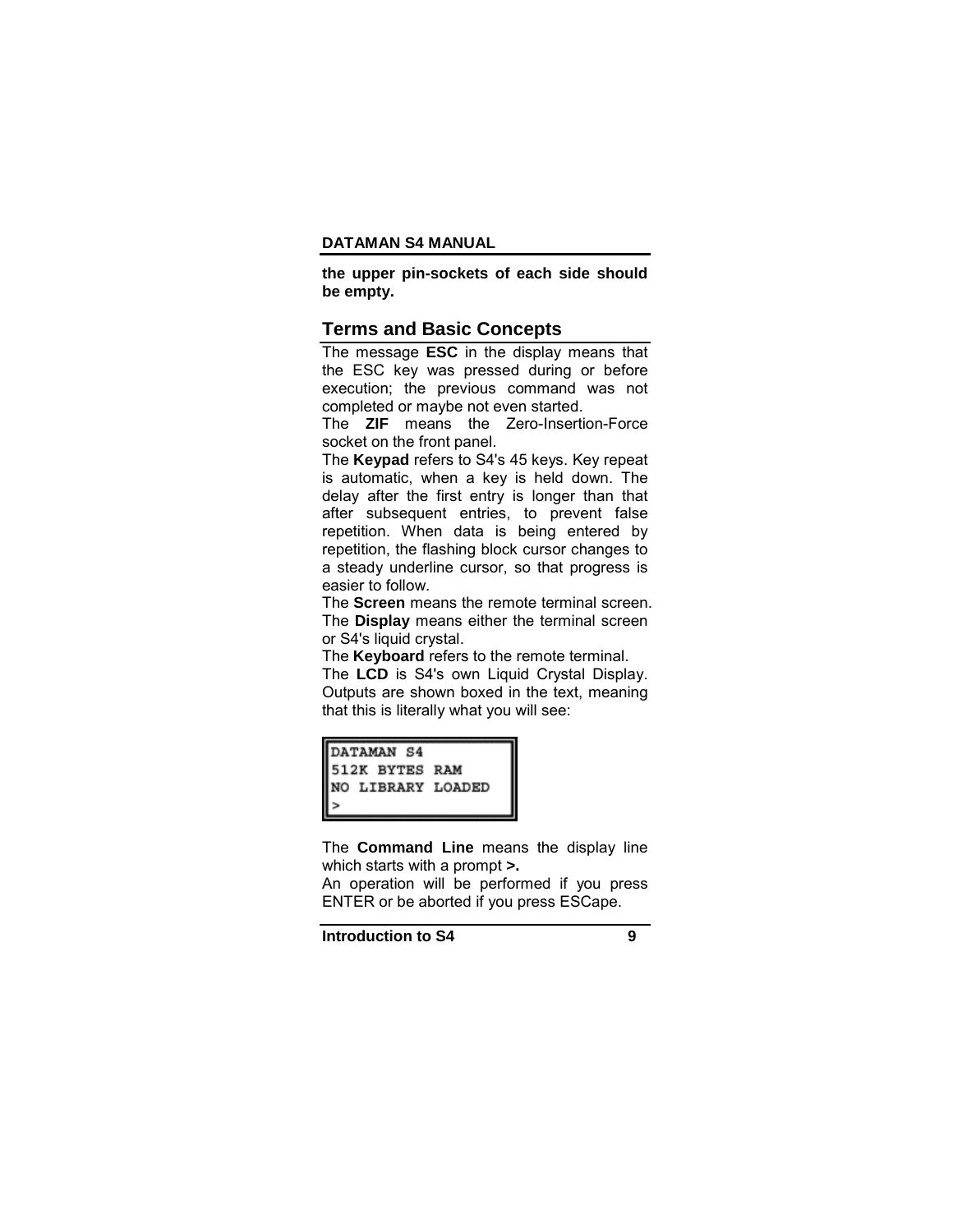**the upper pin-sockets of each side should be empty.**

## Terms and Basic Concepts

The message **ESC** in the display means that the ESC key was pressed during or before execution; the previous command was not completed or maybe not even started.

The **ZIF** means the Zero-Insertion-Force socket on the front panel.

The **Keypad** refers to S4's 45 keys. Key repeat is automatic, when a key is held down. The delay after the first entry is longer than that after subsequent entries, to prevent false repetition. When data is being entered by repetition, the flashing block cursor changes to a steady underline cursor, so that progress is easier to follow.

The **Screen** means the remote terminal screen.

The **Display** means either the terminal screen or S4's liquid crystal.

The **Keyboard** refers to the remote terminal.

The **LCD** is S4's own Liquid Crystal Display. Outputs are shown boxed in the text, meaning that this is literally what you will see:

```
DATAMAN S4
512K BYTES RAM
NO LIBRARY LOADED
>
```

The **Command Line** means the display line which starts with a prompt **>.**

An operation will be performed if you press ENTER or be aborted if you press ESCape.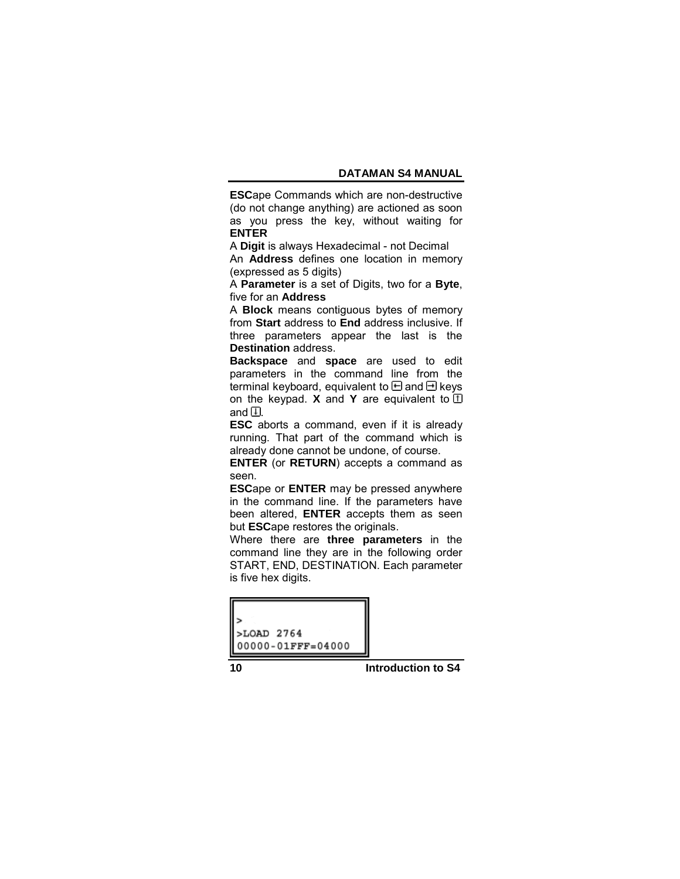**ESC**ape Commands which are non-destructive (do not change anything) are actioned as soon as you press the key, without waiting for **ENTER**

A **Digit** is always Hexadecimal - not Decimal

An **Address** defines one location in memory (expressed as 5 digits)

A **Parameter** is a set of Digits, two for a **Byte**, five for an **Address**

A **Block** means contiguous bytes of memory from **Start** address to **End** address inclusive. If three parameters appear the last is the **Destination** address.

**Backspace** and **space** are used to edit parameters in the command line from the terminal keyboard, equivalent to ⇤ and ⇥ keys on the keypad. **X** and **Y** are equivalent to ⇡ and ⇣.

**ESC** aborts a command, even if it is already running. That part of the command which is already done cannot be undone, of course.

**ENTER** (or **RETURN**) accepts a command as seen.

**ESC**ape or **ENTER** may be pressed anywhere in the command line. If the parameters have been altered, **ENTER** accepts them as seen but **ESC**ape restores the originals.

Where there are **three parameters** in the command line they are in the following order START, END, DESTINATION. Each parameter is five hex digits.

```
>
>LOAD 2764
00000-01FFF=04000
```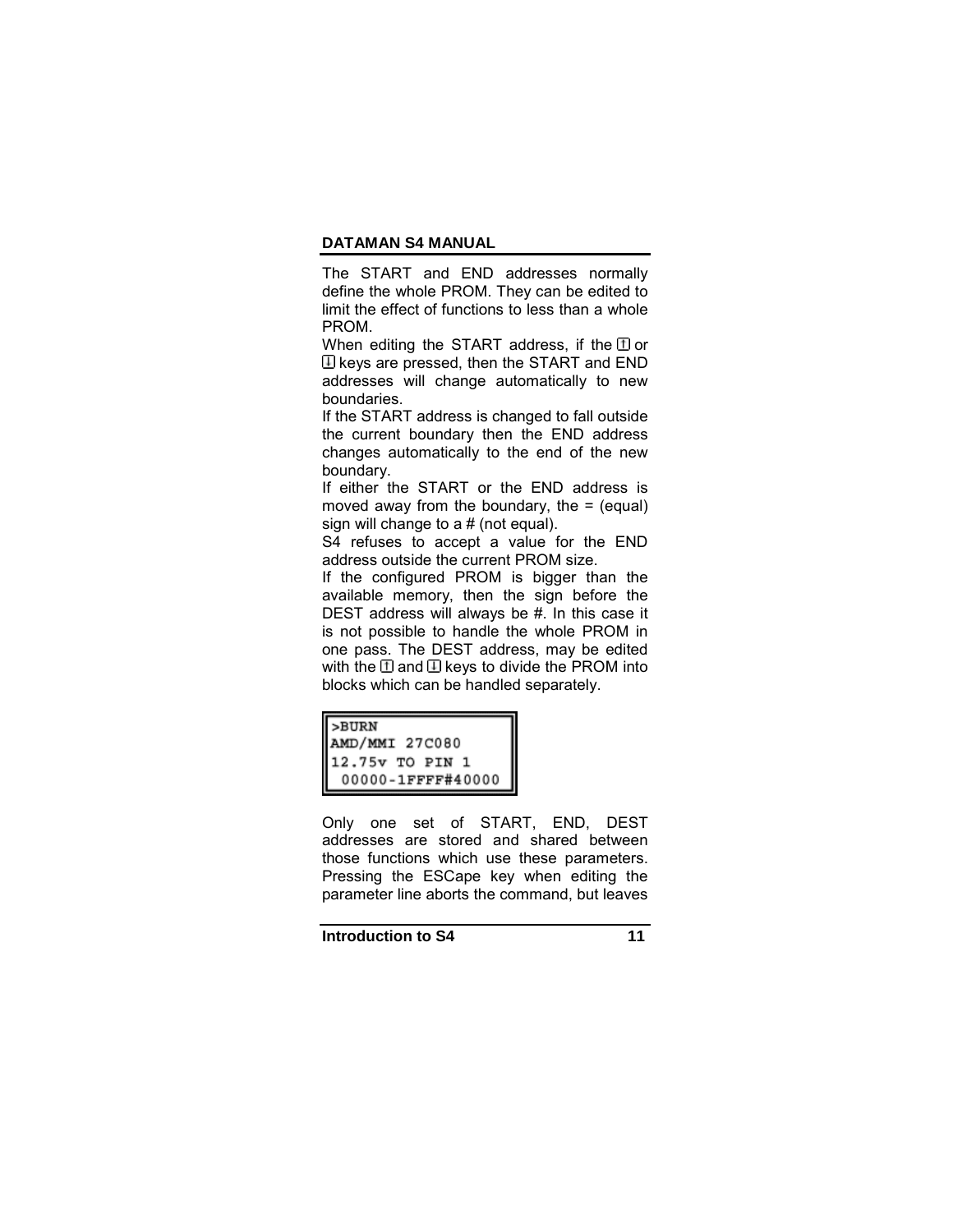The START and END addresses normally define the whole PROM. They can be edited to limit the effect of functions to less than a whole PROM.

When editing the START address, if the ↑ or ↓ keys are pressed, then the START and END addresses will change automatically to new boundaries.

If the START address is changed to fall outside the current boundary then the END address changes automatically to the end of the new boundary.

If either the START or the END address is moved away from the boundary, the = (equal) sign will change to a # (not equal).

S4 refuses to accept a value for the END address outside the current PROM size.

If the configured PROM is bigger than the available memory, then the sign before the DEST address will always be #. In this case it is not possible to handle the whole PROM in one pass. The DEST address, may be edited with the ↑ and ↓ keys to divide the PROM into blocks which can be handled separately.

```
>BURN
AMD/MMI 27C080
12.75v TO PIN 1
 00000-1FFFF#40000
```

Only one set of START, END, DEST addresses are stored and shared between those functions which use these parameters. Pressing the ESCape key when editing the parameter line aborts the command, but leaves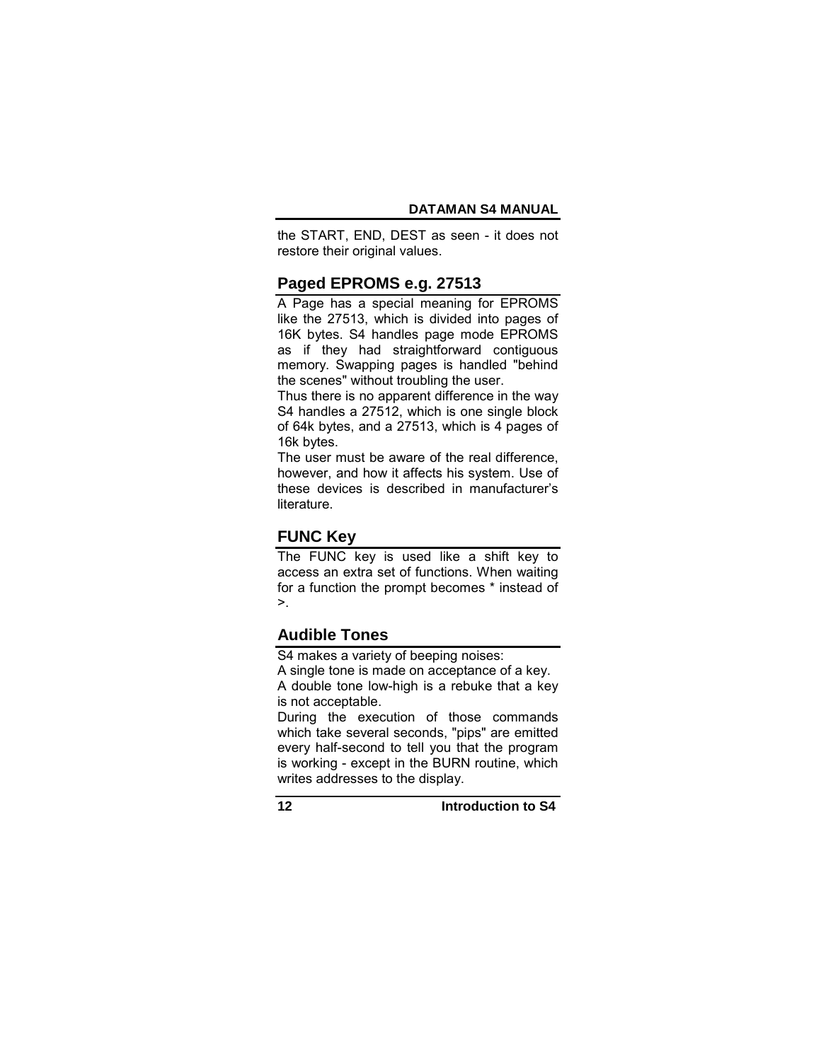the START, END, DEST as seen - it does not restore their original values.

## Paged EPROMS e.g. 27513

A Page has a special meaning for EPROMS like the 27513, which is divided into pages of 16K bytes. S4 handles page mode EPROMS as if they had straightforward contiguous memory. Swapping pages is handled "behind the scenes" without troubling the user.

Thus there is no apparent difference in the way S4 handles a 27512, which is one single block of 64k bytes, and a 27513, which is 4 pages of 16k bytes.

The user must be aware of the real difference, however, and how it affects his system. Use of these devices is described in manufacturer's literature.

## FUNC Key

The FUNC key is used like a shift key to access an extra set of functions. When waiting for a function the prompt becomes * instead of >.

## Audible Tones

S4 makes a variety of beeping noises:

A single tone is made on acceptance of a key.

A double tone low-high is a rebuke that a key is not acceptable.

During the execution of those commands which take several seconds, "pips" are emitted every half-second to tell you that the program is working - except in the BURN routine, which writes addresses to the display.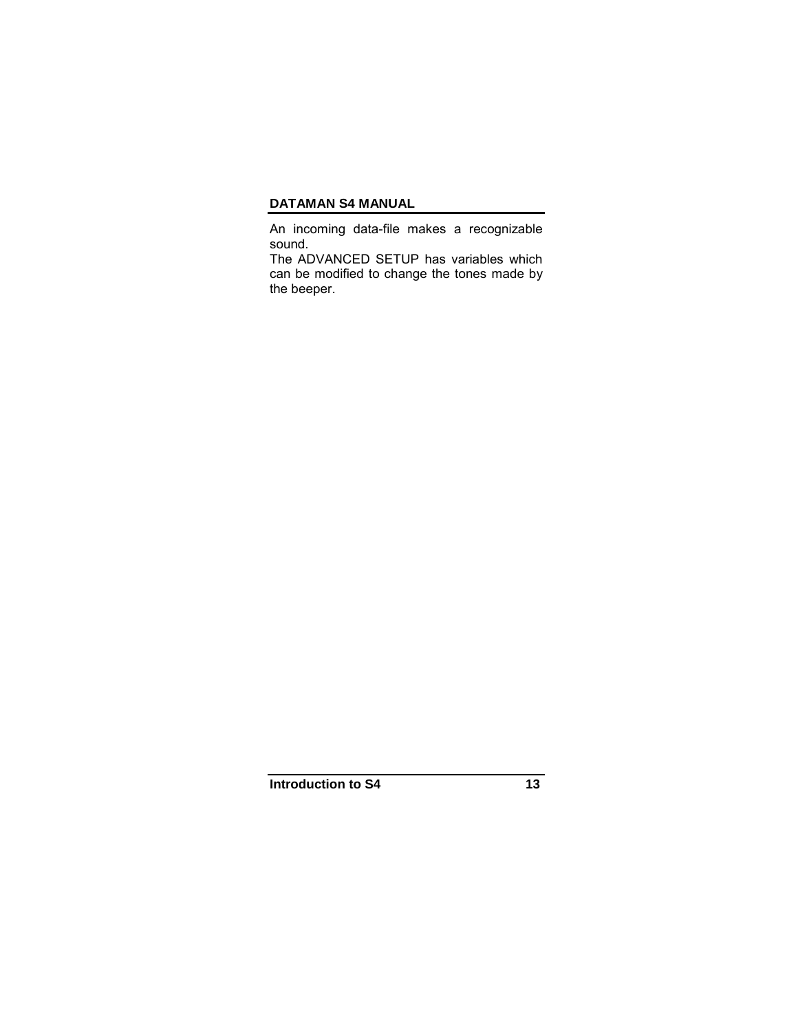An incoming data-file makes a recognizable sound.
The ADVANCED SETUP has variables which can be modified to change the tones made by the beeper.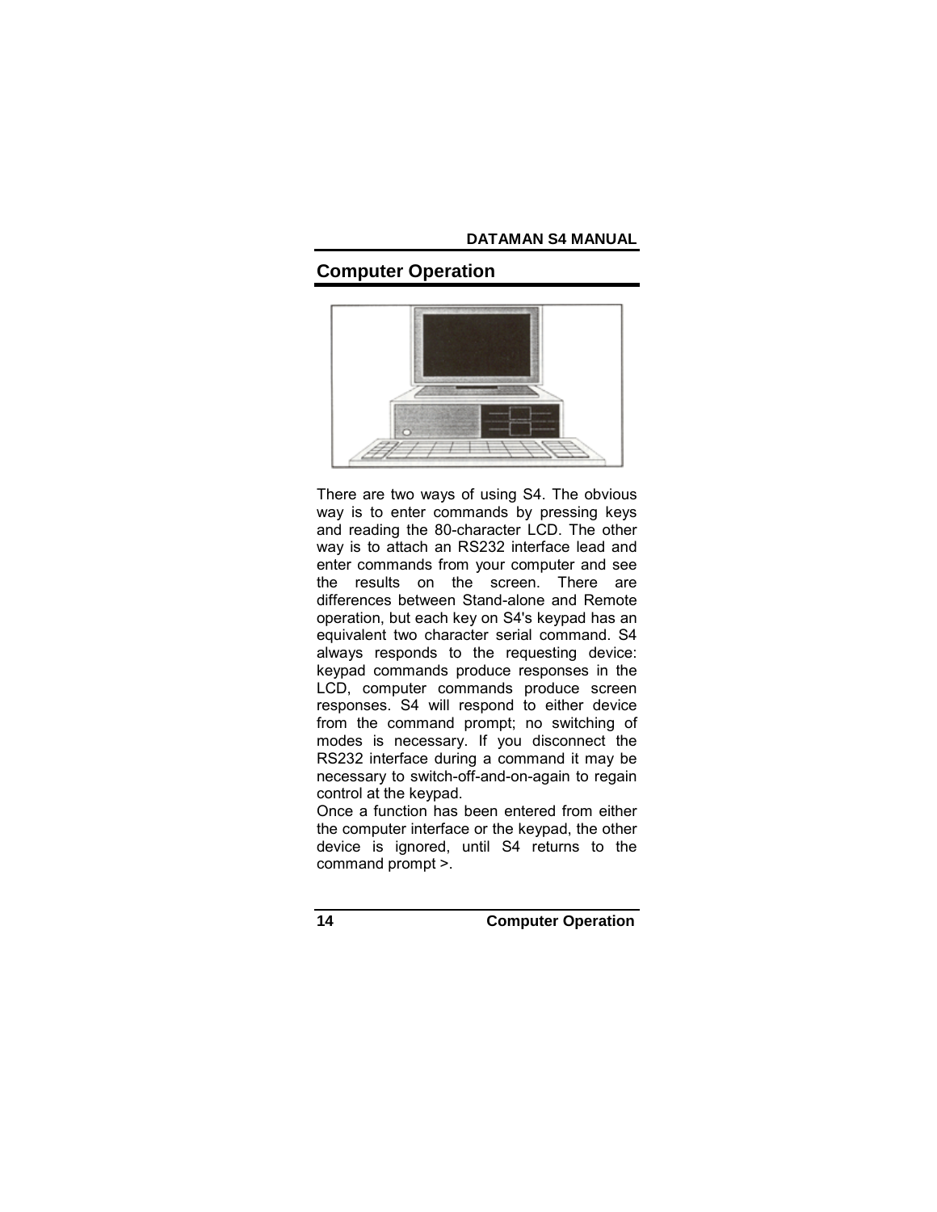## Computer Operation

There are two ways of using S4. The obvious way is to enter commands by pressing keys and reading the 80-character LCD. The other way is to attach an RS232 interface lead and enter commands from your computer and see the results on the screen. There are differences between Stand-alone and Remote operation, but each key on S4's keypad has an equivalent two character serial command. S4 always responds to the requesting device: keypad commands produce responses in the LCD, computer commands produce screen responses. S4 will respond to either device from the command prompt; no switching of modes is necessary. If you disconnect the RS232 interface during a command it may be necessary to switch-off-and-on-again to regain control at the keypad.

Once a function has been entered from either the computer interface or the keypad, the other device is ignored, until S4 returns to the command prompt >.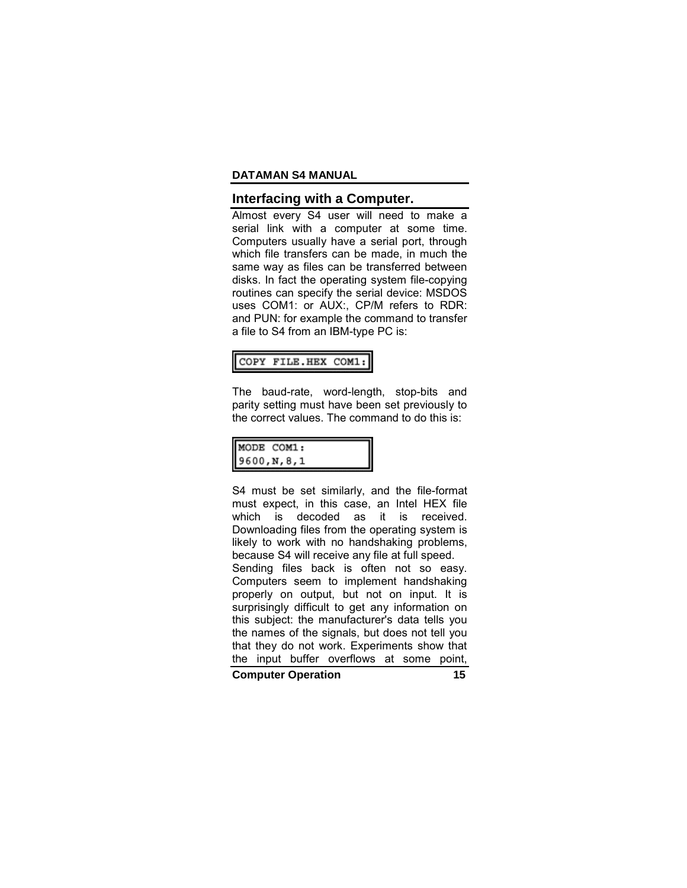## Interfacing with a Computer.

Almost every S4 user will need to make a serial link with a computer at some time. Computers usually have a serial port, through which file transfers can be made, in much the same way as files can be transferred between disks. In fact the operating system file-copying routines can specify the serial device: MSDOS uses COM1: or AUX:, CP/M refers to RDR: and PUN: for example the command to transfer a file to S4 from an IBM-type PC is:

```
COPY FILE.HEX COM1:
```

The baud-rate, word-length, stop-bits and parity setting must have been set previously to the correct values. The command to do this is:

```
MODE COM1:
9600,N,8,1
```

S4 must be set similarly, and the file-format must expect, in this case, an Intel HEX file which is decoded as it is received. Downloading files from the operating system is likely to work with no handshaking problems, because S4 will receive any file at full speed.

Sending files back is often not so easy. Computers seem to implement handshaking properly on output, but not on input. It is surprisingly difficult to get any information on this subject: the manufacturer's data tells you the names of the signals, but does not tell you that they do not work. Experiments show that the input buffer overflows at some point,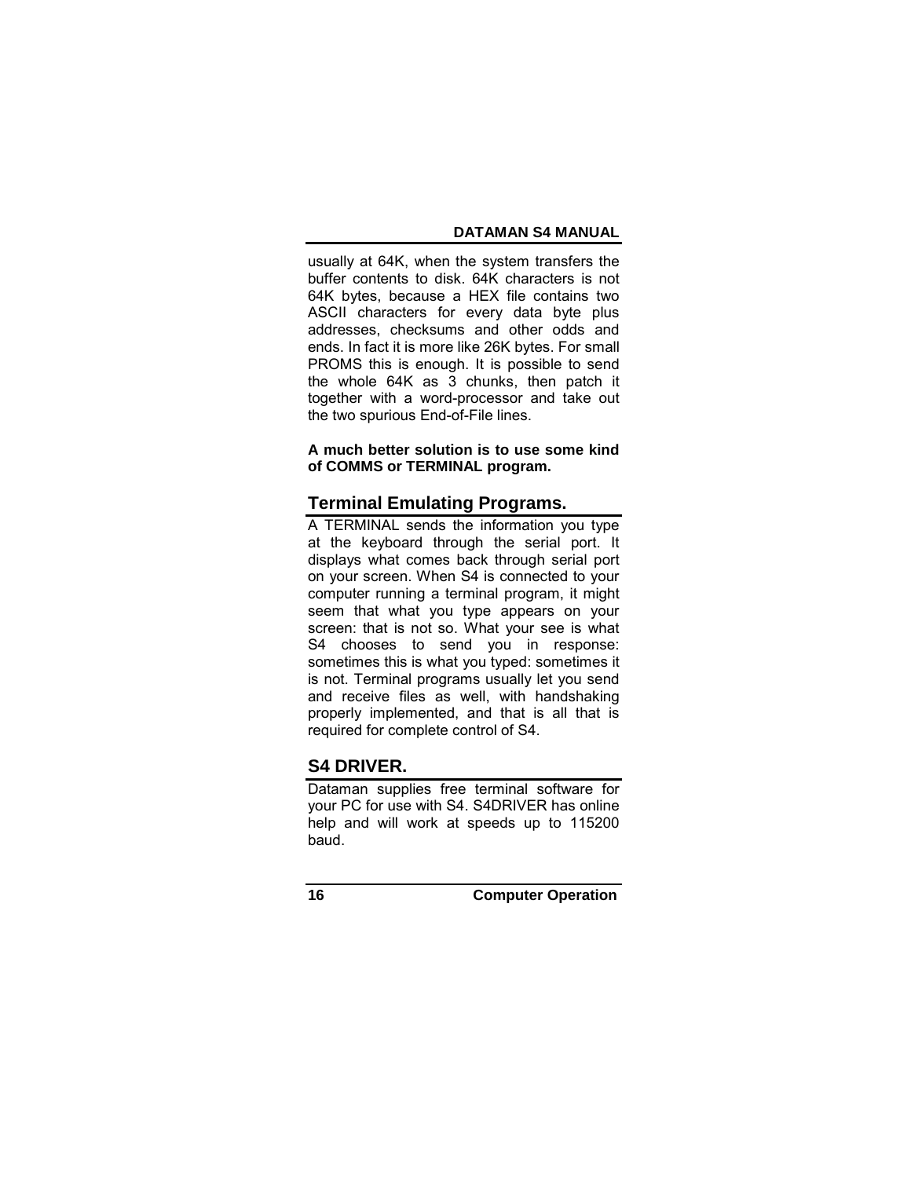usually at 64K, when the system transfers the buffer contents to disk. 64K characters is not 64K bytes, because a HEX file contains two ASCII characters for every data byte plus addresses, checksums and other odds and ends. In fact it is more like 26K bytes. For small PROMS this is enough. It is possible to send the whole 64K as 3 chunks, then patch it together with a word-processor and take out the two spurious End-of-File lines.

**A much better solution is to use some kind of COMMS or TERMINAL program.**

## Terminal Emulating Programs.

A TERMINAL sends the information you type at the keyboard through the serial port. It displays what comes back through serial port on your screen. When S4 is connected to your computer running a terminal program, it might seem that what you type appears on your screen: that is not so. What your see is what S4 chooses to send you in response: sometimes this is what you typed: sometimes it is not. Terminal programs usually let you send and receive files as well, with handshaking properly implemented, and that is all that is required for complete control of S4.

## S4 DRIVER.

Dataman supplies free terminal software for your PC for use with S4. S4DRIVER has online help and will work at speeds up to 115200 baud.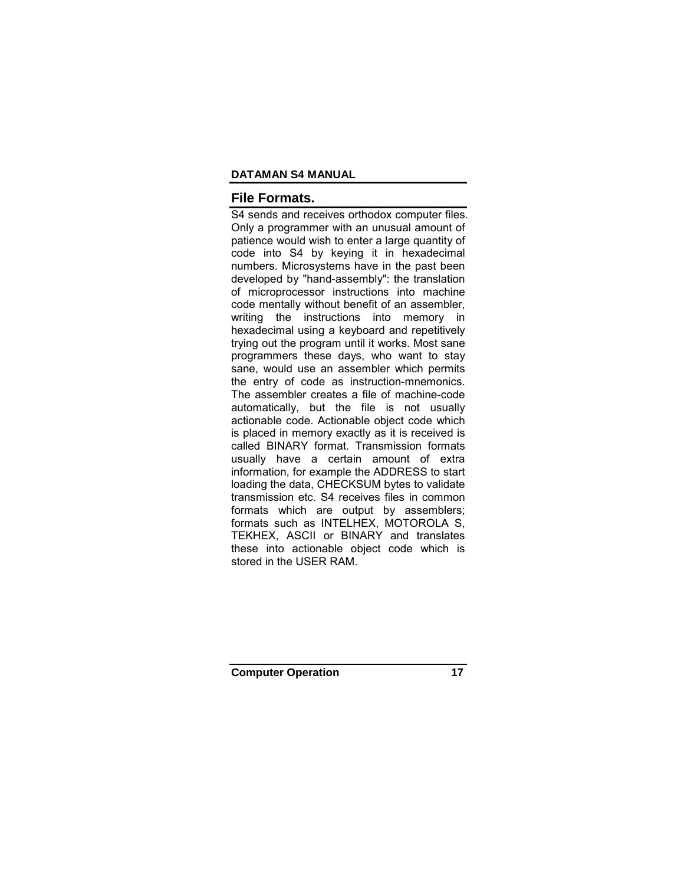## File Formats.

S4 sends and receives orthodox computer files. Only a programmer with an unusual amount of patience would wish to enter a large quantity of code into S4 by keying it in hexadecimal numbers. Microsystems have in the past been developed by "hand-assembly": the translation of microprocessor instructions into machine code mentally without benefit of an assembler, writing the instructions into memory in hexadecimal using a keyboard and repetitively trying out the program until it works. Most sane programmers these days, who want to stay sane, would use an assembler which permits the entry of code as instruction-mnemonics. The assembler creates a file of machine-code automatically, but the file is not usually actionable code. Actionable object code which is placed in memory exactly as it is received is called BINARY format. Transmission formats usually have a certain amount of extra information, for example the ADDRESS to start loading the data, CHECKSUM bytes to validate transmission etc. S4 receives files in common formats which are output by assemblers; formats such as INTELHEX, MOTOROLA S, TEKHEX, ASCII or BINARY and translates these into actionable object code which is stored in the USER RAM.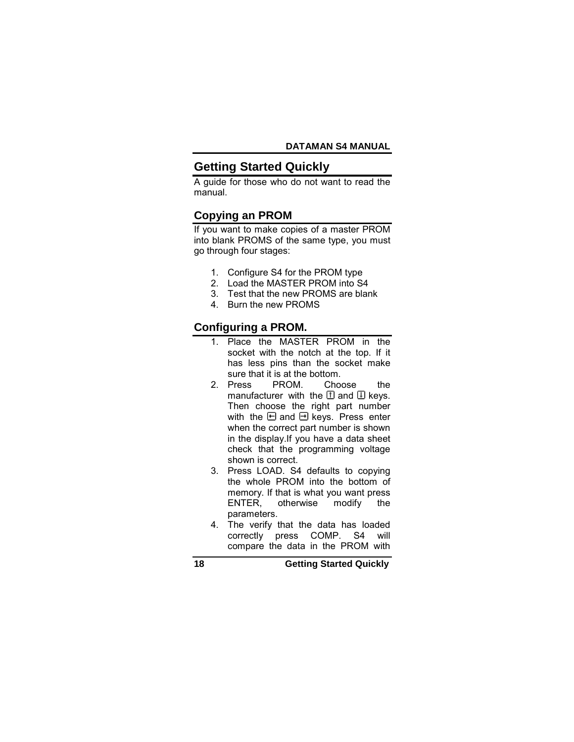# Getting Started Quickly

A guide for those who do not want to read the manual.

## Copying an PROM

If you want to make copies of a master PROM into blank PROMS of the same type, you must go through four stages:

1. Configure S4 for the PROM type
2. Load the MASTER PROM into S4
3. Test that the new PROMS are blank
4. Burn the new PROMS

## Configuring a PROM.

1. Place the MASTER PROM in the socket with the notch at the top. If it has less pins than the socket make sure that it is at the bottom.
2. Press PROM. Choose the manufacturer with the ⇧ and ⇩ keys. Then choose the right part number with the ⇤ and ⇥ keys. Press enter when the correct part number is shown in the display.If you have a data sheet check that the programming voltage shown is correct.
3. Press LOAD. S4 defaults to copying the whole PROM into the bottom of memory. If that is what you want press ENTER, otherwise modify the parameters.
4. The verify that the data has loaded correctly press COMP. S4 will compare the data in the PROM with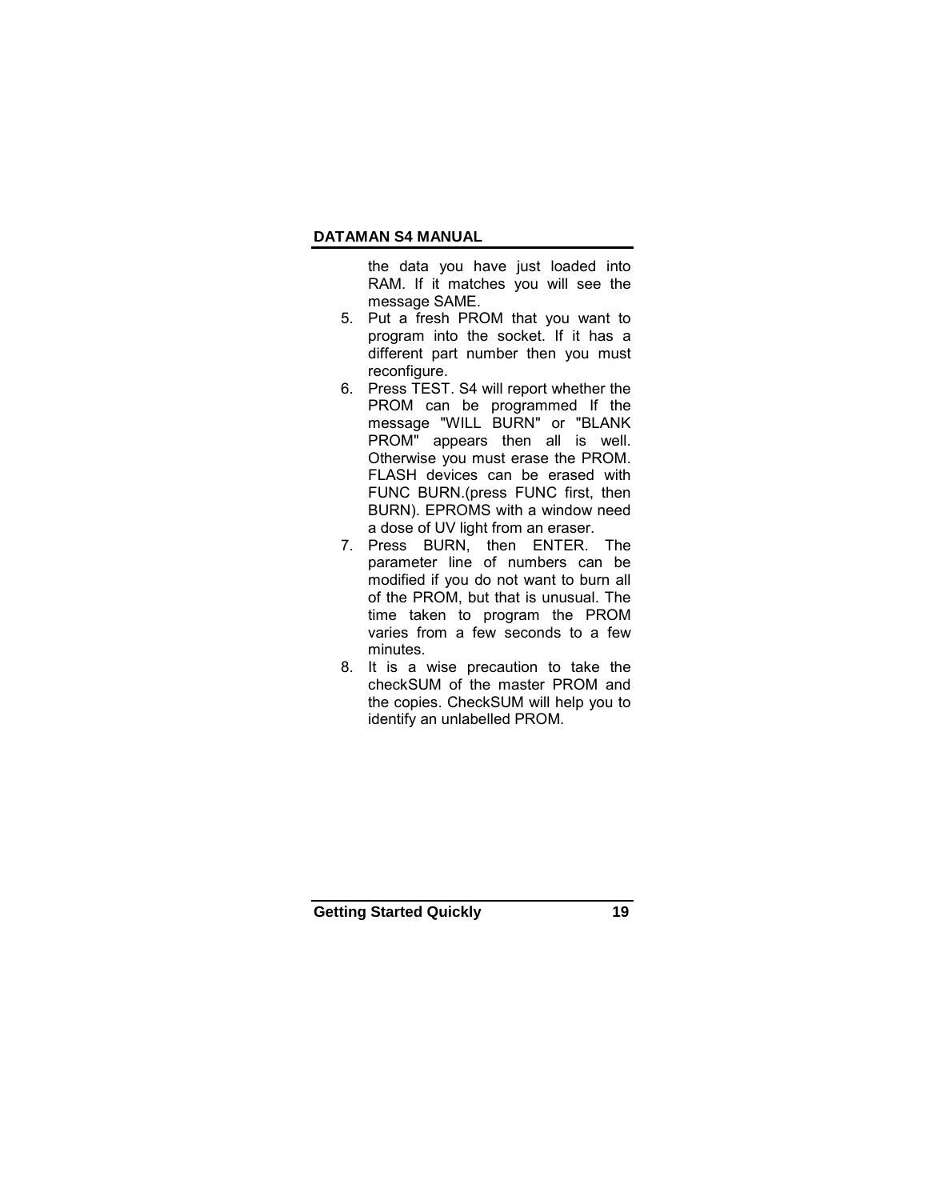the data you have just loaded into RAM. If it matches you will see the message SAME.

5. Put a fresh PROM that you want to program into the socket. If it has a different part number then you must reconfigure.
6. Press TEST. S4 will report whether the PROM can be programmed If the message "WILL BURN" or "BLANK PROM" appears then all is well. Otherwise you must erase the PROM. FLASH devices can be erased with FUNC BURN.(press FUNC first, then BURN). EPROMS with a window need a dose of UV light from an eraser.
7. Press BURN, then ENTER. The parameter line of numbers can be modified if you do not want to burn all of the PROM, but that is unusual. The time taken to program the PROM varies from a few seconds to a few minutes.
8. It is a wise precaution to take the checkSUM of the master PROM and the copies. CheckSUM will help you to identify an unlabelled PROM.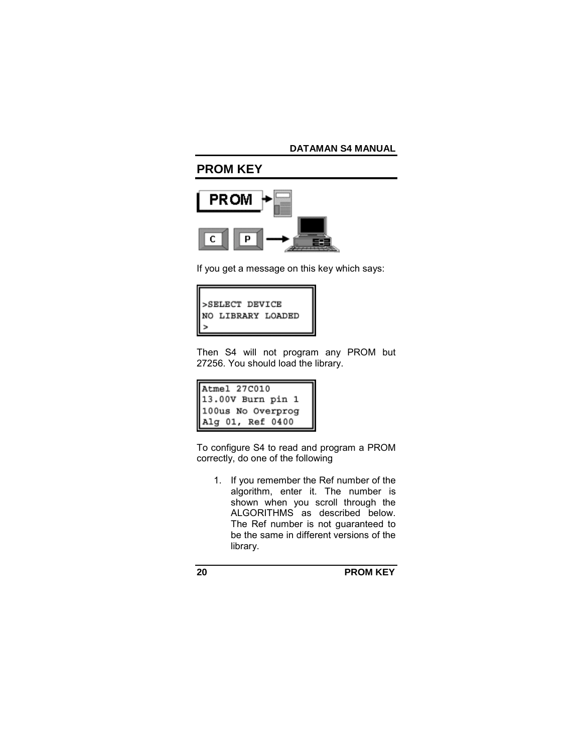## PROM KEY

If you get a message on this key which says:

```
>SELECT DEVICE
NO LIBRARY LOADED
>
```

Then S4 will not program any PROM but 27256. You should load the library.

```
Atmel 27C010
13.00V Burn pin 1
100us No Overprog
Alg 01, Ref 0400
```

To configure S4 to read and program a PROM correctly, do one of the following

1. If you remember the Ref number of the algorithm, enter it. The number is shown when you scroll through the ALGORITHMS as described below. The Ref number is not guaranteed to be the same in different versions of the library.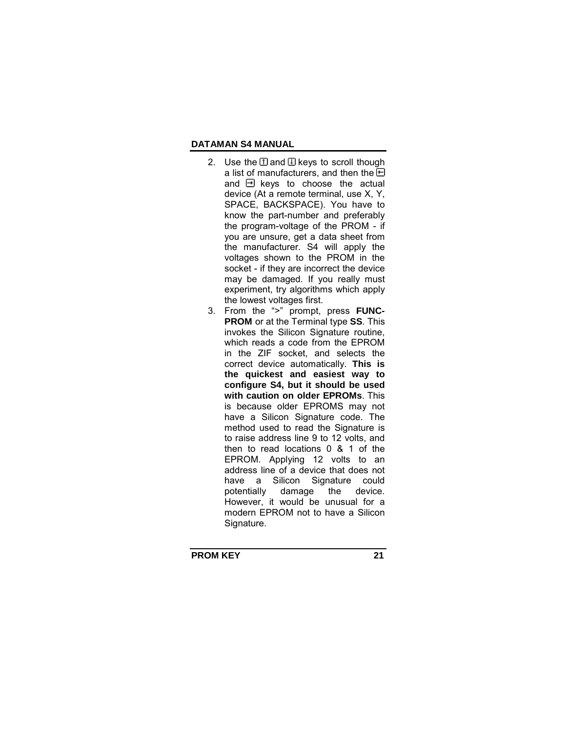2. Use the ⇧ and ⇩ keys to scroll though a list of manufacturers, and then the ⇤ and ⇥ keys to choose the actual device (At a remote terminal, use X, Y, SPACE, BACKSPACE). You have to know the part-number and preferably the program-voltage of the PROM - if you are unsure, get a data sheet from the manufacturer. S4 will apply the voltages shown to the PROM in the socket - if they are incorrect the device may be damaged. If you really must experiment, try algorithms which apply the lowest voltages first.
3. From the ">" prompt, press **FUNC-PROM** or at the Terminal type **SS**. This invokes the Silicon Signature routine, which reads a code from the EPROM in the ZIF socket, and selects the correct device automatically. **This is the quickest and easiest way to configure S4, but it should be used with caution on older EPROMs**. This is because older EPROMS may not have a Silicon Signature code. The method used to read the Signature is to raise address line 9 to 12 volts, and then to read locations 0 & 1 of the EPROM. Applying 12 volts to an address line of a device that does not have a Silicon Signature could potentially damage the device. However, it would be unusual for a modern EPROM not to have a Silicon Signature.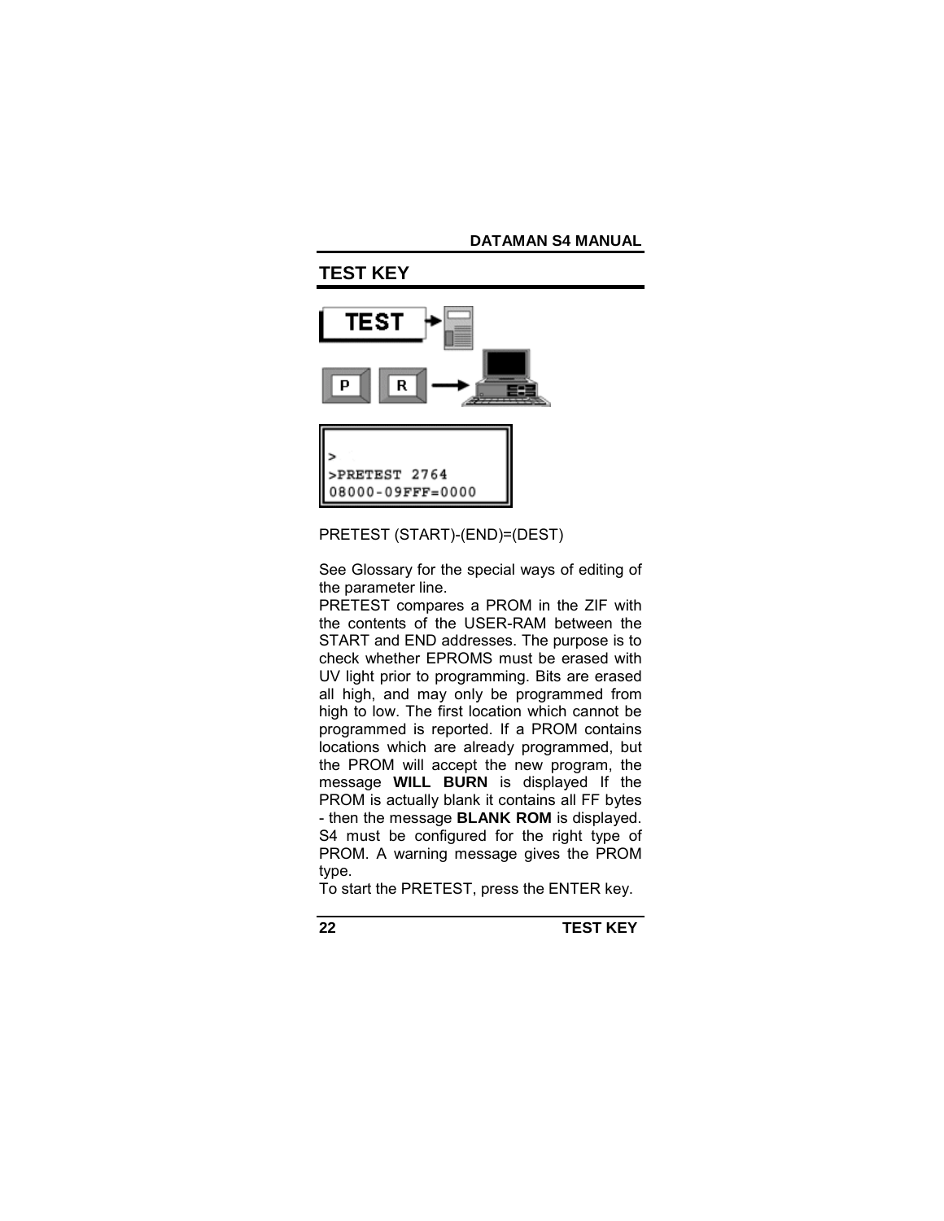## TEST KEY

```
>
>PRETEST 2764
08000-09FFF=0000
```

PRETEST (START)-(END)=(DEST)

See Glossary for the special ways of editing of the parameter line.
PRETEST compares a PROM in the ZIF with the contents of the USER-RAM between the START and END addresses. The purpose is to check whether EPROMS must be erased with UV light prior to programming. Bits are erased all high, and may only be programmed from high to low. The first location which cannot be programmed is reported. If a PROM contains locations which are already programmed, but the PROM will accept the new program, the message **WILL BURN** is displayed If the PROM is actually blank it contains all FF bytes - then the message **BLANK ROM** is displayed. S4 must be configured for the right type of PROM. A warning message gives the PROM type.
To start the PRETEST, press the ENTER key.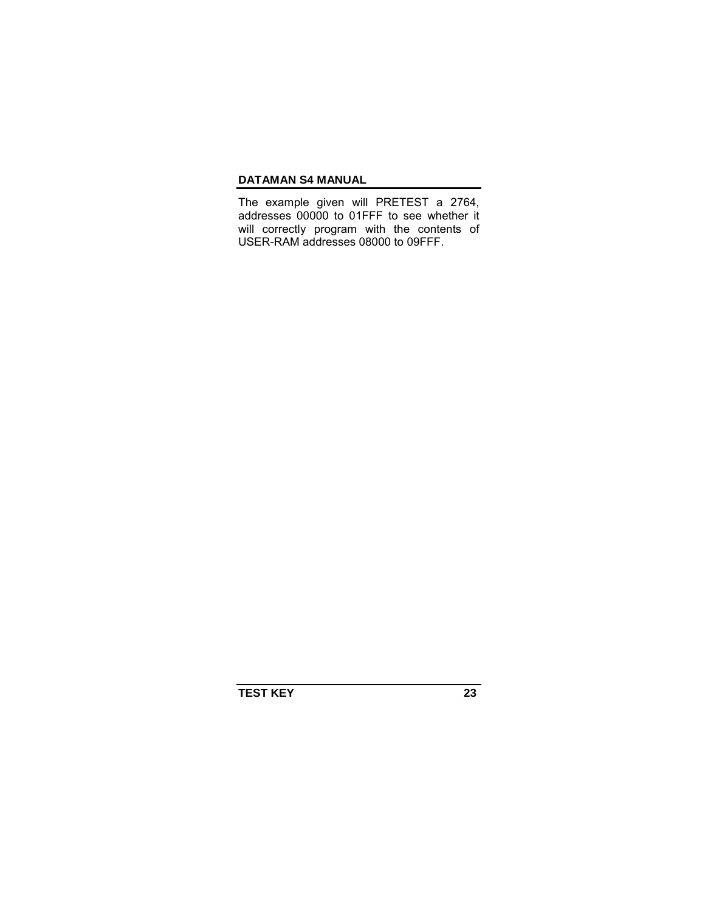The example given will PRETEST a 2764, addresses 00000 to 01FFF to see whether it will correctly program with the contents of USER-RAM addresses 08000 to 09FFF.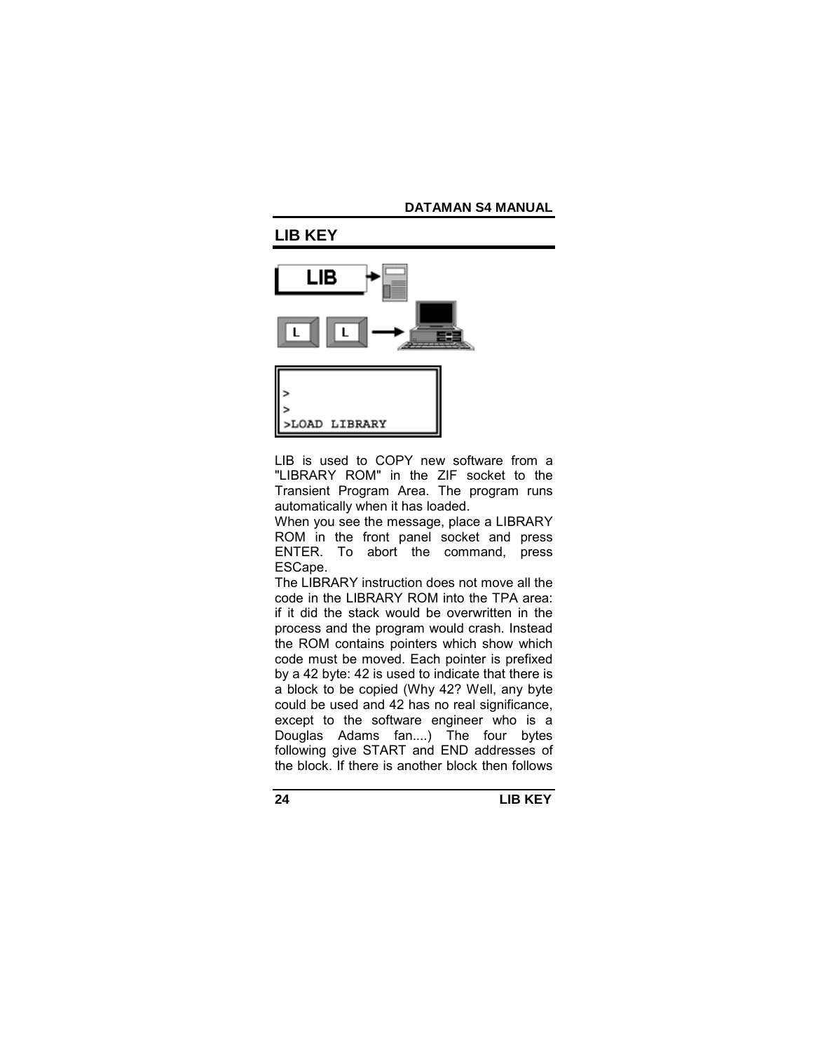## LIB KEY

```
>
>
>LOAD LIBRARY
```

LIB is used to COPY new software from a "LIBRARY ROM" in the ZIF socket to the Transient Program Area. The program runs automatically when it has loaded.

When you see the message, place a LIBRARY ROM in the front panel socket and press ENTER. To abort the command, press ESCape.

The LIBRARY instruction does not move all the code in the LIBRARY ROM into the TPA area: if it did the stack would be overwritten in the process and the program would crash. Instead the ROM contains pointers which show which code must be moved. Each pointer is prefixed by a 42 byte: 42 is used to indicate that there is a block to be copied (Why 42? Well, any byte could be used and 42 has no real significance, except to the software engineer who is a Douglas Adams fan....) The four bytes following give START and END addresses of the block. If there is another block then follows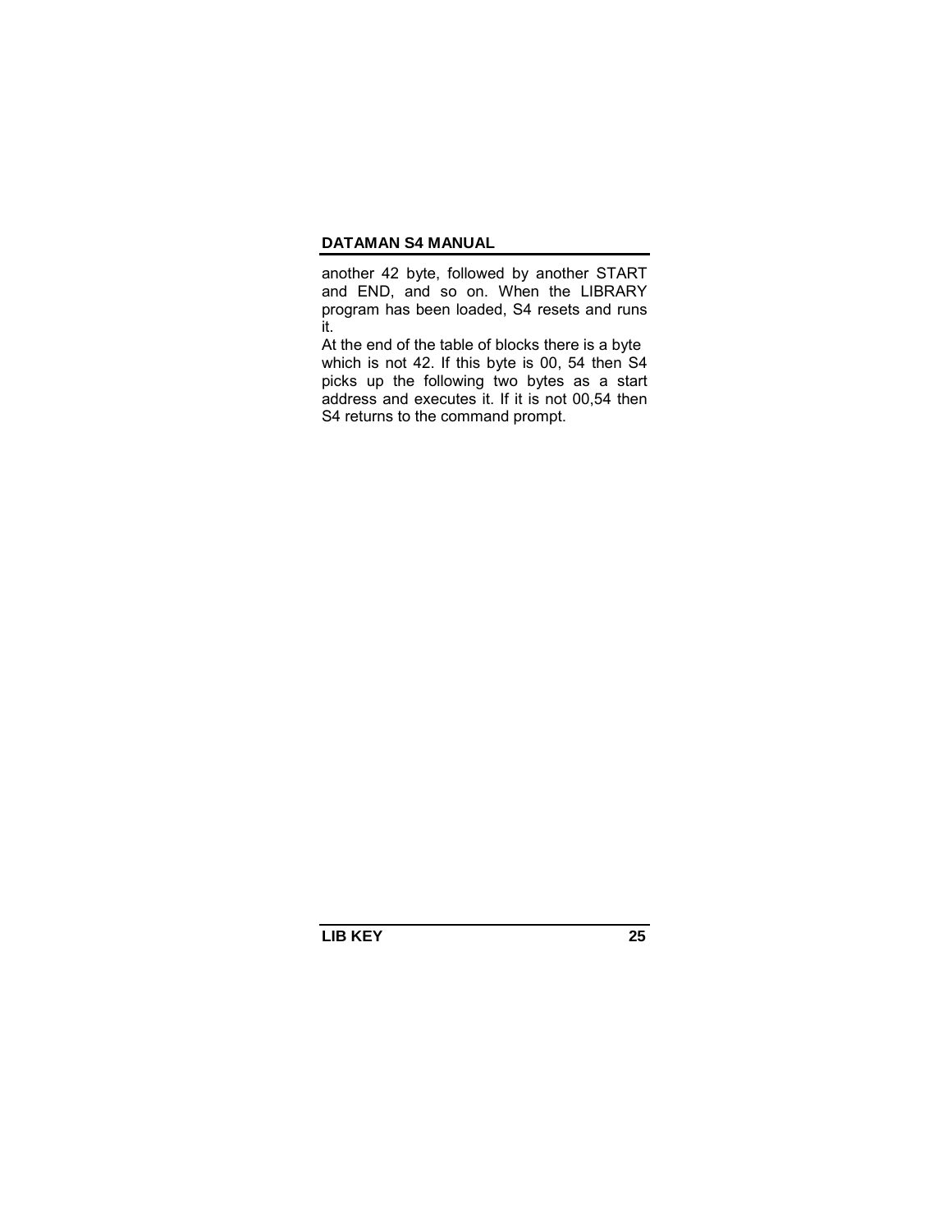another 42 byte, followed by another START and END, and so on. When the LIBRARY program has been loaded, S4 resets and runs it.

At the end of the table of blocks there is a byte which is not 42. If this byte is 00, 54 then S4 picks up the following two bytes as a start address and executes it. If it is not 00,54 then S4 returns to the command prompt.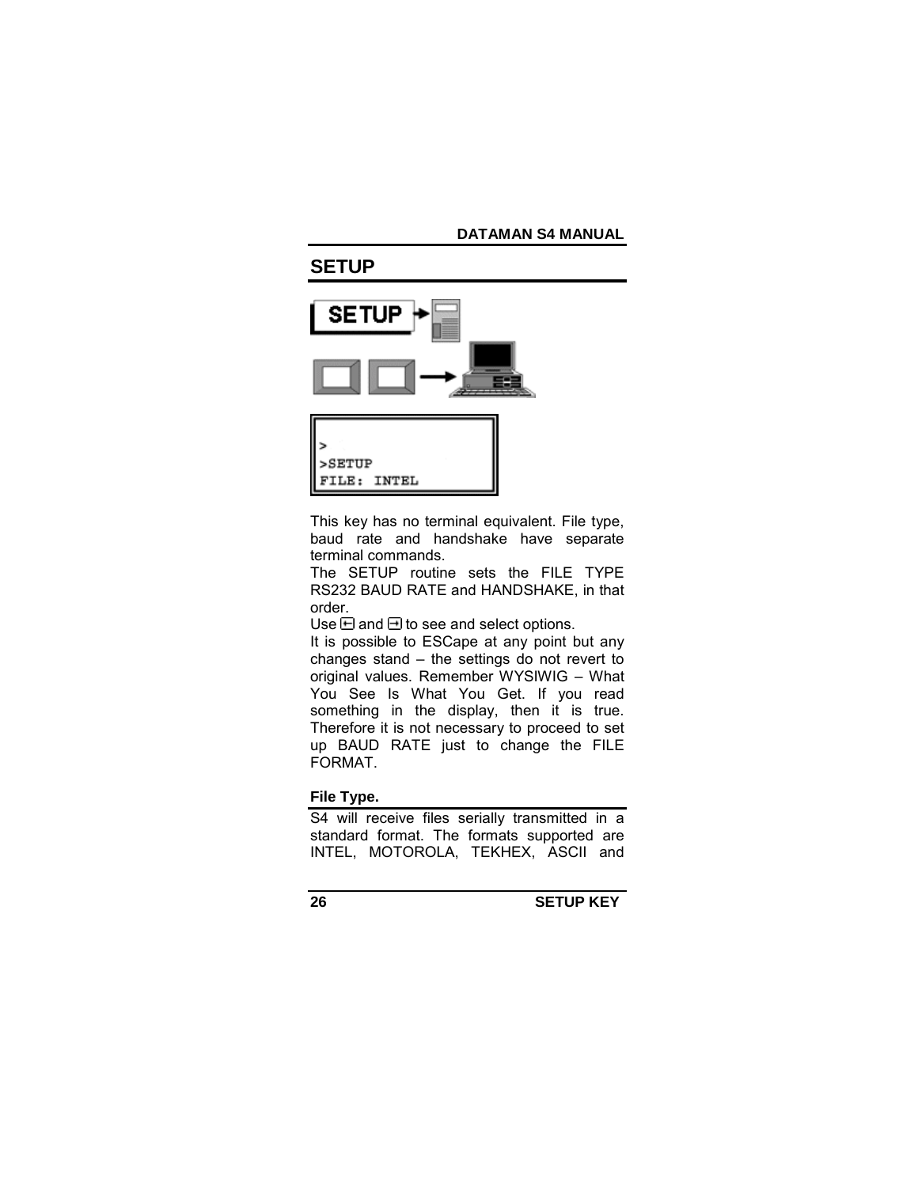## SETUP

```
>
>SETUP
FILE: INTEL
```

This key has no terminal equivalent. File type, baud rate and handshake have separate terminal commands.

The SETUP routine sets the FILE TYPE RS232 BAUD RATE and HANDSHAKE, in that order.

Use ⇐ and ⇒ to see and select options.

It is possible to ESCape at any point but any changes stand – the settings do not revert to original values. Remember WYSIWIG – What You See Is What You Get. If you read something in the display, then it is true. Therefore it is not necessary to proceed to set up BAUD RATE just to change the FILE FORMAT.

### File Type.

S4 will receive files serially transmitted in a standard format. The formats supported are INTEL, MOTOROLA, TEKHEX, ASCII and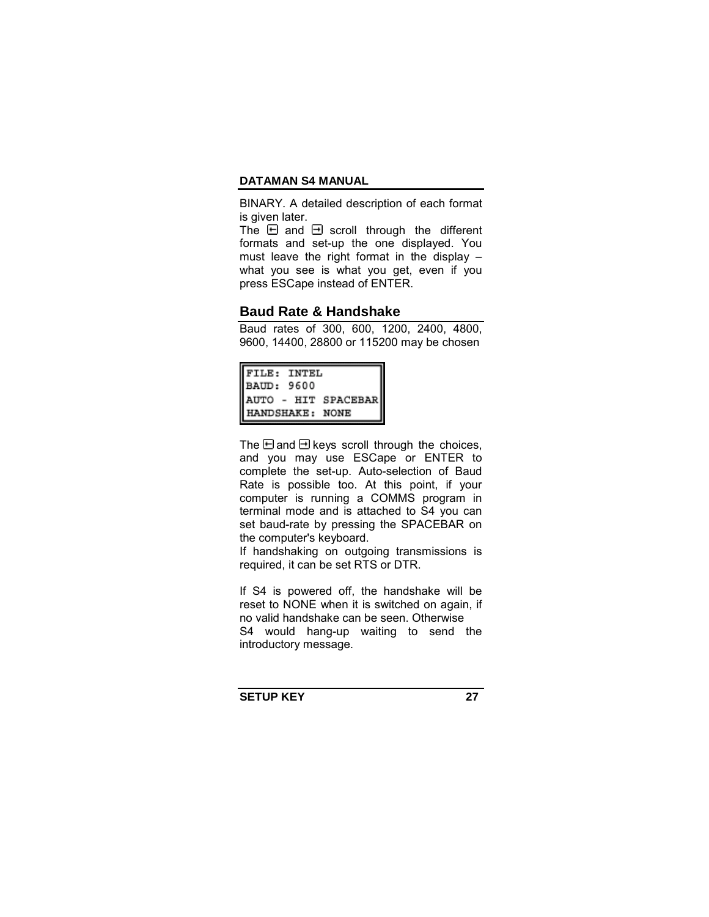BINARY. A detailed description of each format is given later.

The ⇤ and ⇥ scroll through the different formats and set-up the one displayed. You must leave the right format in the display – what you see is what you get, even if you press ESCape instead of ENTER.

## Baud Rate & Handshake

Baud rates of 300, 600, 1200, 2400, 4800, 9600, 14400, 28800 or 115200 may be chosen

```
FILE: INTEL
BAUD: 9600
AUTO - HIT SPACEBAR
HANDSHAKE: NONE
```

The ⇤ and ⇥ keys scroll through the choices, and you may use ESCape or ENTER to complete the set-up. Auto-selection of Baud Rate is possible too. At this point, if your computer is running a COMMS program in terminal mode and is attached to S4 you can set baud-rate by pressing the SPACEBAR on the computer's keyboard.

If handshaking on outgoing transmissions is required, it can be set RTS or DTR.

If S4 is powered off, the handshake will be reset to NONE when it is switched on again, if no valid handshake can be seen. Otherwise S4 would hang-up waiting to send the introductory message.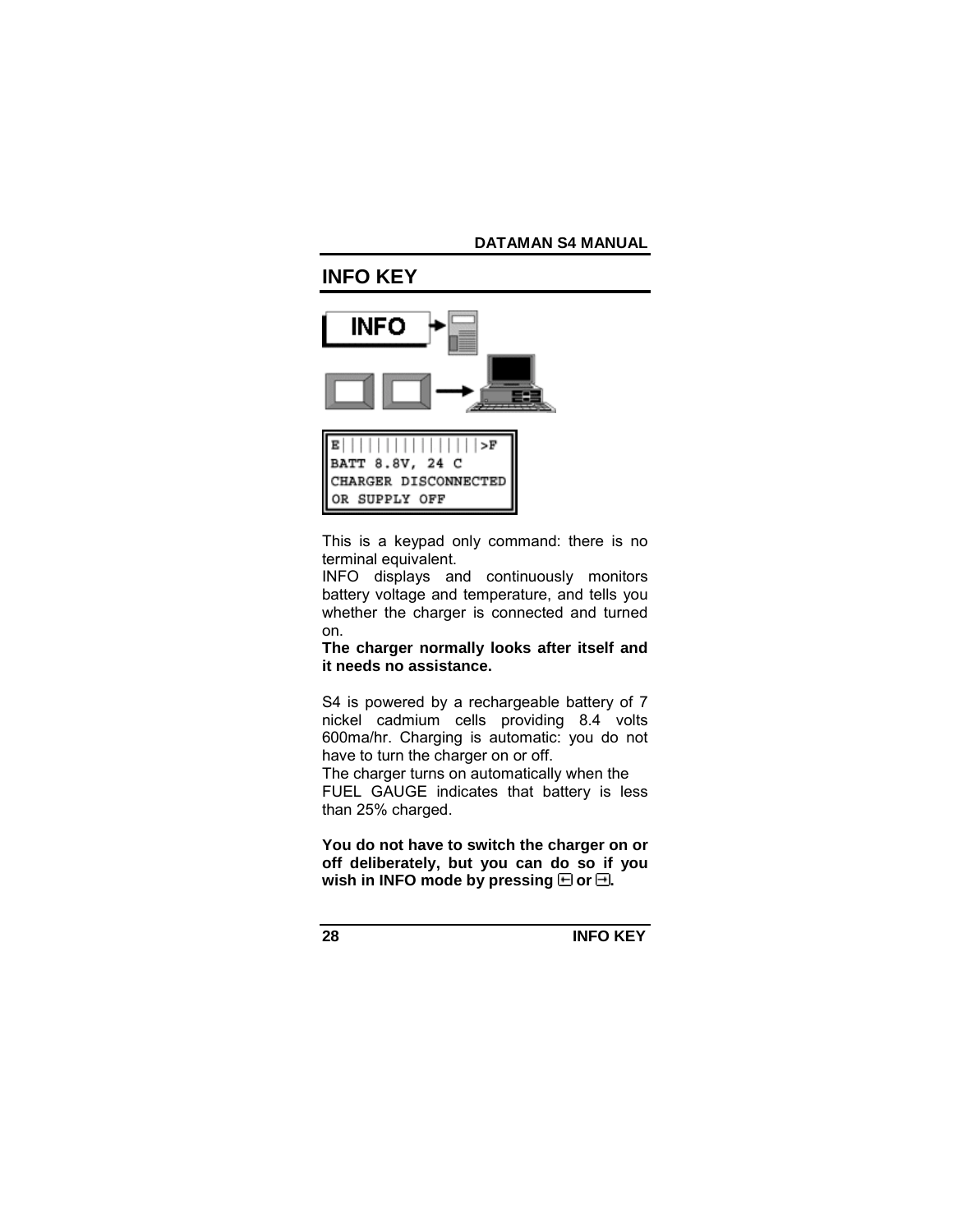## INFO KEY

```
E|||||||||||||||>F
BATT 8.8V, 24 C
CHARGER DISCONNECTED
OR SUPPLY OFF
```

This is a keypad only command: there is no terminal equivalent.

INFO displays and continuously monitors battery voltage and temperature, and tells you whether the charger is connected and turned on.

**The charger normally looks after itself and it needs no assistance.**

S4 is powered by a rechargeable battery of 7 nickel cadmium cells providing 8.4 volts 600ma/hr. Charging is automatic: you do not have to turn the charger on or off.

The charger turns on automatically when the FUEL GAUGE indicates that battery is less than 25% charged.

**You do not have to switch the charger on or off deliberately, but you can do so if you wish in INFO mode by pressing ⇤ or ⇥.**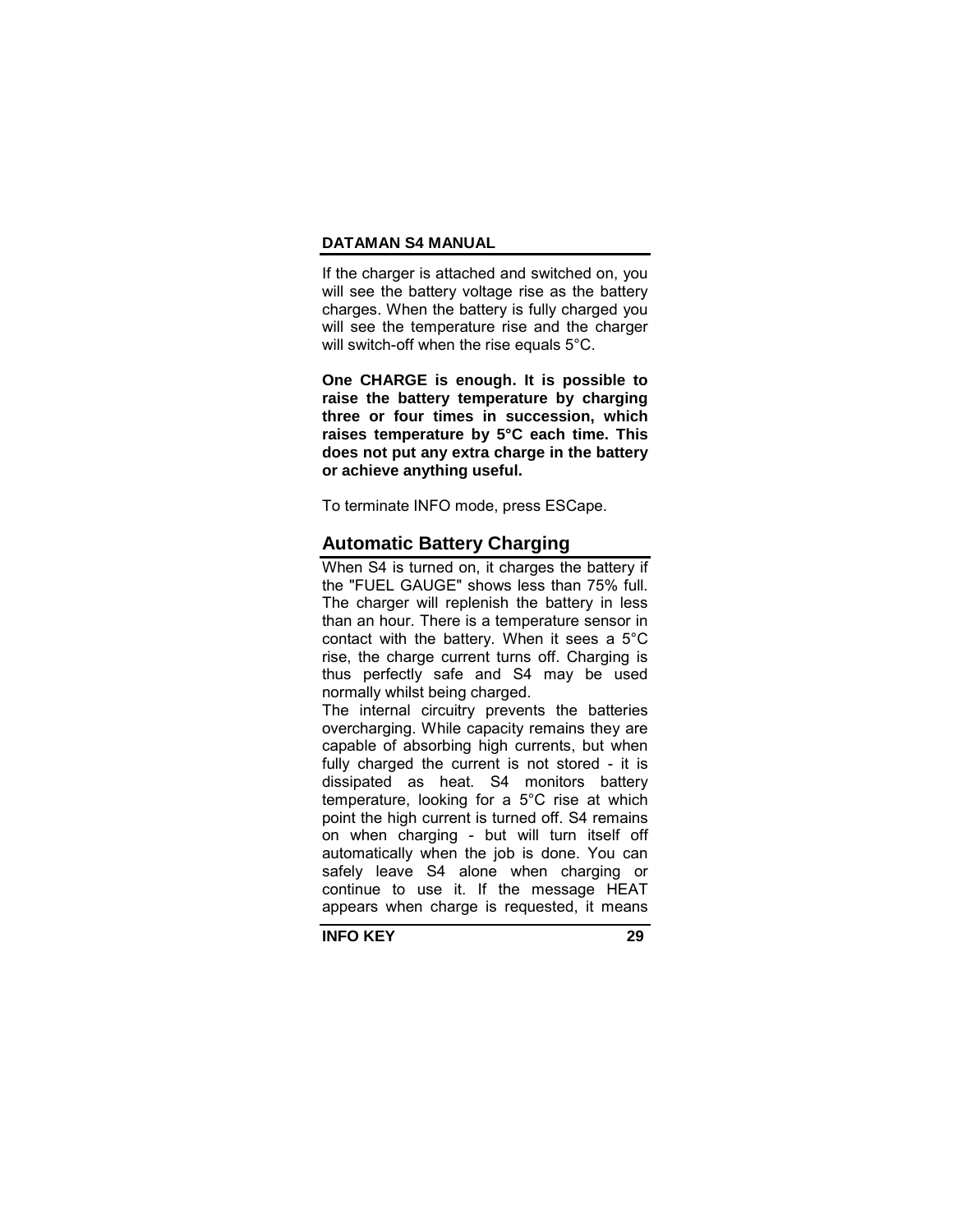If the charger is attached and switched on, you will see the battery voltage rise as the battery charges. When the battery is fully charged you will see the temperature rise and the charger will switch-off when the rise equals 5°C.

**One CHARGE is enough. It is possible to raise the battery temperature by charging three or four times in succession, which raises temperature by 5°C each time. This does not put any extra charge in the battery or achieve anything useful.**

To terminate INFO mode, press ESCape.

## Automatic Battery Charging

When S4 is turned on, it charges the battery if the "FUEL GAUGE" shows less than 75% full. The charger will replenish the battery in less than an hour. There is a temperature sensor in contact with the battery. When it sees a 5°C rise, the charge current turns off. Charging is thus perfectly safe and S4 may be used normally whilst being charged.

The internal circuitry prevents the batteries overcharging. While capacity remains they are capable of absorbing high currents, but when fully charged the current is not stored - it is dissipated as heat. S4 monitors battery temperature, looking for a 5°C rise at which point the high current is turned off. S4 remains on when charging - but will turn itself off automatically when the job is done. You can safely leave S4 alone when charging or continue to use it. If the message HEAT appears when charge is requested, it means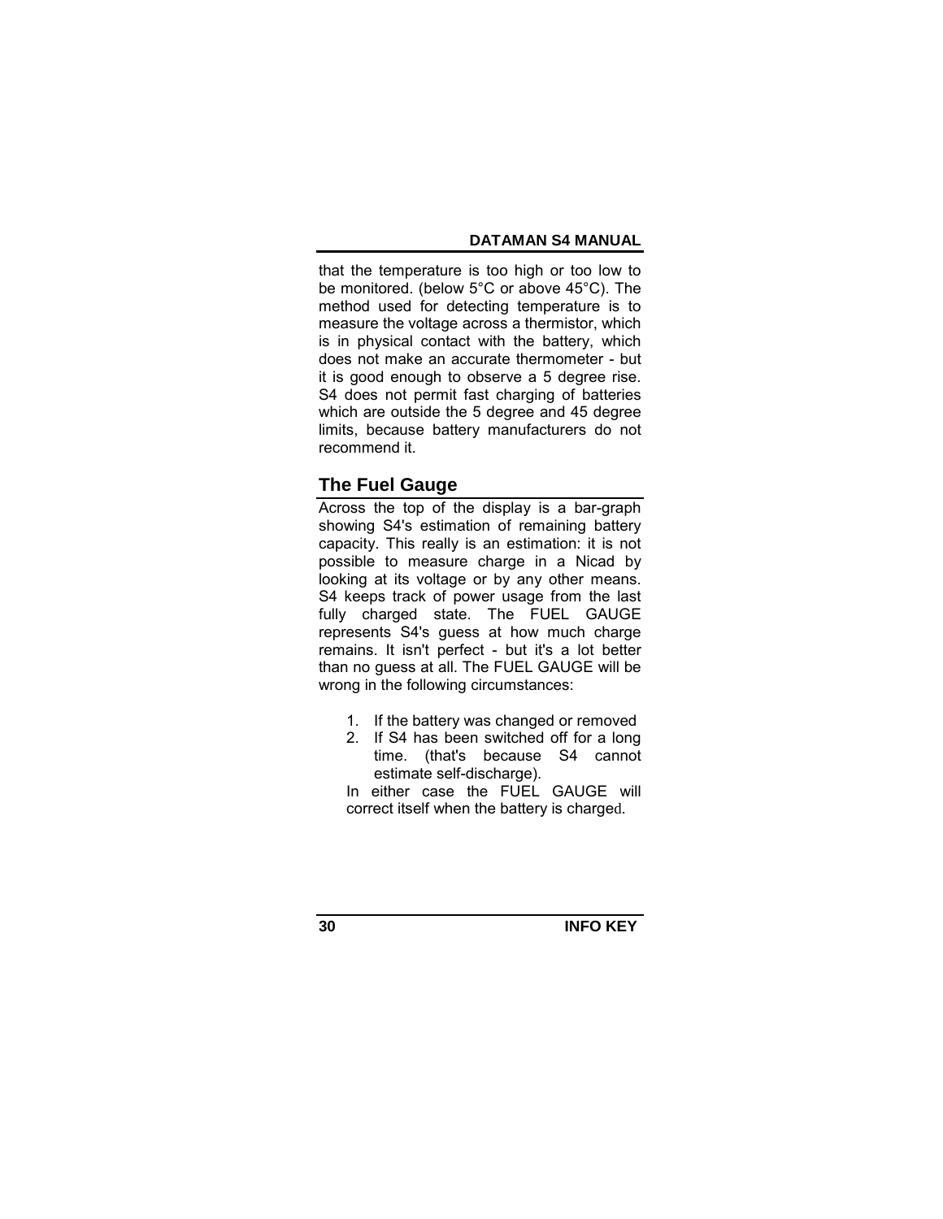that the temperature is too high or too low to be monitored. (below 5°C or above 45°C). The method used for detecting temperature is to measure the voltage across a thermistor, which is in physical contact with the battery, which does not make an accurate thermometer - but it is good enough to observe a 5 degree rise. S4 does not permit fast charging of batteries which are outside the 5 degree and 45 degree limits, because battery manufacturers do not recommend it.

## The Fuel Gauge

Across the top of the display is a bar-graph showing S4's estimation of remaining battery capacity. This really is an estimation: it is not possible to measure charge in a Nicad by looking at its voltage or by any other means. S4 keeps track of power usage from the last fully charged state. The FUEL GAUGE represents S4's guess at how much charge remains. It isn't perfect - but it's a lot better than no guess at all. The FUEL GAUGE will be wrong in the following circumstances:

1. If the battery was changed or removed
2. If S4 has been switched off for a long time. (that's because S4 cannot estimate self-discharge).

In either case the FUEL GAUGE will correct itself when the battery is charged.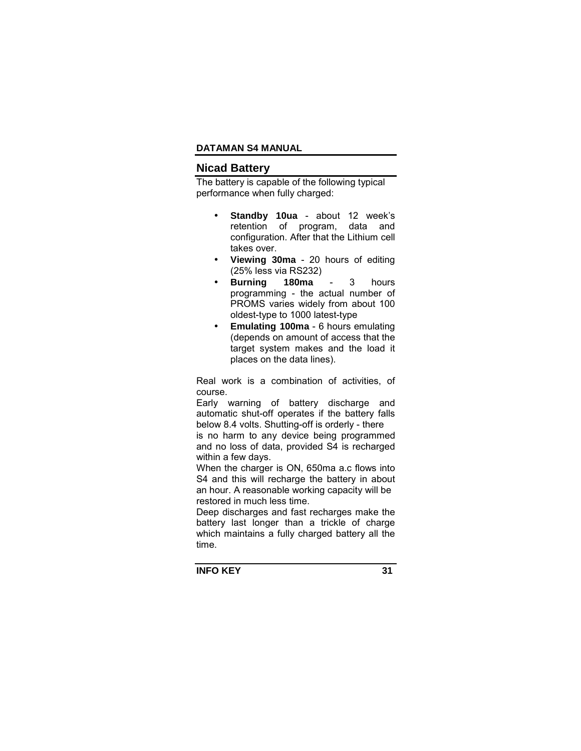## Nicad Battery

The battery is capable of the following typical performance when fully charged:

- **Standby 10ua** - about 12 week's retention of program, data and configuration. After that the Lithium cell takes over.
- **Viewing 30ma** - 20 hours of editing (25% less via RS232)
- **Burning 180ma** - 3 hours programming - the actual number of PROMS varies widely from about 100 oldest-type to 1000 latest-type
- **Emulating 100ma** - 6 hours emulating (depends on amount of access that the target system makes and the load it places on the data lines).

Real work is a combination of activities, of course.

Early warning of battery discharge and automatic shut-off operates if the battery falls below 8.4 volts. Shutting-off is orderly - there is no harm to any device being programmed and no loss of data, provided S4 is recharged within a few days.

When the charger is ON, 650ma a.c flows into S4 and this will recharge the battery in about an hour. A reasonable working capacity will be restored in much less time.

Deep discharges and fast recharges make the battery last longer than a trickle of charge which maintains a fully charged battery all the time.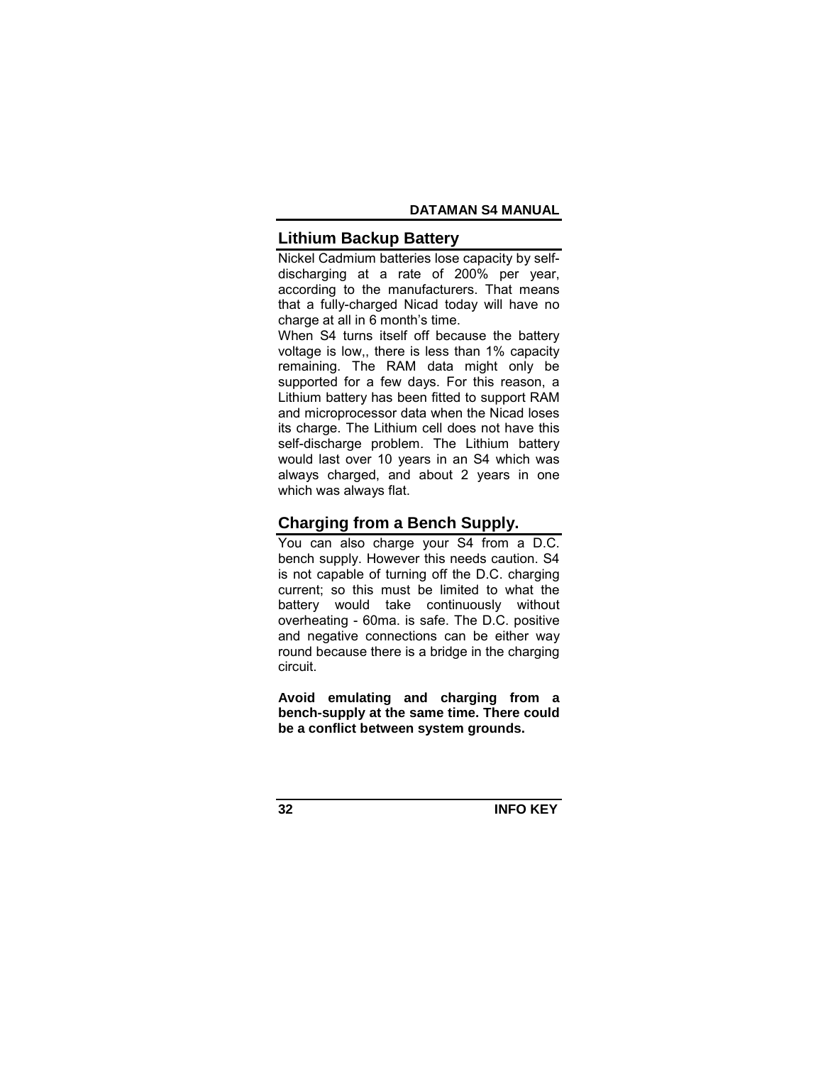## Lithium Backup Battery

Nickel Cadmium batteries lose capacity by self-discharging at a rate of 200% per year, according to the manufacturers. That means that a fully-charged Nicad today will have no charge at all in 6 month's time.

When S4 turns itself off because the battery voltage is low,, there is less than 1% capacity remaining. The RAM data might only be supported for a few days. For this reason, a Lithium battery has been fitted to support RAM and microprocessor data when the Nicad loses its charge. The Lithium cell does not have this self-discharge problem. The Lithium battery would last over 10 years in an S4 which was always charged, and about 2 years in one which was always flat.

## Charging from a Bench Supply.

You can also charge your S4 from a D.C. bench supply. However this needs caution. S4 is not capable of turning off the D.C. charging current; so this must be limited to what the battery would take continuously without overheating - 60ma. is safe. The D.C. positive and negative connections can be either way round because there is a bridge in the charging circuit.

**Avoid emulating and charging from a bench-supply at the same time. There could be a conflict between system grounds.**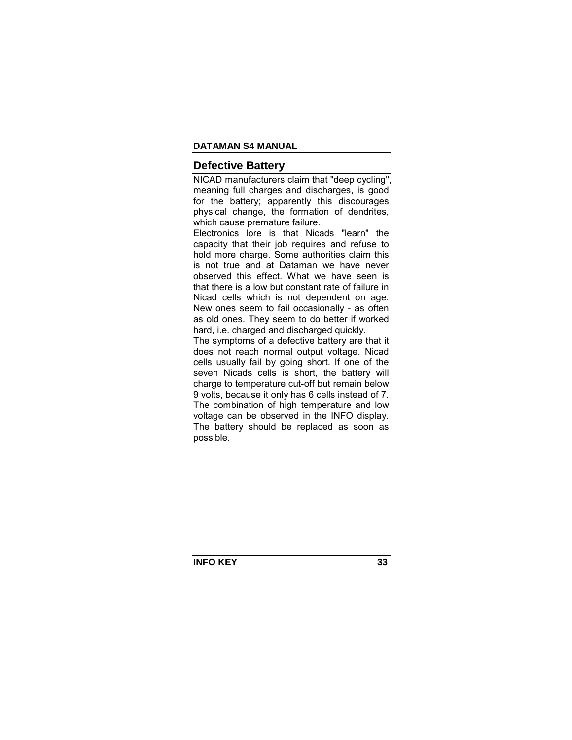## Defective Battery

NICAD manufacturers claim that "deep cycling", meaning full charges and discharges, is good for the battery; apparently this discourages physical change, the formation of dendrites, which cause premature failure.

Electronics lore is that Nicads "learn" the capacity that their job requires and refuse to hold more charge. Some authorities claim this is not true and at Dataman we have never observed this effect. What we have seen is that there is a low but constant rate of failure in Nicad cells which is not dependent on age. New ones seem to fail occasionally - as often as old ones. They seem to do better if worked hard, i.e. charged and discharged quickly.

The symptoms of a defective battery are that it does not reach normal output voltage. Nicad cells usually fail by going short. If one of the seven Nicads cells is short, the battery will charge to temperature cut-off but remain below 9 volts, because it only has 6 cells instead of 7. The combination of high temperature and low voltage can be observed in the INFO display. The battery should be replaced as soon as possible.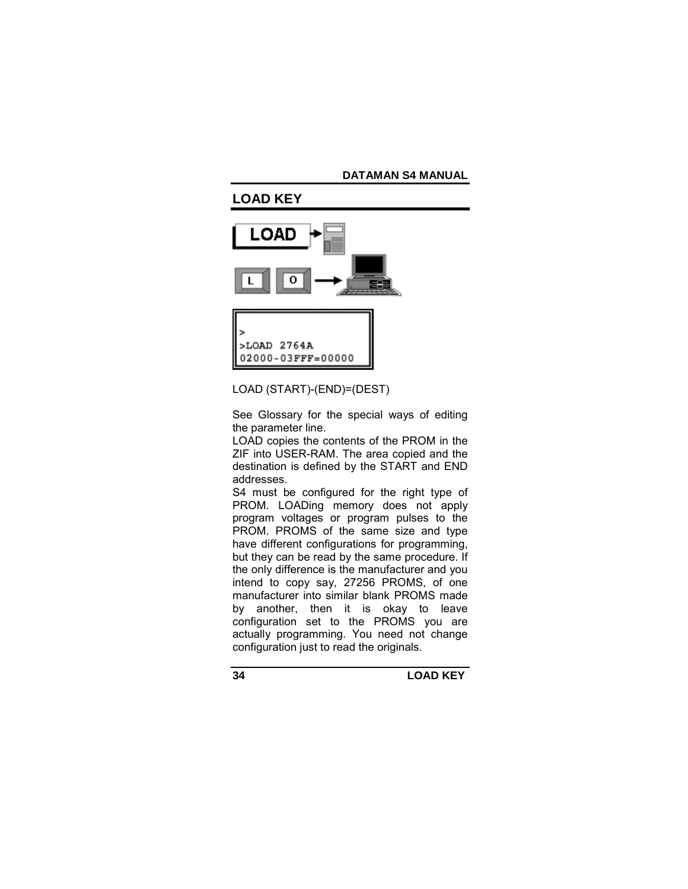## LOAD KEY

```
>
>LOAD 2764A
02000-03FFF=00000
```

LOAD (START)-(END)=(DEST)

See Glossary for the special ways of editing the parameter line.

LOAD copies the contents of the PROM in the ZIF into USER-RAM. The area copied and the destination is defined by the START and END addresses.

S4 must be configured for the right type of PROM. LOADing memory does not apply program voltages or program pulses to the PROM. PROMS of the same size and type have different configurations for programming, but they can be read by the same procedure. If the only difference is the manufacturer and you intend to copy say, 27256 PROMS, of one manufacturer into similar blank PROMS made by another, then it is okay to leave configuration set to the PROMS you are actually programming. You need not change configuration just to read the originals.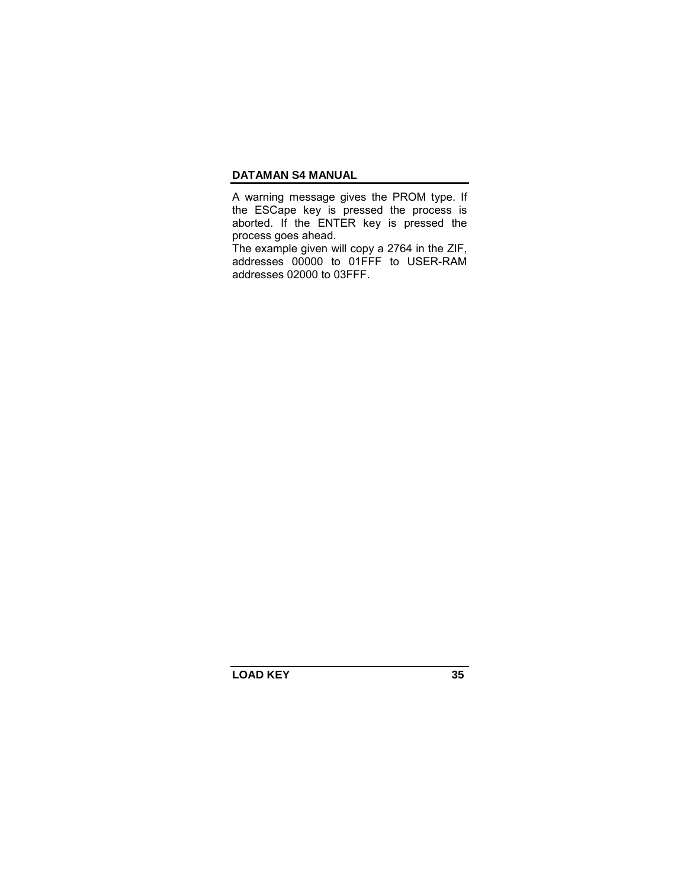A warning message gives the PROM type. If the ESCape key is pressed the process is aborted. If the ENTER key is pressed the process goes ahead.

The example given will copy a 2764 in the ZIF, addresses 00000 to 01FFF to USER-RAM addresses 02000 to 03FFF.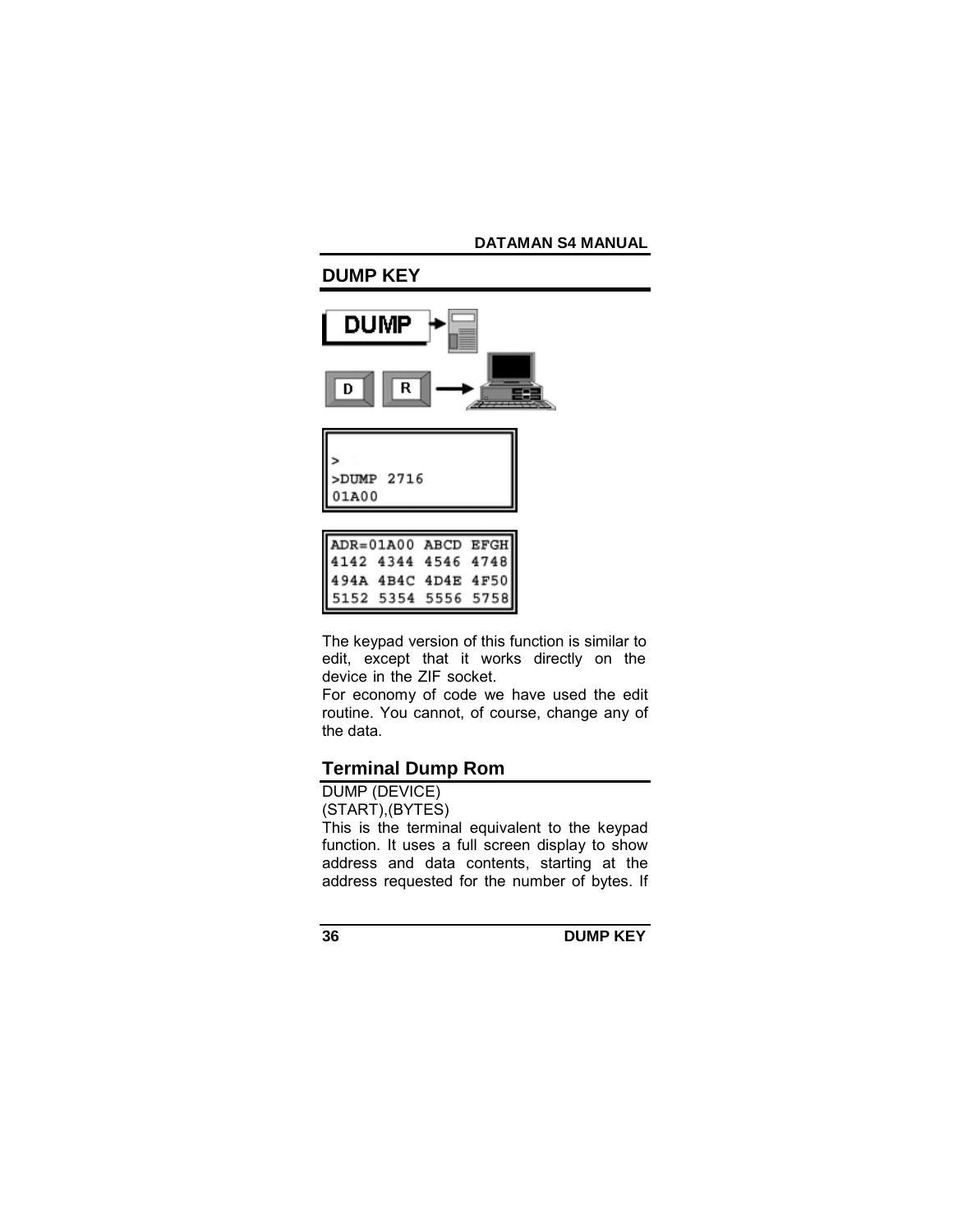## DUMP KEY

```
>
>DUMP 2716
01A00
```

```
ADR=01A00 ABCD EFGH
4142 4344 4546 4748
494A 4B4C 4D4E 4F50
5152 5354 5556 5758
```

The keypad version of this function is similar to edit, except that it works directly on the device in the ZIF socket.
For economy of code we have used the edit routine. You cannot, of course, change any of the data.

### Terminal Dump Rom

DUMP (DEVICE)
(START),(BYTES)
This is the terminal equivalent to the keypad function. It uses a full screen display to show address and data contents, starting at the address requested for the number of bytes. If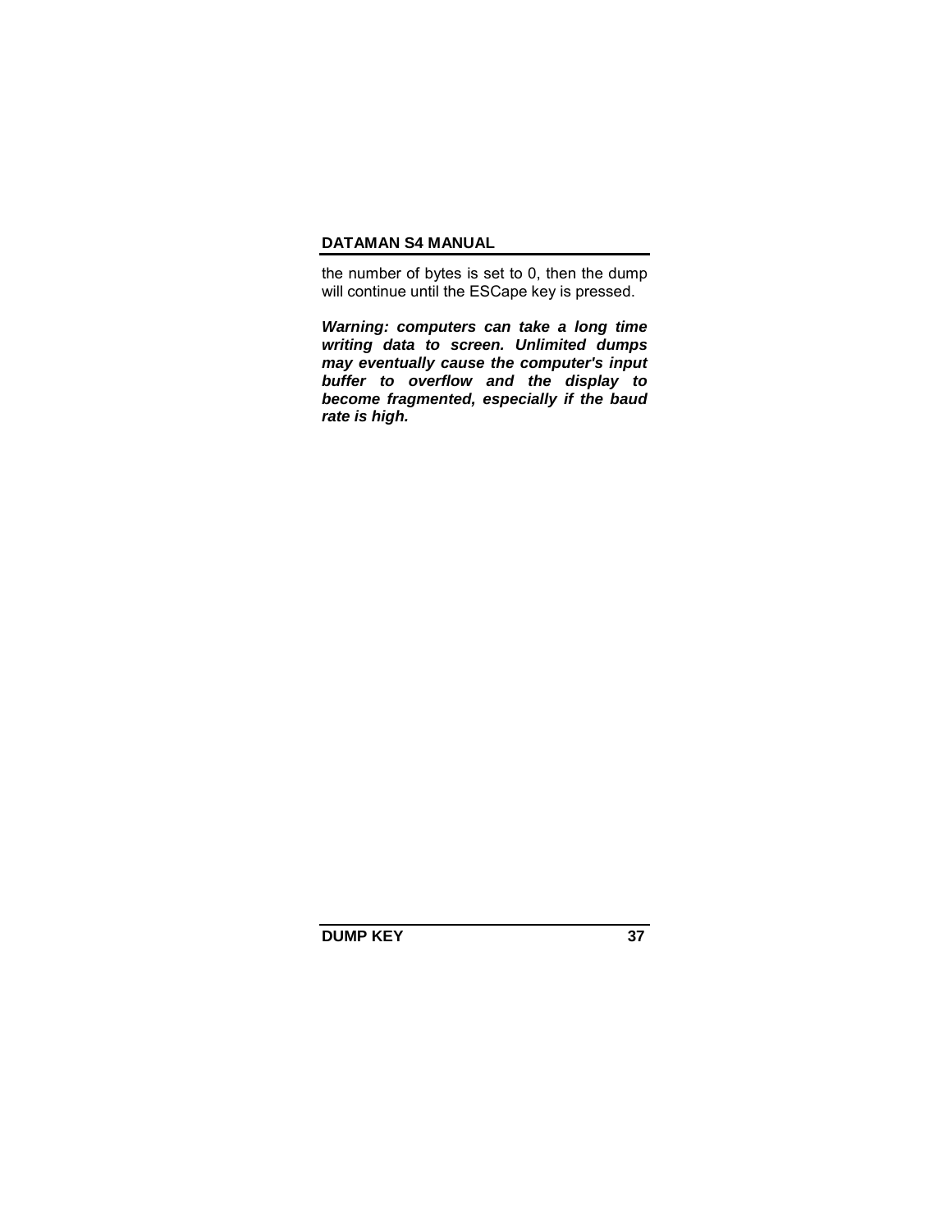the number of bytes is set to 0, then the dump will continue until the ESCape key is pressed.

***Warning: computers can take a long time writing data to screen. Unlimited dumps may eventually cause the computer's input buffer to overflow and the display to become fragmented, especially if the baud rate is high.***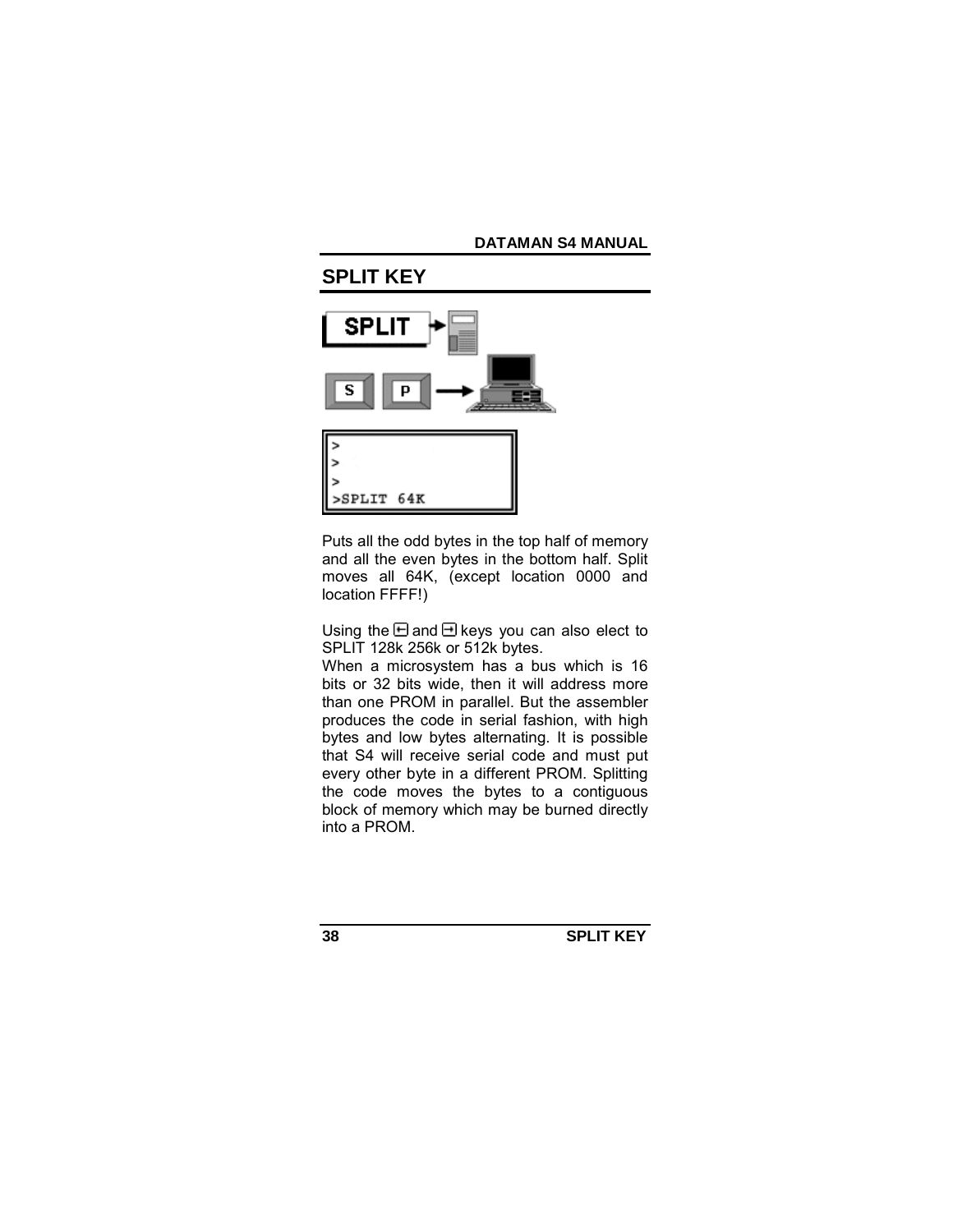## SPLIT KEY

```
>
>
>
>SPLIT 64K
```

Puts all the odd bytes in the top half of memory and all the even bytes in the bottom half. Split moves all 64K, (except location 0000 and location FFFF!)

Using the ⇤ and ⇥ keys you can also elect to SPLIT 128k 256k or 512k bytes.

When a microsystem has a bus which is 16 bits or 32 bits wide, then it will address more than one PROM in parallel. But the assembler produces the code in serial fashion, with high bytes and low bytes alternating. It is possible that S4 will receive serial code and must put every other byte in a different PROM. Splitting the code moves the bytes to a contiguous block of memory which may be burned directly into a PROM.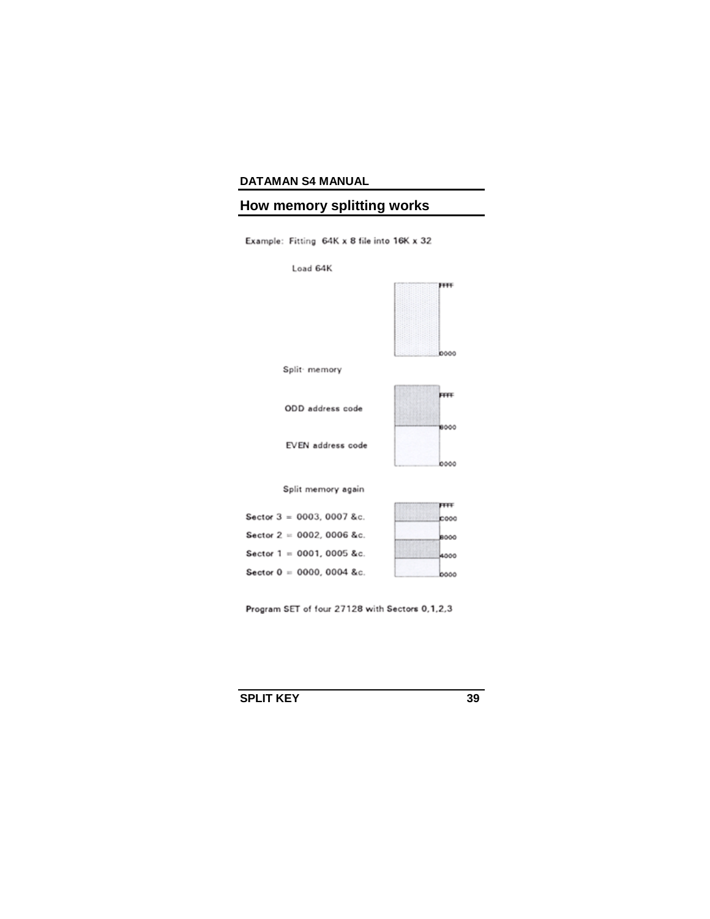## How memory splitting works

Example: Fitting 64K x 8 file into 16K x 32

Load 64K

FFFF

0000

Split memory

ODD address code

EVEN address code

FFFF

8000

0000

Split memory again

Sector 3 = 0003, 0007 &c.

Sector 2 = 0002, 0006 &c.

Sector 1 = 0001, 0005 &c.

Sector 0 = 0000, 0004 &c.

FFFF

C000

8000

4000

0000

Program SET of four 27128 with Sectors 0,1,2,3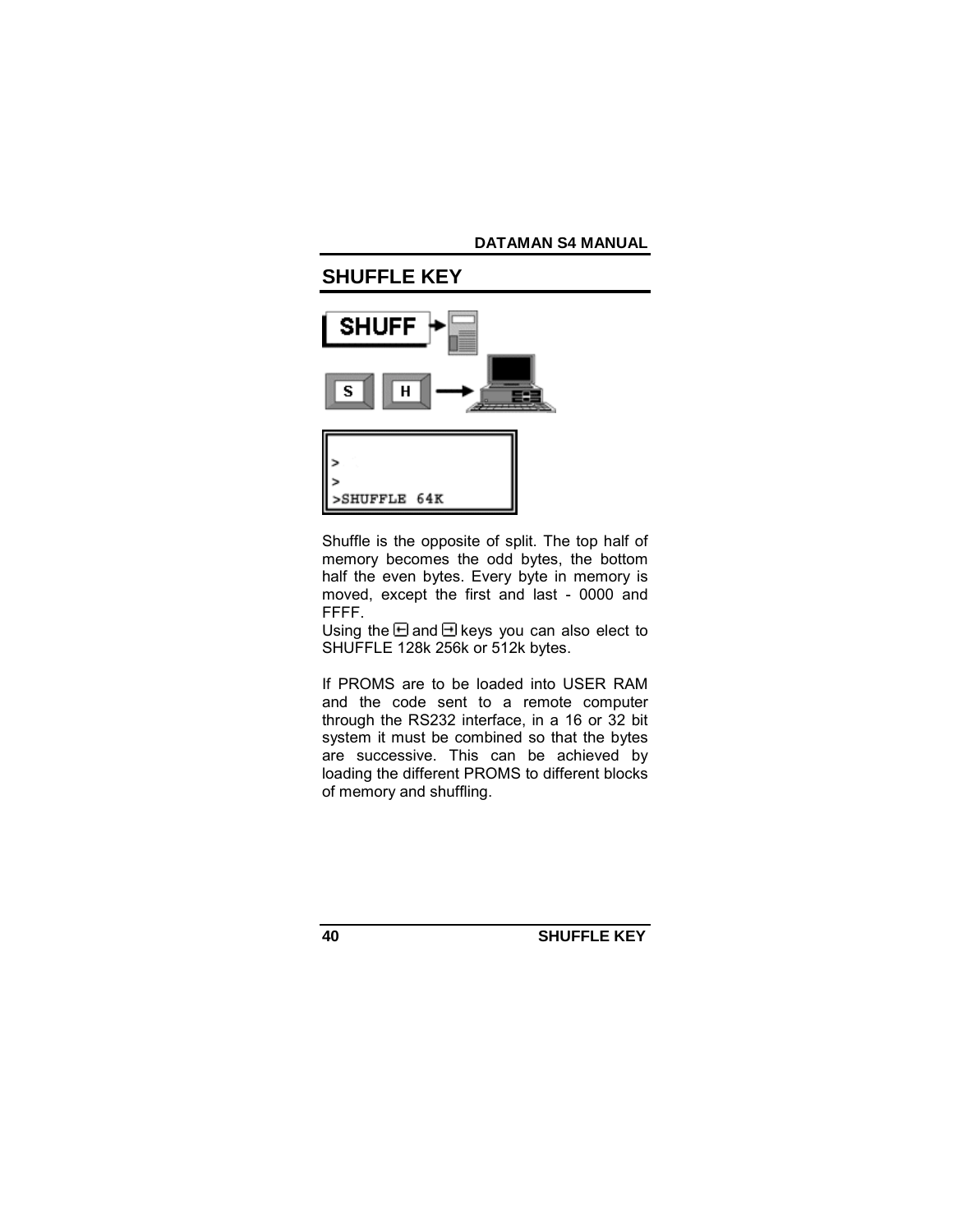## SHUFFLE KEY

```
>
>
>SHUFFLE 64K
```

Shuffle is the opposite of split. The top half of memory becomes the odd bytes, the bottom half the even bytes. Every byte in memory is moved, except the first and last - 0000 and FFFF.

Using the ⇤ and ⇥ keys you can also elect to SHUFFLE 128k 256k or 512k bytes.

If PROMS are to be loaded into USER RAM and the code sent to a remote computer through the RS232 interface, in a 16 or 32 bit system it must be combined so that the bytes are successive. This can be achieved by loading the different PROMS to different blocks of memory and shuffling.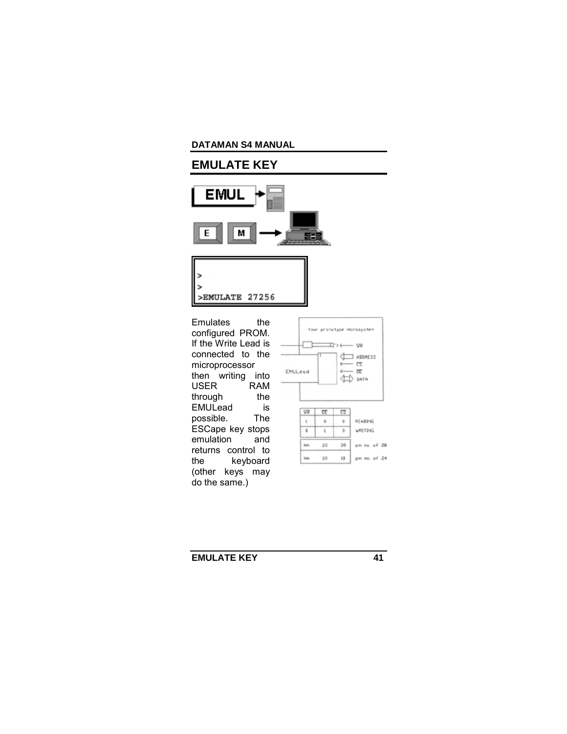# EMULATE KEY

```
>
>
>EMULATE 27256
```

Emulates the configured PROM. If the Write Lead is connected to the microprocessor then writing into USER RAM through the EMULead is possible. The ESCape key stops emulation and returns control to the keyboard (other keys may do the same.)

| WR | OE | CS | |
|---|---|---|---|
| 1 | 0 | 0 | READING |
| 0 | 1 | 0 | WRITING |
| NA | 22 | 20 | pin no. of 28 |
| NA | 20 | 18 | pin no. of 24 |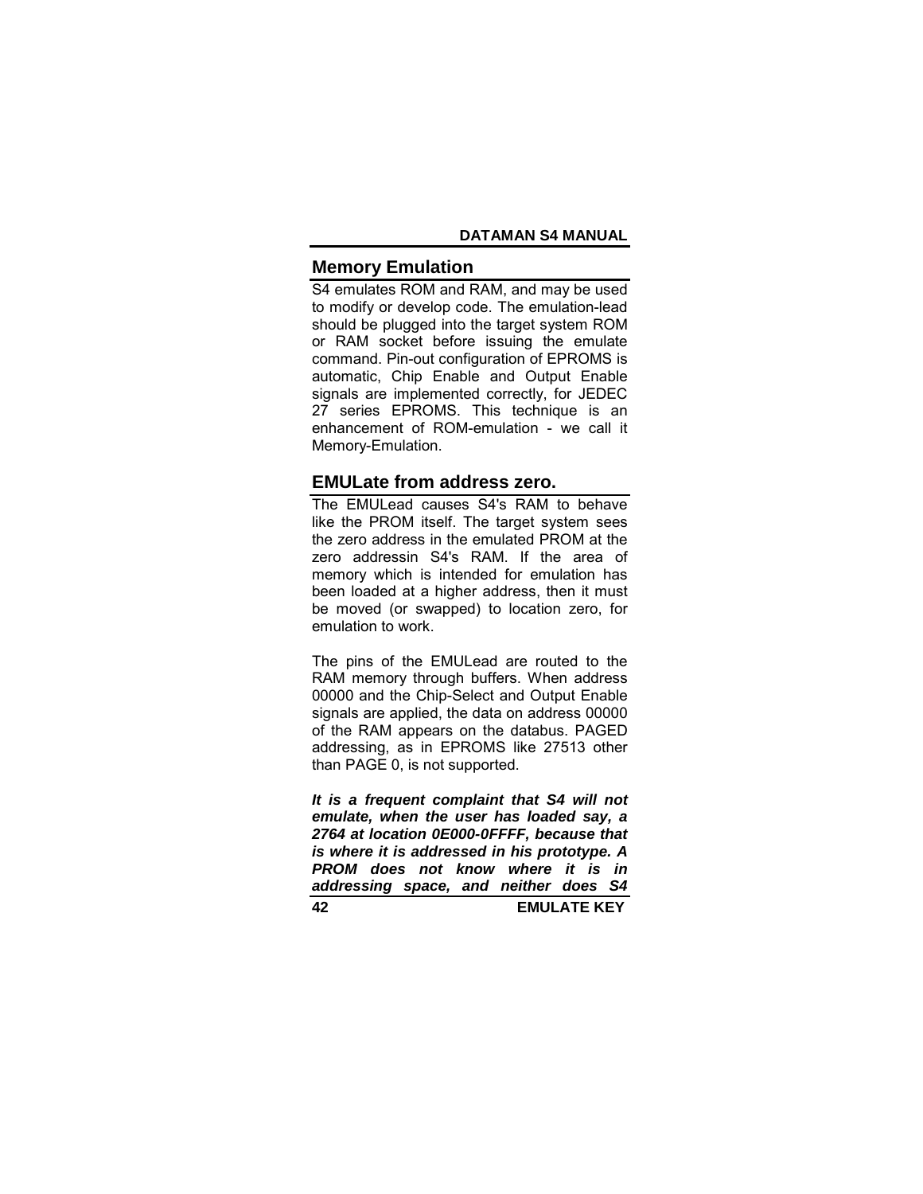## Memory Emulation

S4 emulates ROM and RAM, and may be used to modify or develop code. The emulation-lead should be plugged into the target system ROM or RAM socket before issuing the emulate command. Pin-out configuration of EPROMS is automatic, Chip Enable and Output Enable signals are implemented correctly, for JEDEC 27 series EPROMS. This technique is an enhancement of ROM-emulation - we call it Memory-Emulation.

## EMULate from address zero.

The EMULead causes S4's RAM to behave like the PROM itself. The target system sees the zero address in the emulated PROM at the zero addressin S4's RAM. If the area of memory which is intended for emulation has been loaded at a higher address, then it must be moved (or swapped) to location zero, for emulation to work.

The pins of the EMULead are routed to the RAM memory through buffers. When address 00000 and the Chip-Select and Output Enable signals are applied, the data on address 00000 of the RAM appears on the databus. PAGED addressing, as in EPROMS like 27513 other than PAGE 0, is not supported.

***It is a frequent complaint that S4 will not emulate, when the user has loaded say, a 2764 at location 0E000-0FFFF, because that is where it is addressed in his prototype. A PROM does not know where it is in addressing space, and neither does S4***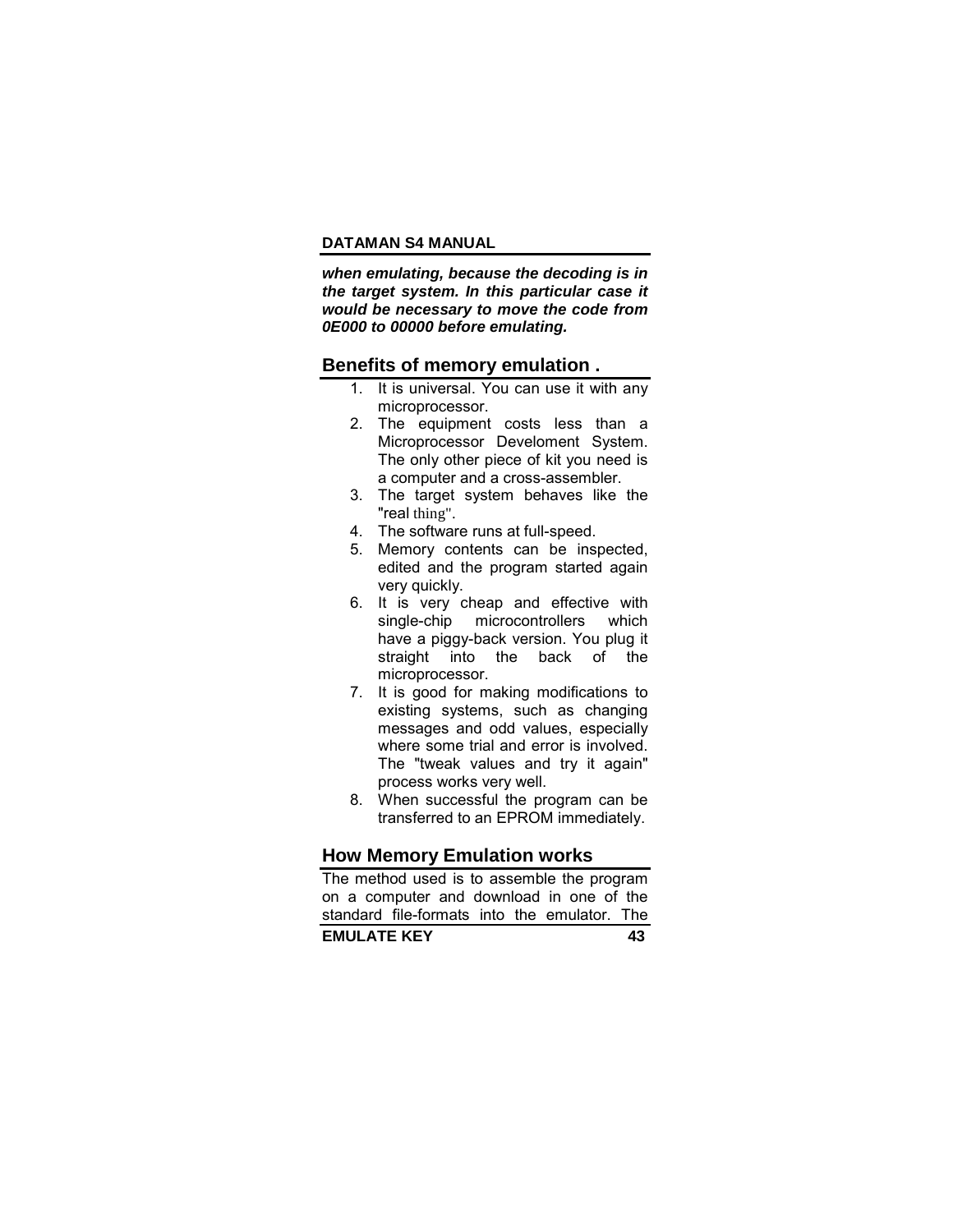***when emulating, because the decoding is in the target system. In this particular case it would be necessary to move the code from 0E000 to 00000 before emulating.***

## Benefits of memory emulation .

1. It is universal. You can use it with any microprocessor.
2. The equipment costs less than a Microprocessor Develoment System. The only other piece of kit you need is a computer and a cross-assembler.
3. The target system behaves like the "real thing".
4. The software runs at full-speed.
5. Memory contents can be inspected, edited and the program started again very quickly.
6. It is very cheap and effective with single-chip microcontrollers which have a piggy-back version. You plug it straight into the back of the microprocessor.
7. It is good for making modifications to existing systems, such as changing messages and odd values, especially where some trial and error is involved. The "tweak values and try it again" process works very well.
8. When successful the program can be transferred to an EPROM immediately.

## How Memory Emulation works

The method used is to assemble the program on a computer and download in one of the standard file-formats into the emulator. The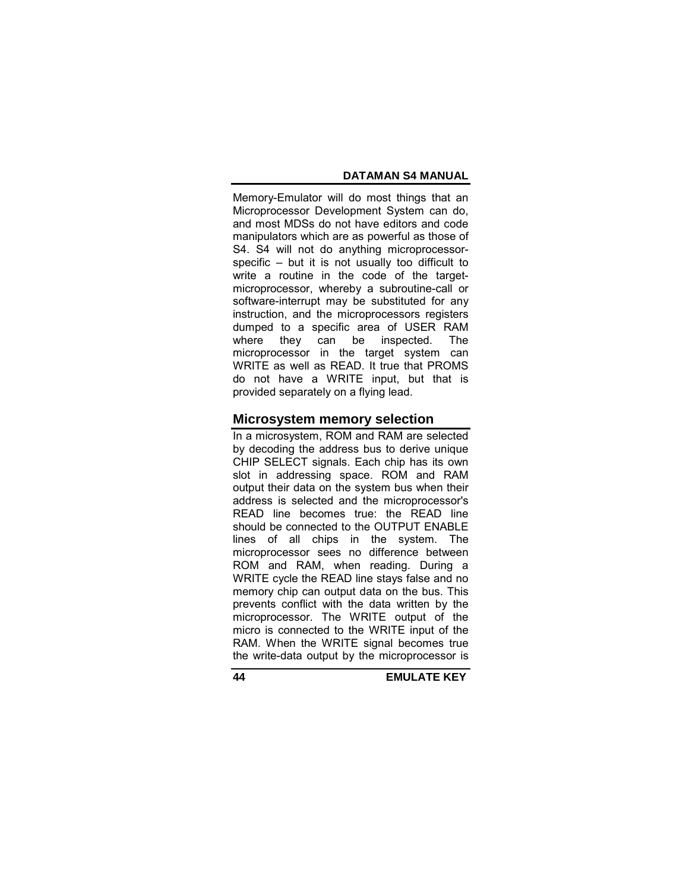Memory-Emulator will do most things that an Microprocessor Development System can do, and most MDSs do not have editors and code manipulators which are as powerful as those of S4. S4 will not do anything microprocessor-specific – but it is not usually too difficult to write a routine in the code of the target-microprocessor, whereby a subroutine-call or software-interrupt may be substituted for any instruction, and the microprocessors registers dumped to a specific area of USER RAM where they can be inspected. The microprocessor in the target system can WRITE as well as READ. It true that PROMS do not have a WRITE input, but that is provided separately on a flying lead.

## Microsystem memory selection

In a microsystem, ROM and RAM are selected by decoding the address bus to derive unique CHIP SELECT signals. Each chip has its own slot in addressing space. ROM and RAM output their data on the system bus when their address is selected and the microprocessor's READ line becomes true: the READ line should be connected to the OUTPUT ENABLE lines of all chips in the system. The microprocessor sees no difference between ROM and RAM, when reading. During a WRITE cycle the READ line stays false and no memory chip can output data on the bus. This prevents conflict with the data written by the microprocessor. The WRITE output of the micro is connected to the WRITE input of the RAM. When the WRITE signal becomes true the write-data output by the microprocessor is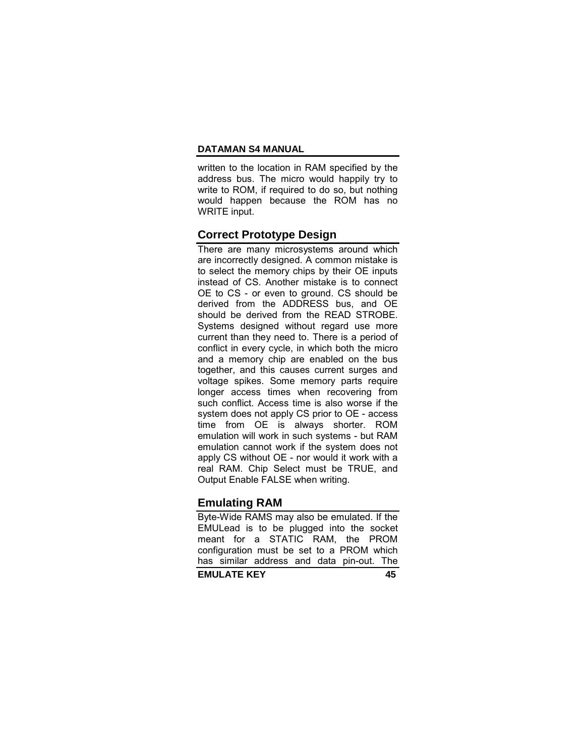written to the location in RAM specified by the address bus. The micro would happily try to write to ROM, if required to do so, but nothing would happen because the ROM has no WRITE input.

## Correct Prototype Design

There are many microsystems around which are incorrectly designed. A common mistake is to select the memory chips by their OE inputs instead of CS. Another mistake is to connect OE to CS - or even to ground. CS should be derived from the ADDRESS bus, and OE should be derived from the READ STROBE. Systems designed without regard use more current than they need to. There is a period of conflict in every cycle, in which both the micro and a memory chip are enabled on the bus together, and this causes current surges and voltage spikes. Some memory parts require longer access times when recovering from such conflict. Access time is also worse if the system does not apply CS prior to OE - access time from OE is always shorter. ROM emulation will work in such systems - but RAM emulation cannot work if the system does not apply CS without OE - nor would it work with a real RAM. Chip Select must be TRUE, and Output Enable FALSE when writing.

## Emulating RAM

Byte-Wide RAMS may also be emulated. If the EMULead is to be plugged into the socket meant for a STATIC RAM, the PROM configuration must be set to a PROM which has similar address and data pin-out. The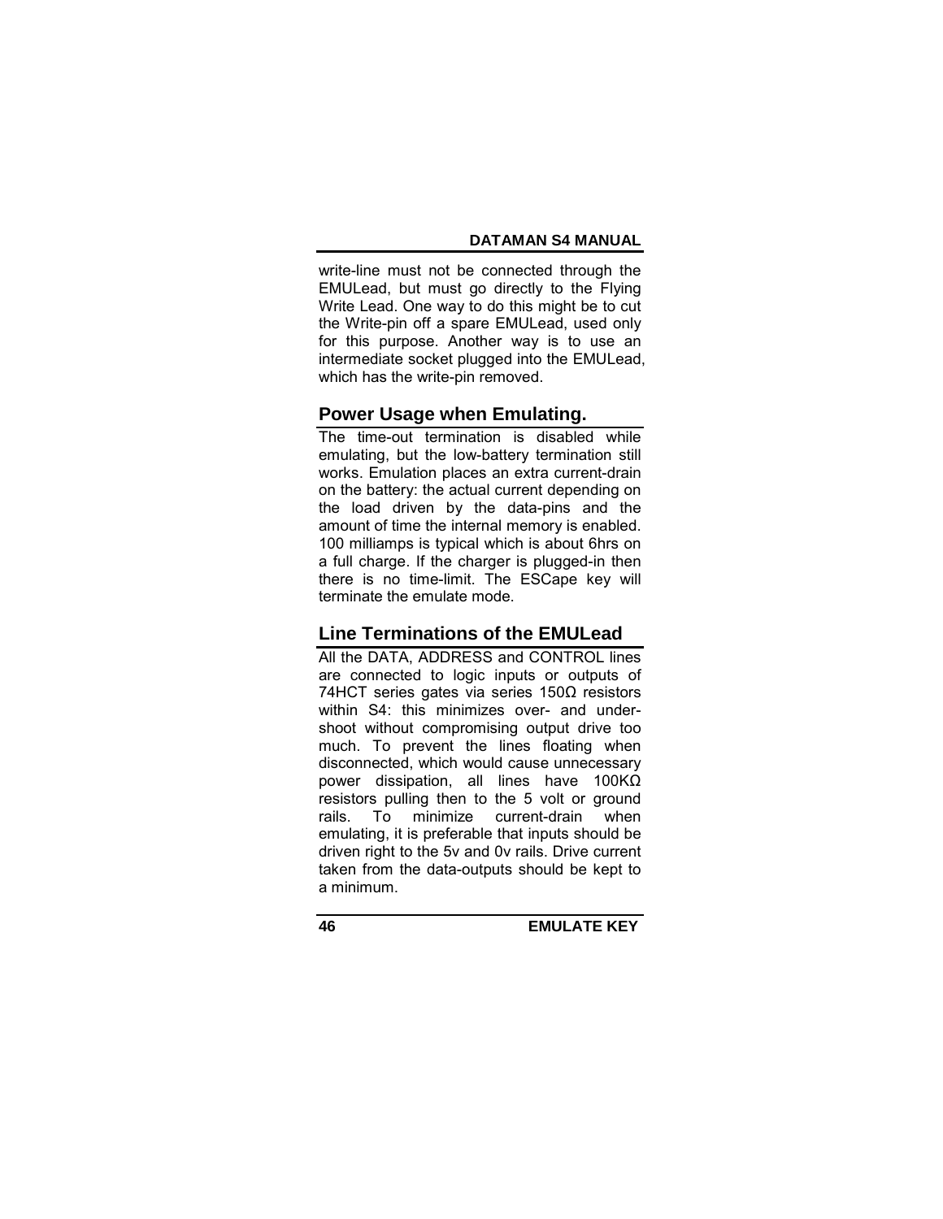write-line must not be connected through the EMULead, but must go directly to the Flying Write Lead. One way to do this might be to cut the Write-pin off a spare EMULead, used only for this purpose. Another way is to use an intermediate socket plugged into the EMULead, which has the write-pin removed.

## Power Usage when Emulating.

The time-out termination is disabled while emulating, but the low-battery termination still works. Emulation places an extra current-drain on the battery: the actual current depending on the load driven by the data-pins and the amount of time the internal memory is enabled. 100 milliamps is typical which is about 6hrs on a full charge. If the charger is plugged-in then there is no time-limit. The ESCape key will terminate the emulate mode.

## Line Terminations of the EMULead

All the DATA, ADDRESS and CONTROL lines are connected to logic inputs or outputs of 74HCT series gates via series 150Ω resistors within S4: this minimizes over- and under-shoot without compromising output drive too much. To prevent the lines floating when disconnected, which would cause unnecessary power dissipation, all lines have 100KΩ resistors pulling then to the 5 volt or ground rails. To minimize current-drain when emulating, it is preferable that inputs should be driven right to the 5v and 0v rails. Drive current taken from the data-outputs should be kept to a minimum.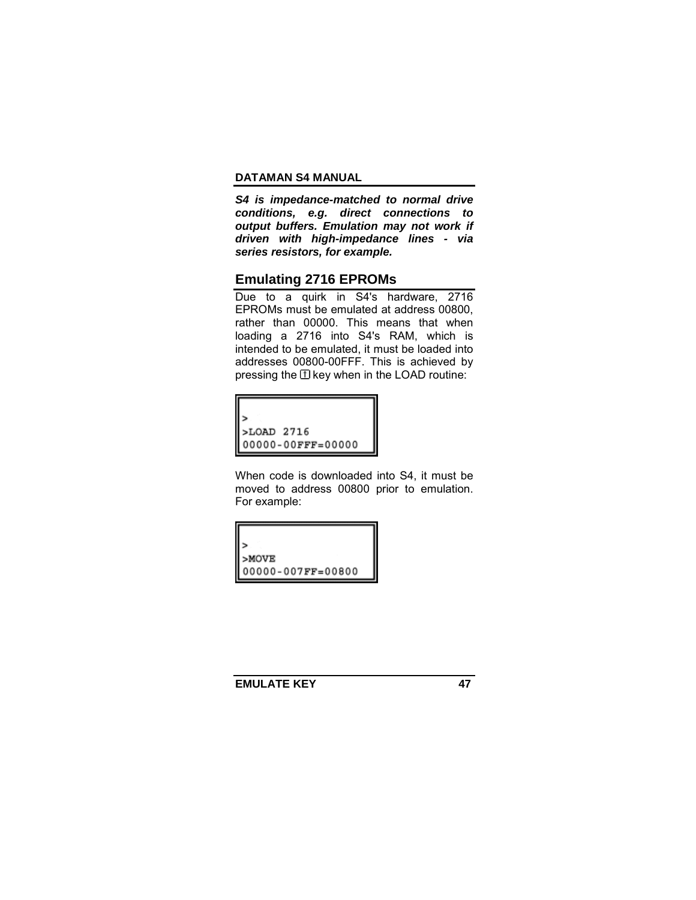***S4 is impedance-matched to normal drive conditions, e.g. direct connections to output buffers. Emulation may not work if driven with high-impedance lines - via series resistors, for example.***

## Emulating 2716 EPROMs

Due to a quirk in S4's hardware, 2716 EPROMs must be emulated at address 00800, rather than 00000. This means that when loading a 2716 into S4's RAM, which is intended to be emulated, it must be loaded into addresses 00800-00FFF. This is achieved by pressing the [I] key when in the LOAD routine:

```
>
>LOAD 2716
00000-00FFF=00000
```

When code is downloaded into S4, it must be moved to address 00800 prior to emulation. For example:

```
>
>MOVE
00000-007FF=00800
```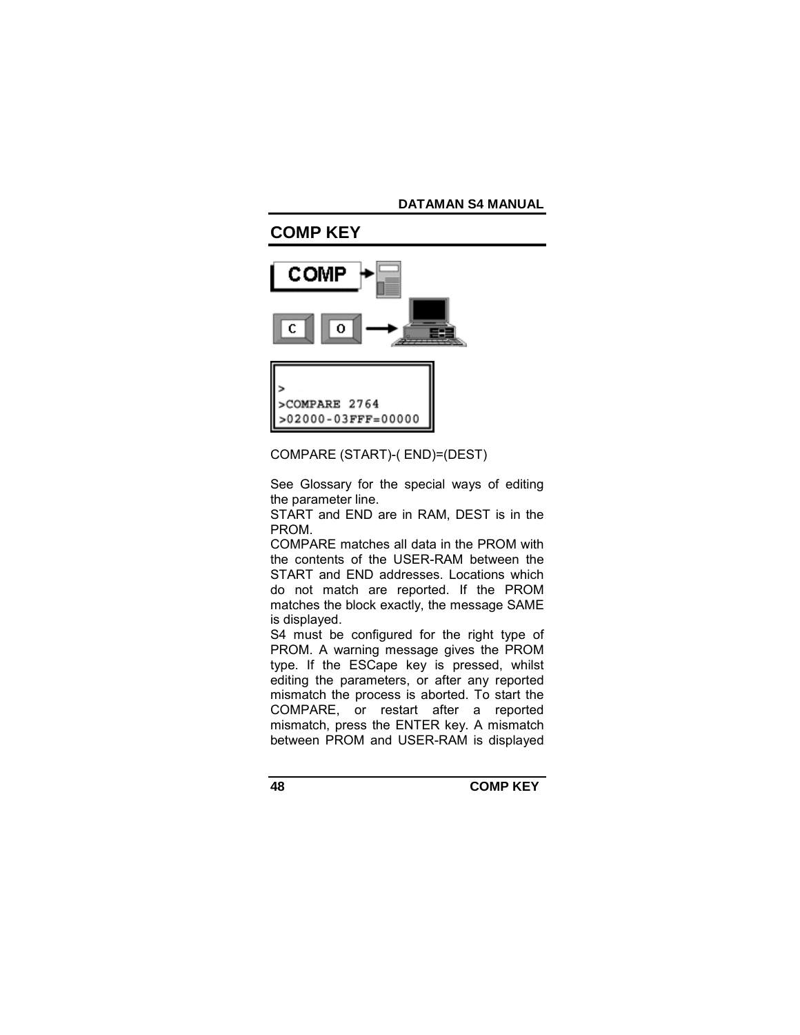## COMP KEY

```
>
>COMPARE 2764
>02000-03FFF=00000
```

COMPARE (START)-( END)=(DEST)

See Glossary for the special ways of editing the parameter line.
START and END are in RAM, DEST is in the PROM.
COMPARE matches all data in the PROM with the contents of the USER-RAM between the START and END addresses. Locations which do not match are reported. If the PROM matches the block exactly, the message SAME is displayed.
S4 must be configured for the right type of PROM. A warning message gives the PROM type. If the ESCape key is pressed, whilst editing the parameters, or after any reported mismatch the process is aborted. To start the COMPARE, or restart after a reported mismatch, press the ENTER key. A mismatch between PROM and USER-RAM is displayed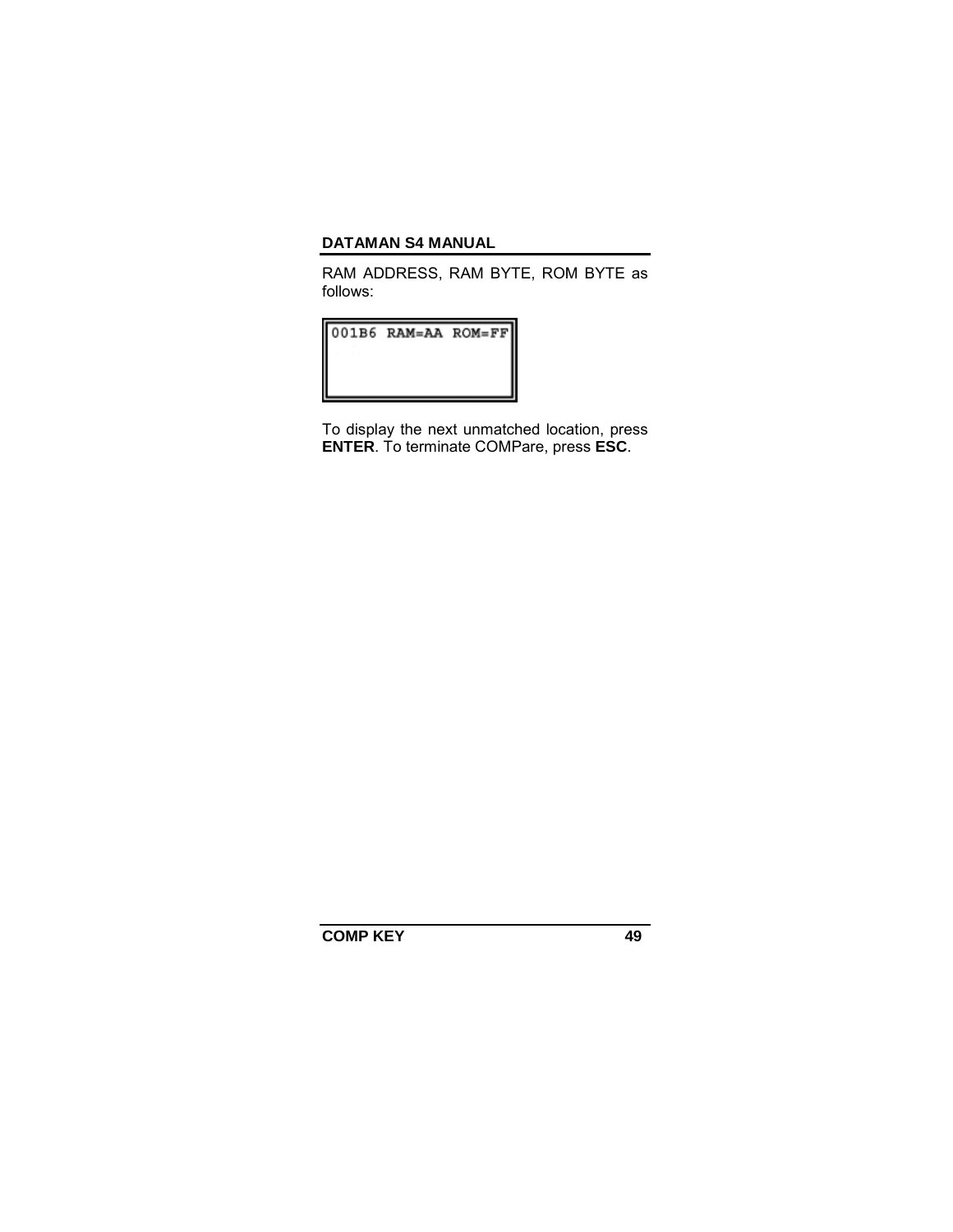RAM ADDRESS, RAM BYTE, ROM BYTE as follows:

```
001B6  RAM=AA  ROM=FF
```

To display the next unmatched location, press **ENTER**. To terminate COMPare, press **ESC**.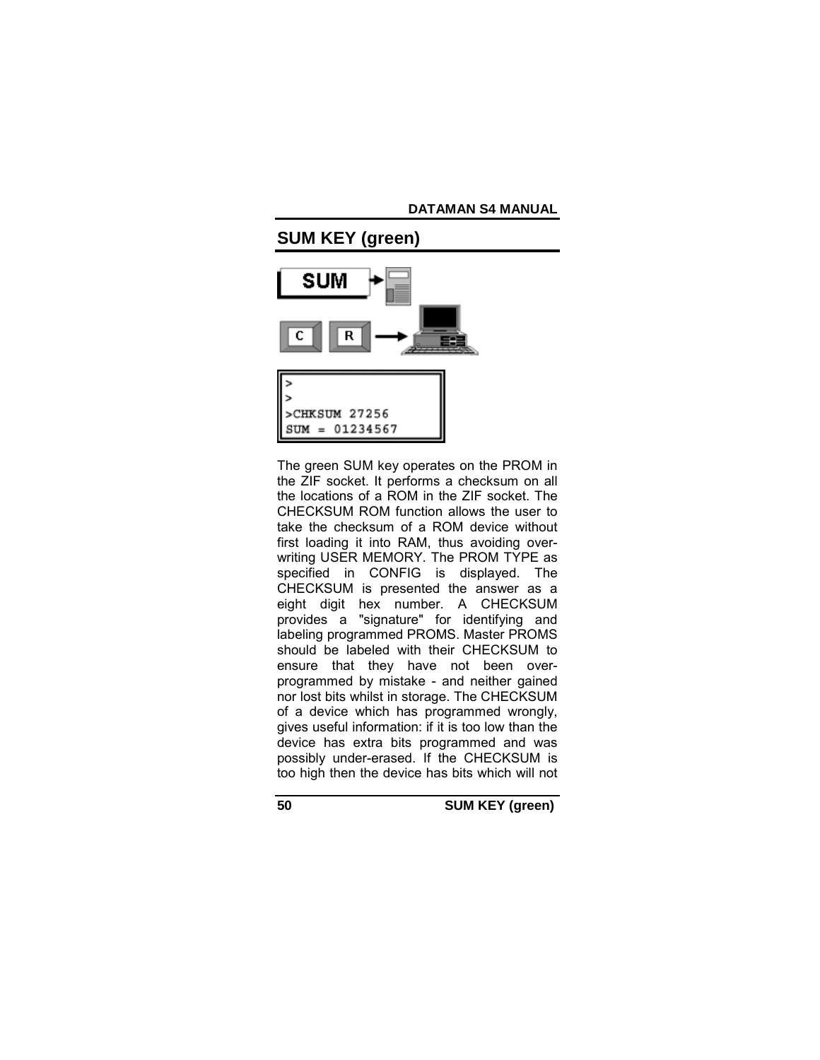## SUM KEY (green)

```
>
>
>CHKSUM 27256
SUM = 01234567
```

The green SUM key operates on the PROM in the ZIF socket. It performs a checksum on all the locations of a ROM in the ZIF socket. The CHECKSUM ROM function allows the user to take the checksum of a ROM device without first loading it into RAM, thus avoiding over-writing USER MEMORY. The PROM TYPE as specified in CONFIG is displayed. The CHECKSUM is presented the answer as a eight digit hex number. A CHECKSUM provides a "signature" for identifying and labeling programmed PROMS. Master PROMS should be labeled with their CHECKSUM to ensure that they have not been over-programmed by mistake - and neither gained nor lost bits whilst in storage. The CHECKSUM of a device which has programmed wrongly, gives useful information: if it is too low than the device has extra bits programmed and was possibly under-erased. If the CHECKSUM is too high then the device has bits which will not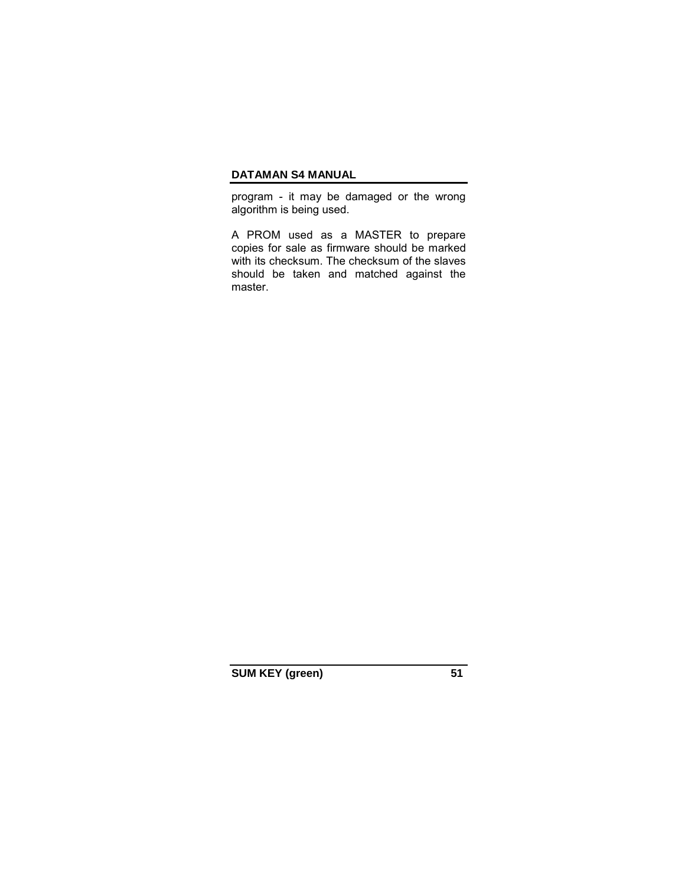program - it may be damaged or the wrong algorithm is being used.

A PROM used as a MASTER to prepare copies for sale as firmware should be marked with its checksum. The checksum of the slaves should be taken and matched against the master.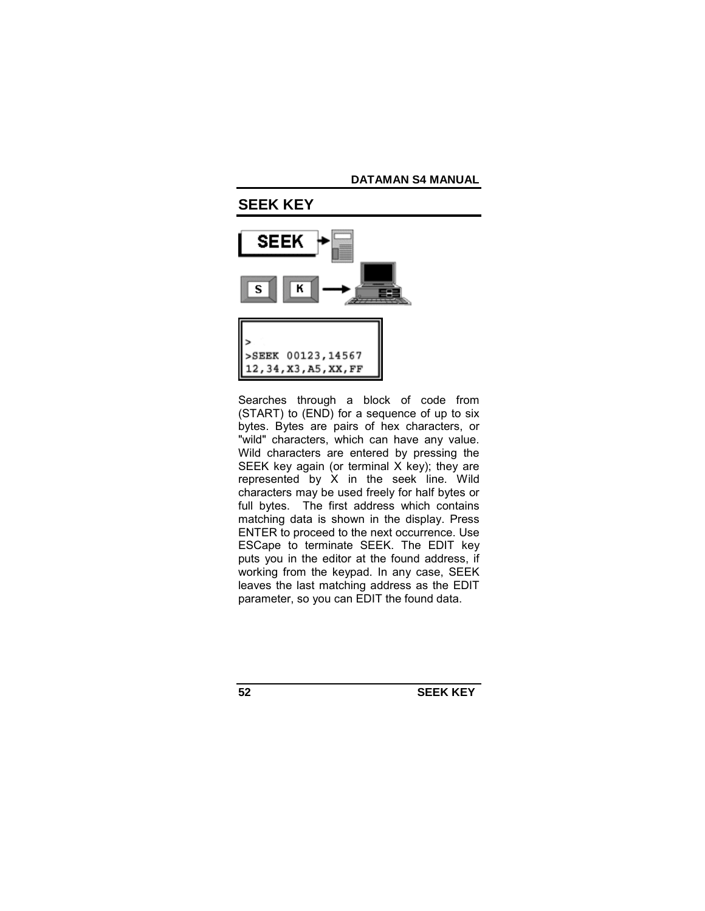## SEEK KEY

```
>
>SEEK 00123,14567
12,34,X3,A5,XX,FF
```

Searches through a block of code from (START) to (END) for a sequence of up to six bytes. Bytes are pairs of hex characters, or "wild" characters, which can have any value. Wild characters are entered by pressing the SEEK key again (or terminal X key); they are represented by X in the seek line. Wild characters may be used freely for half bytes or full bytes. The first address which contains matching data is shown in the display. Press ENTER to proceed to the next occurrence. Use ESCape to terminate SEEK. The EDIT key puts you in the editor at the found address, if working from the keypad. In any case, SEEK leaves the last matching address as the EDIT parameter, so you can EDIT the found data.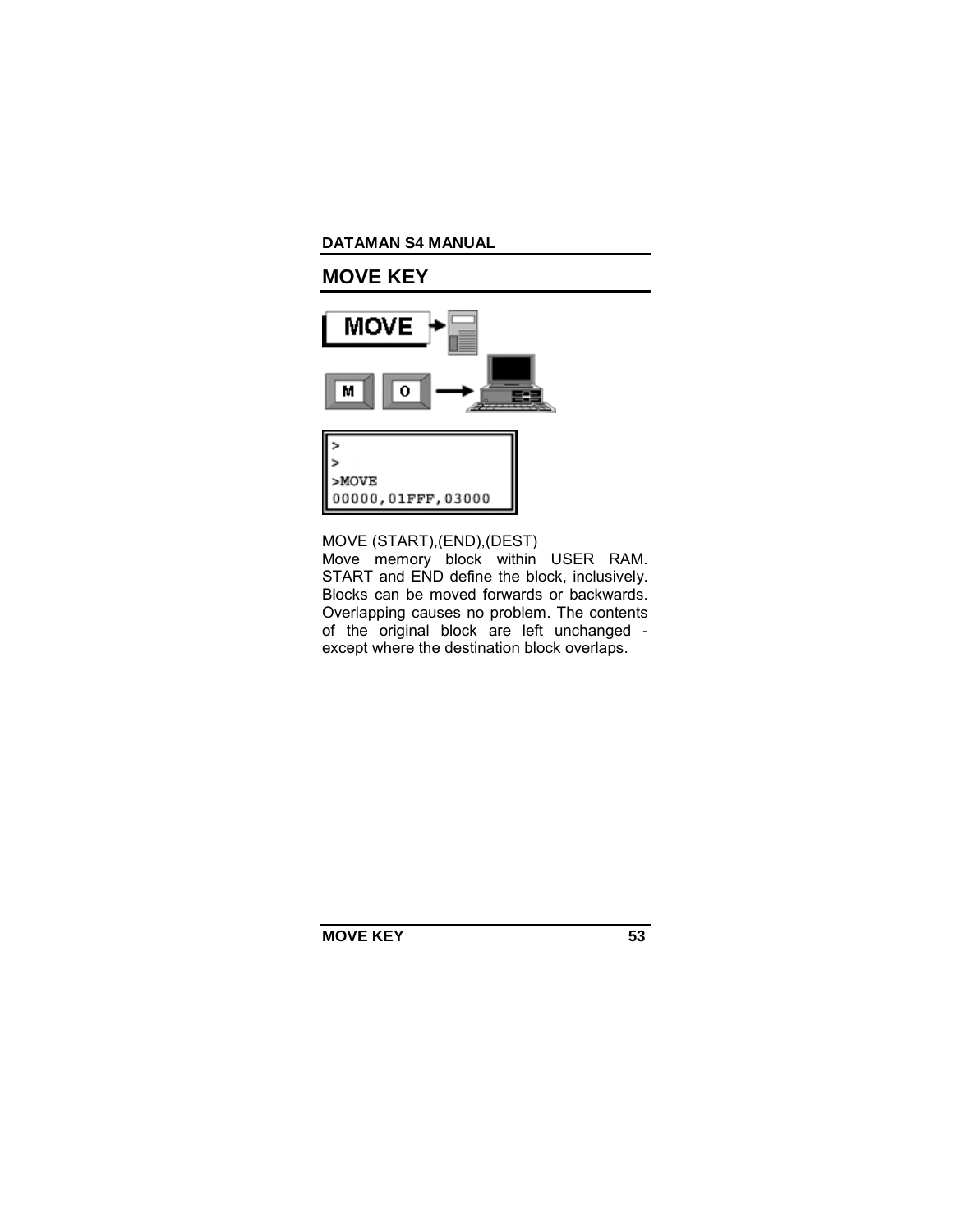## MOVE KEY

```
>
>
>MOVE
00000,01FFF,03000
```

MOVE (START),(END),(DEST)

Move memory block within USER RAM. START and END define the block, inclusively. Blocks can be moved forwards or backwards. Overlapping causes no problem. The contents of the original block are left unchanged - except where the destination block overlaps.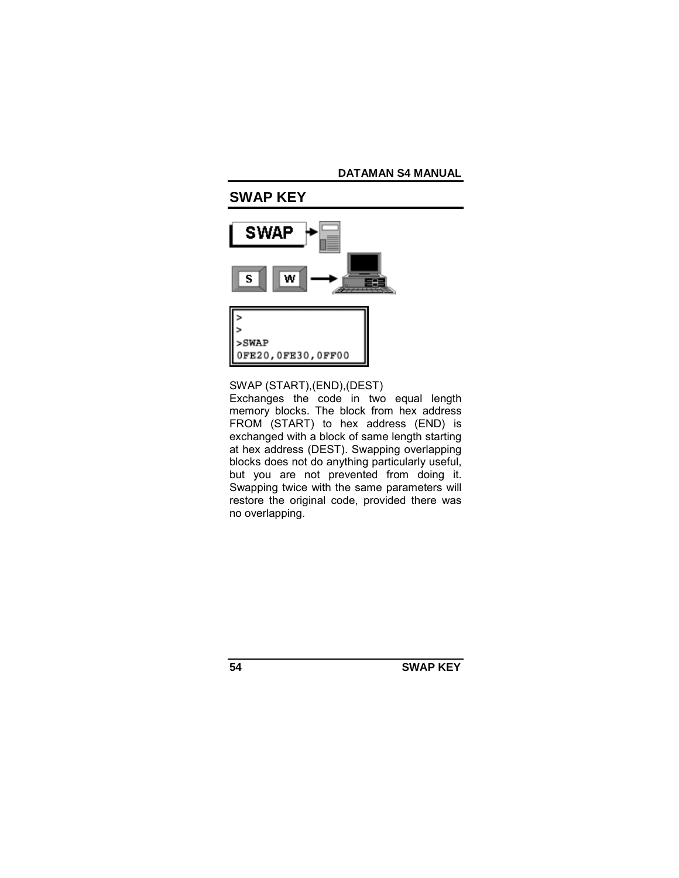## SWAP KEY

```
>
>
>SWAP
0FE20,0FE30,0FF00
```

SWAP (START),(END),(DEST)

Exchanges the code in two equal length memory blocks. The block from hex address FROM (START) to hex address (END) is exchanged with a block of same length starting at hex address (DEST). Swapping overlapping blocks does not do anything particularly useful, but you are not prevented from doing it. Swapping twice with the same parameters will restore the original code, provided there was no overlapping.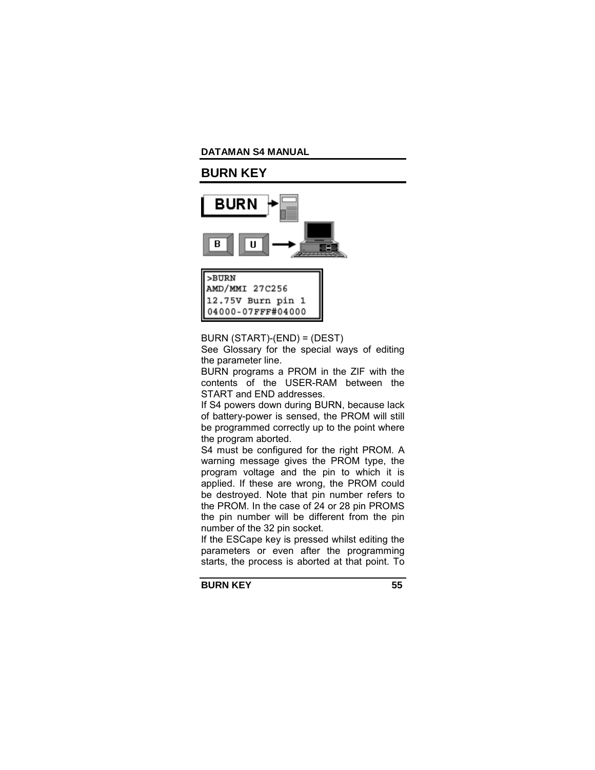## BURN KEY

```
>BURN
AMD/MMI 27C256
12.75V Burn pin 1
04000-07FFF#04000
```

BURN (START)-(END) = (DEST)

See Glossary for the special ways of editing the parameter line.

BURN programs a PROM in the ZIF with the contents of the USER-RAM between the START and END addresses.

If S4 powers down during BURN, because lack of battery-power is sensed, the PROM will still be programmed correctly up to the point where the program aborted.

S4 must be configured for the right PROM. A warning message gives the PROM type, the program voltage and the pin to which it is applied. If these are wrong, the PROM could be destroyed. Note that pin number refers to the PROM. In the case of 24 or 28 pin PROMS the pin number will be different from the pin number of the 32 pin socket.

If the ESCape key is pressed whilst editing the parameters or even after the programming starts, the process is aborted at that point. To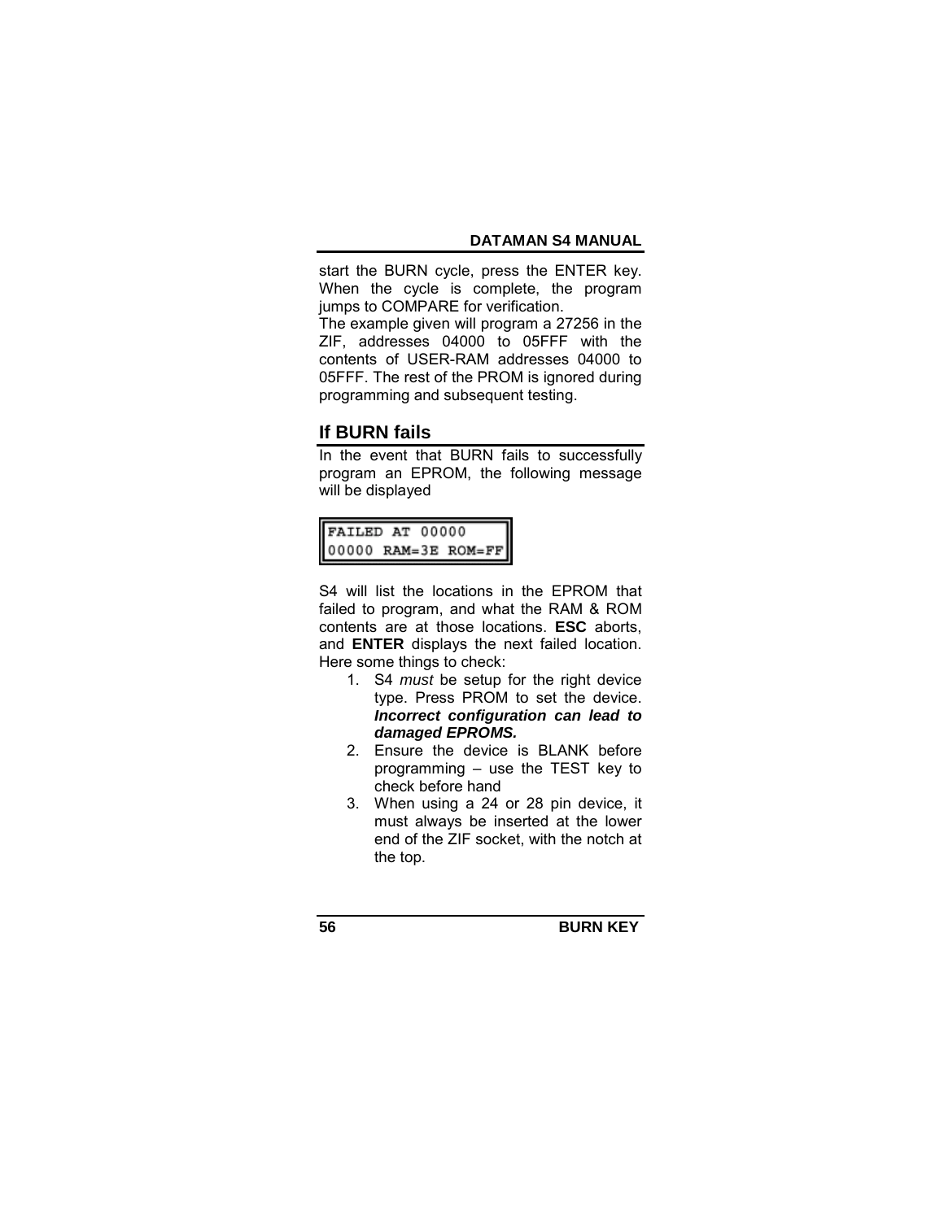start the BURN cycle, press the ENTER key. When the cycle is complete, the program jumps to COMPARE for verification.

The example given will program a 27256 in the ZIF, addresses 04000 to 05FFF with the contents of USER-RAM addresses 04000 to 05FFF. The rest of the PROM is ignored during programming and subsequent testing.

## If BURN fails

In the event that BURN fails to successfully program an EPROM, the following message will be displayed

```
FAILED AT 00000
00000 RAM=3E ROM=FF
```

S4 will list the locations in the EPROM that failed to program, and what the RAM & ROM contents are at those locations. **ESC** aborts, and **ENTER** displays the next failed location. Here some things to check:

1. S4 *must* be setup for the right device type. Press PROM to set the device. ***Incorrect configuration can lead to damaged EPROMS.***
2. Ensure the device is BLANK before programming – use the TEST key to check before hand
3. When using a 24 or 28 pin device, it must always be inserted at the lower end of the ZIF socket, with the notch at the top.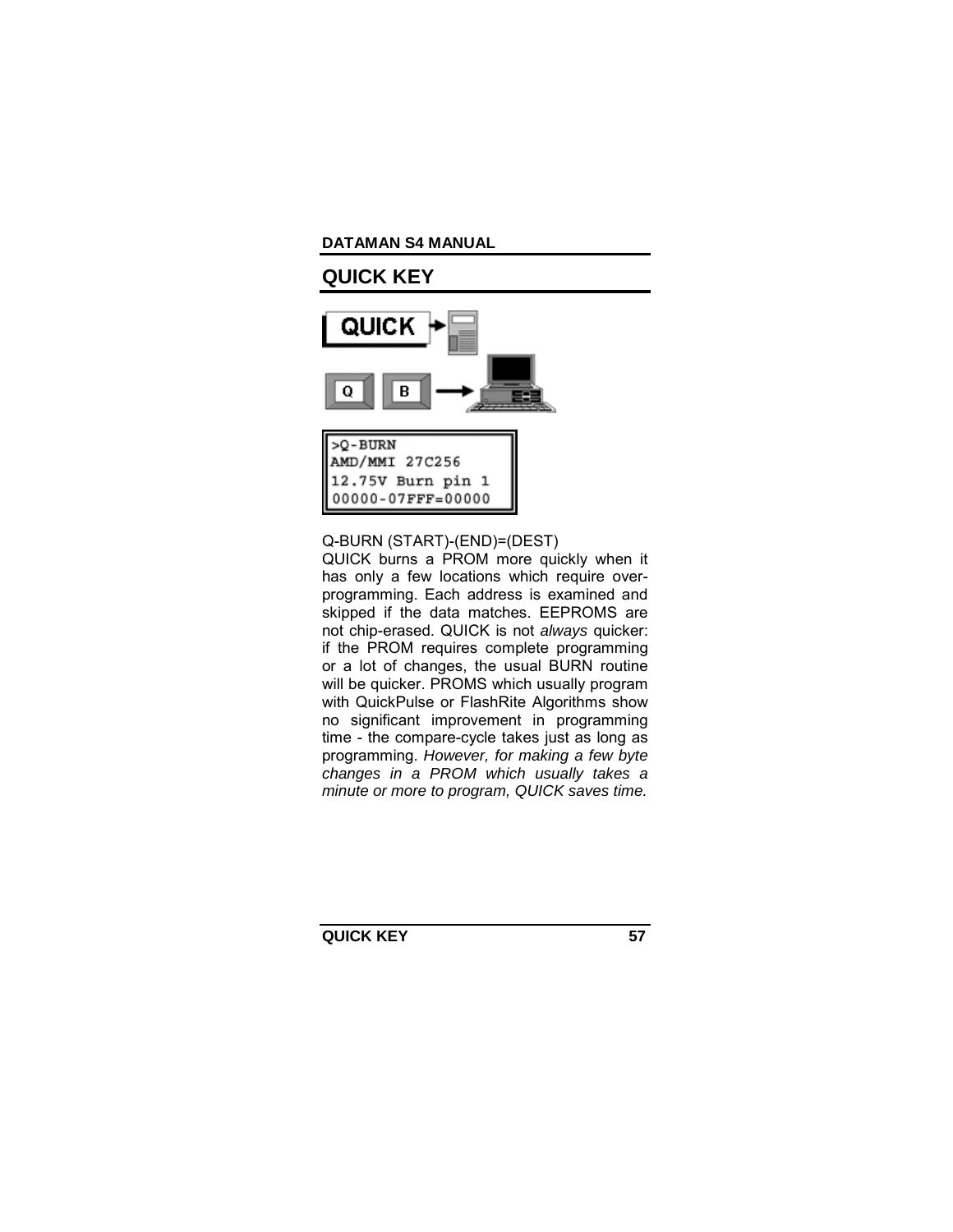## QUICK KEY

```
>Q-BURN
AMD/MMI 27C256
12.75V Burn pin 1
00000-07FFF=00000
```

Q-BURN (START)-(END)=(DEST)

QUICK burns a PROM more quickly when it has only a few locations which require over-programming. Each address is examined and skipped if the data matches. EEPROMS are not chip-erased. QUICK is not *always* quicker: if the PROM requires complete programming or a lot of changes, the usual BURN routine will be quicker. PROMS which usually program with QuickPulse or FlashRite Algorithms show no significant improvement in programming time - the compare-cycle takes just as long as programming. *However, for making a few byte changes in a PROM which usually takes a minute or more to program, QUICK saves time.*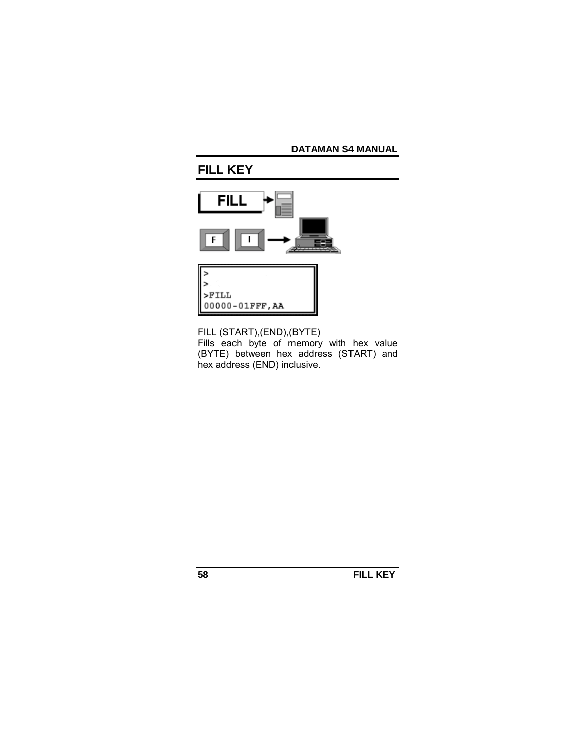## FILL KEY

```
>
>
>FILL
00000-01FFF,AA
```

FILL (START),(END),(BYTE)

Fills each byte of memory with hex value (BYTE) between hex address (START) and hex address (END) inclusive.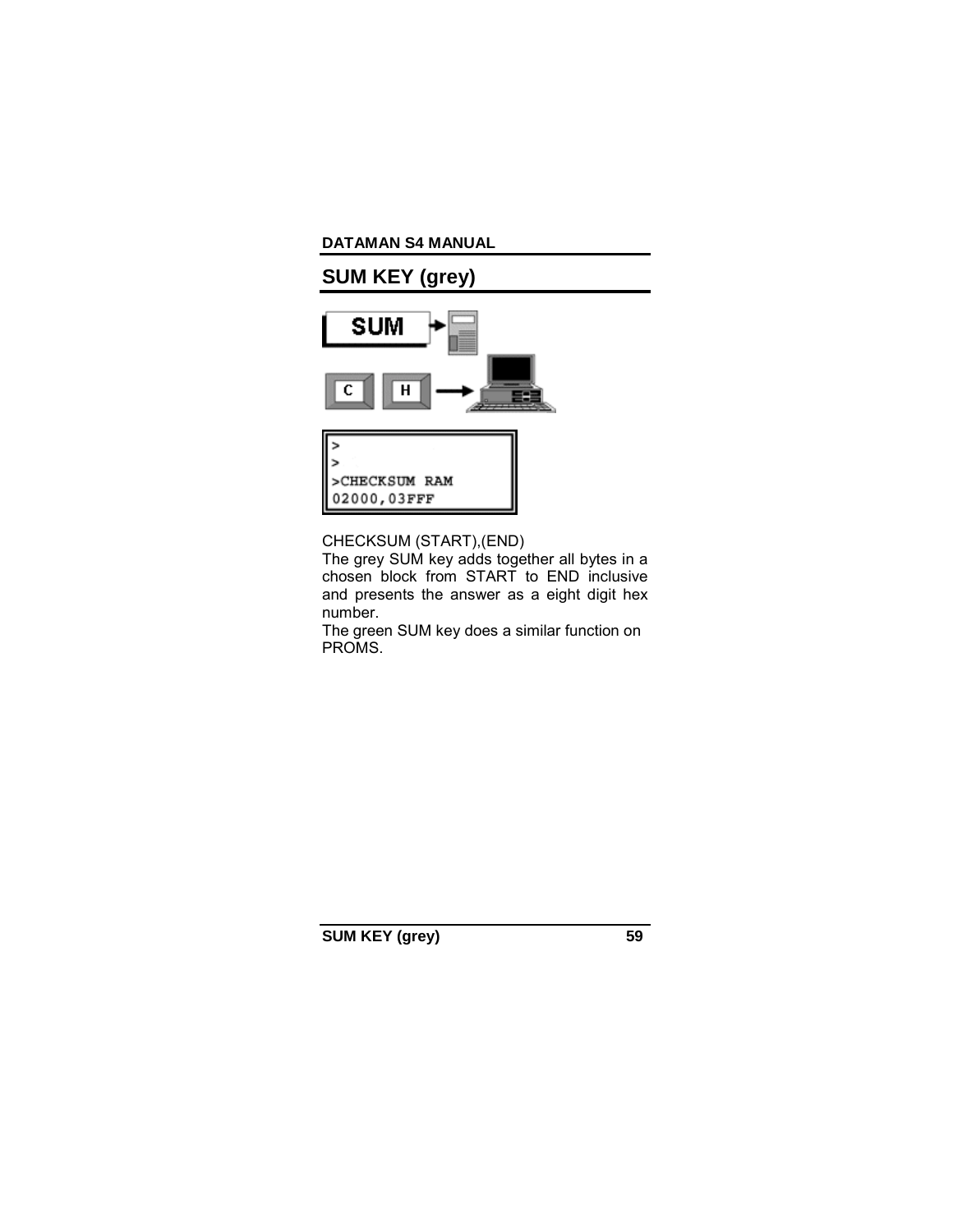## SUM KEY (grey)

```
>
>
>CHECKSUM RAM
02000,03FFF
```

CHECKSUM (START),(END)

The grey SUM key adds together all bytes in a chosen block from START to END inclusive and presents the answer as a eight digit hex number.

The green SUM key does a similar function on PROMS.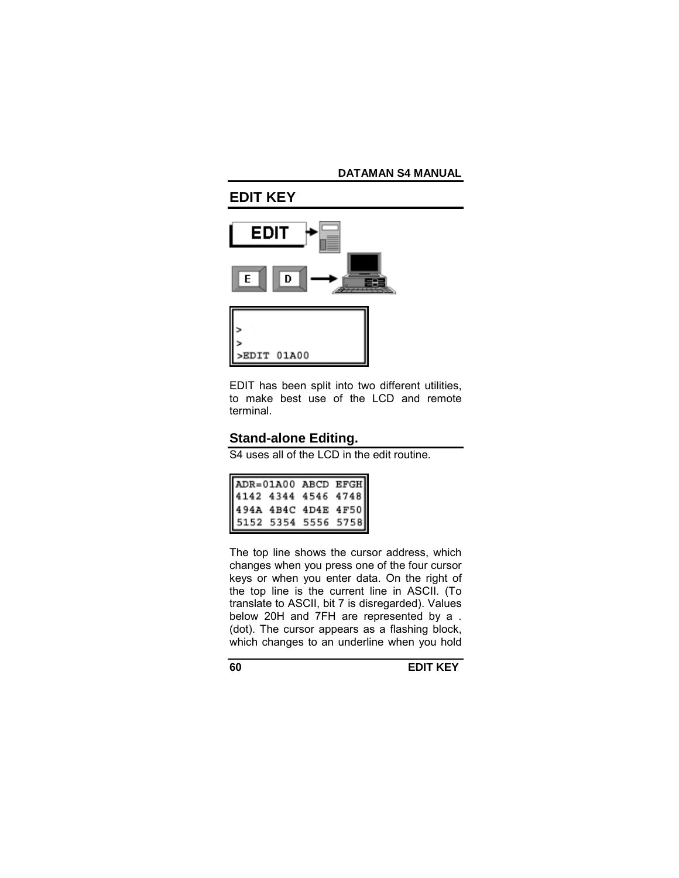## EDIT KEY

```
>
>
>EDIT 01A00
```

EDIT has been split into two different utilities, to make best use of the LCD and remote terminal.

### Stand-alone Editing.

S4 uses all of the LCD in the edit routine.

```
ADR=01A00 ABCD EFGH
4142 4344 4546 4748
494A 4B4C 4D4E 4F50
5152 5354 5556 5758
```

The top line shows the cursor address, which changes when you press one of the four cursor keys or when you enter data. On the right of the top line is the current line in ASCII. (To translate to ASCII, bit 7 is disregarded). Values below 20H and 7FH are represented by a . (dot). The cursor appears as a flashing block, which changes to an underline when you hold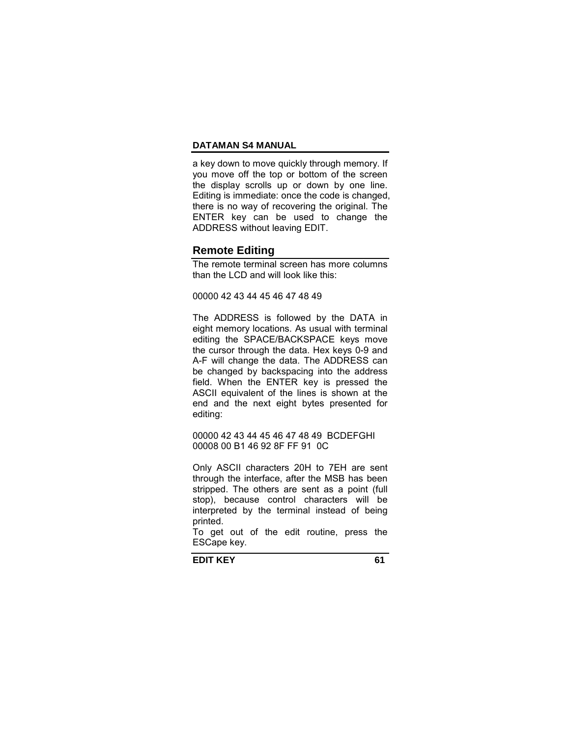a key down to move quickly through memory. If you move off the top or bottom of the screen the display scrolls up or down by one line. Editing is immediate: once the code is changed, there is no way of recovering the original. The ENTER key can be used to change the ADDRESS without leaving EDIT.

## Remote Editing

The remote terminal screen has more columns than the LCD and will look like this:

```
00000 42 43 44 45 46 47 48 49
```

The ADDRESS is followed by the DATA in eight memory locations. As usual with terminal editing the SPACE/BACKSPACE keys move the cursor through the data. Hex keys 0-9 and A-F will change the data. The ADDRESS can be changed by backspacing into the address field. When the ENTER key is pressed the ASCII equivalent of the lines is shown at the end and the next eight bytes presented for editing:

```
00000 42 43 44 45 46 47 48 49  BCDEFGHI
00008 00 B1 46 92 8F FF 91  0C
```

Only ASCII characters 20H to 7EH are sent through the interface, after the MSB has been stripped. The others are sent as a point (full stop), because control characters will be interpreted by the terminal instead of being printed.

To get out of the edit routine, press the ESCape key.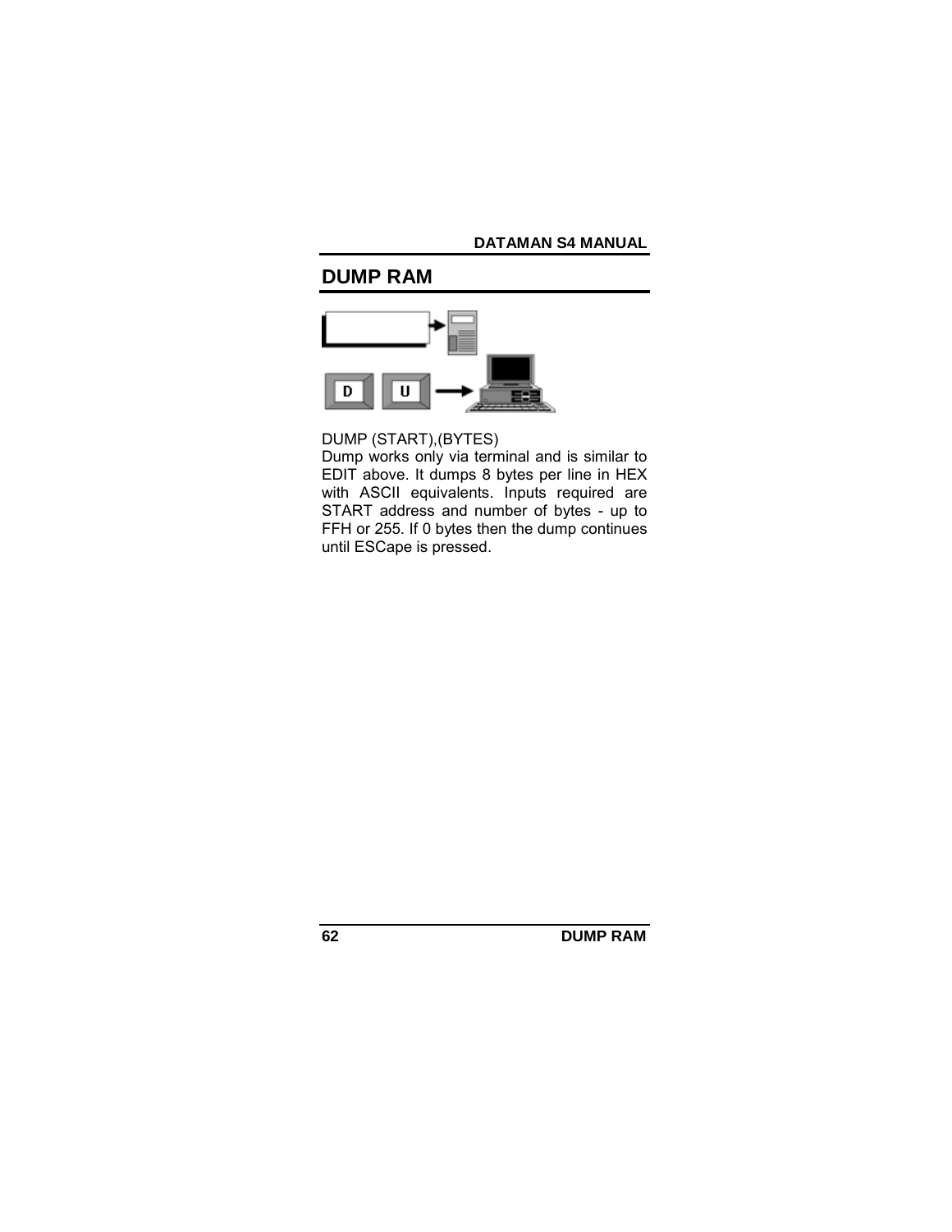## DUMP RAM

DUMP (START),(BYTES)
Dump works only via terminal and is similar to EDIT above. It dumps 8 bytes per line in HEX with ASCII equivalents. Inputs required are START address and number of bytes - up to FFH or 255. If 0 bytes then the dump continues until ESCape is pressed.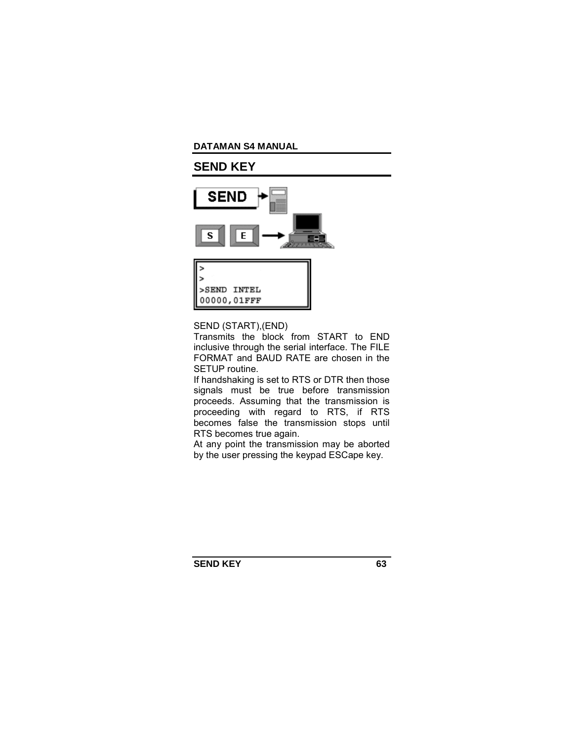## SEND KEY

```
>
>
>SEND INTEL
00000,01FFF
```

SEND (START),(END)

Transmits the block from START to END inclusive through the serial interface. The FILE FORMAT and BAUD RATE are chosen in the SETUP routine.

If handshaking is set to RTS or DTR then those signals must be true before transmission proceeds. Assuming that the transmission is proceeding with regard to RTS, if RTS becomes false the transmission stops until RTS becomes true again.

At any point the transmission may be aborted by the user pressing the keypad ESCape key.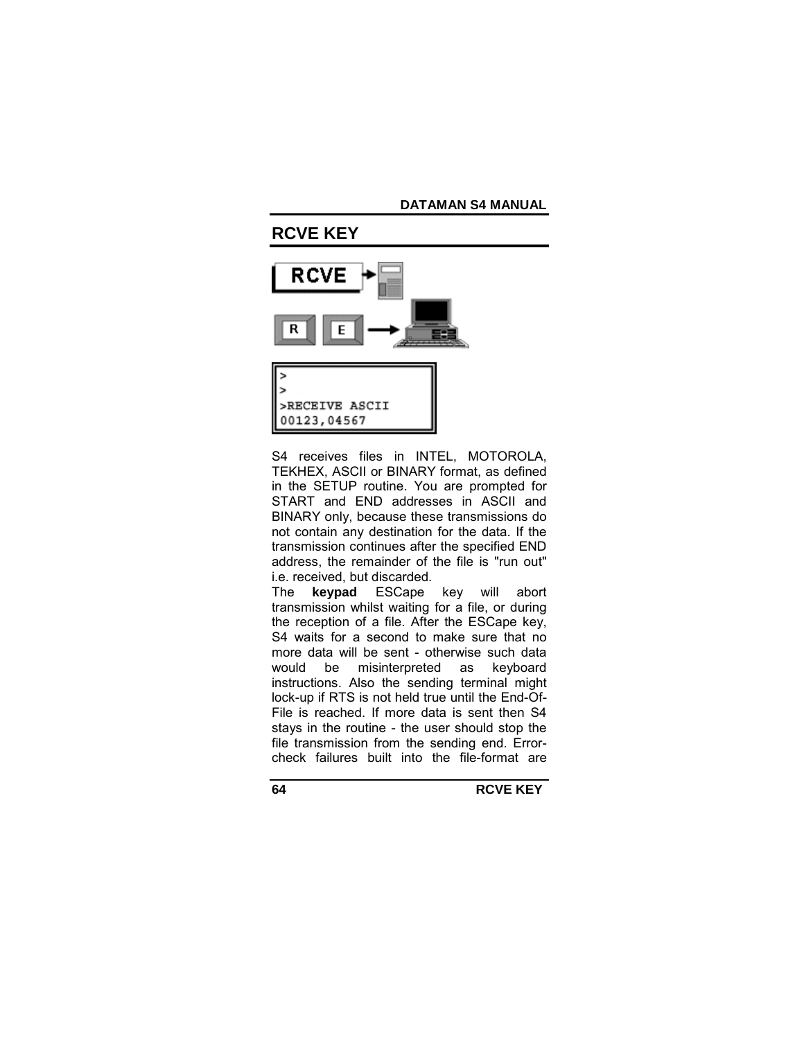## RCVE KEY

```
>
>
>RECEIVE ASCII
00123,04567
```

S4 receives files in INTEL, MOTOROLA, TEKHEX, ASCII or BINARY format, as defined in the SETUP routine. You are prompted for START and END addresses in ASCII and BINARY only, because these transmissions do not contain any destination for the data. If the transmission continues after the specified END address, the remainder of the file is "run out" i.e. received, but discarded.

The **keypad** ESCape key will abort transmission whilst waiting for a file, or during the reception of a file. After the ESCape key, S4 waits for a second to make sure that no more data will be sent - otherwise such data would be misinterpreted as keyboard instructions. Also the sending terminal might lock-up if RTS is not held true until the End-Of-File is reached. If more data is sent then S4 stays in the routine - the user should stop the file transmission from the sending end. Error-check failures built into the file-format are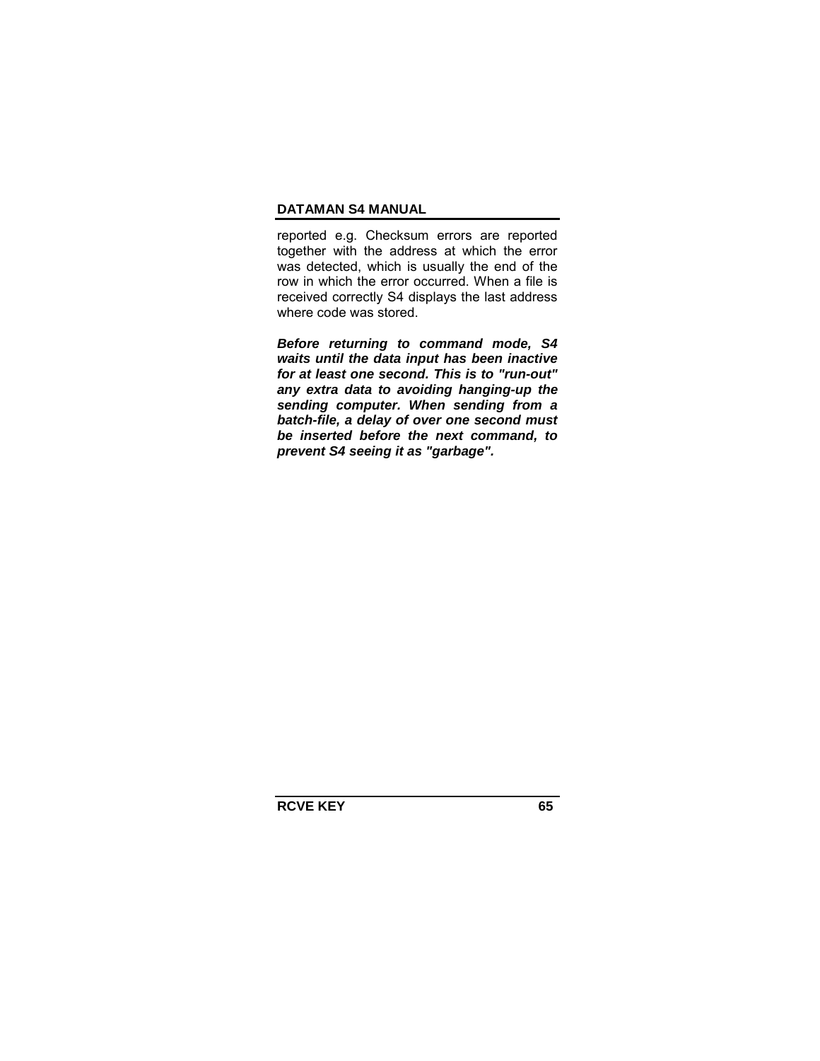reported e.g. Checksum errors are reported together with the address at which the error was detected, which is usually the end of the row in which the error occurred. When a file is received correctly S4 displays the last address where code was stored.

***Before returning to command mode, S4 waits until the data input has been inactive for at least one second. This is to "run-out" any extra data to avoiding hanging-up the sending computer. When sending from a batch-file, a delay of over one second must be inserted before the next command, to prevent S4 seeing it as "garbage".***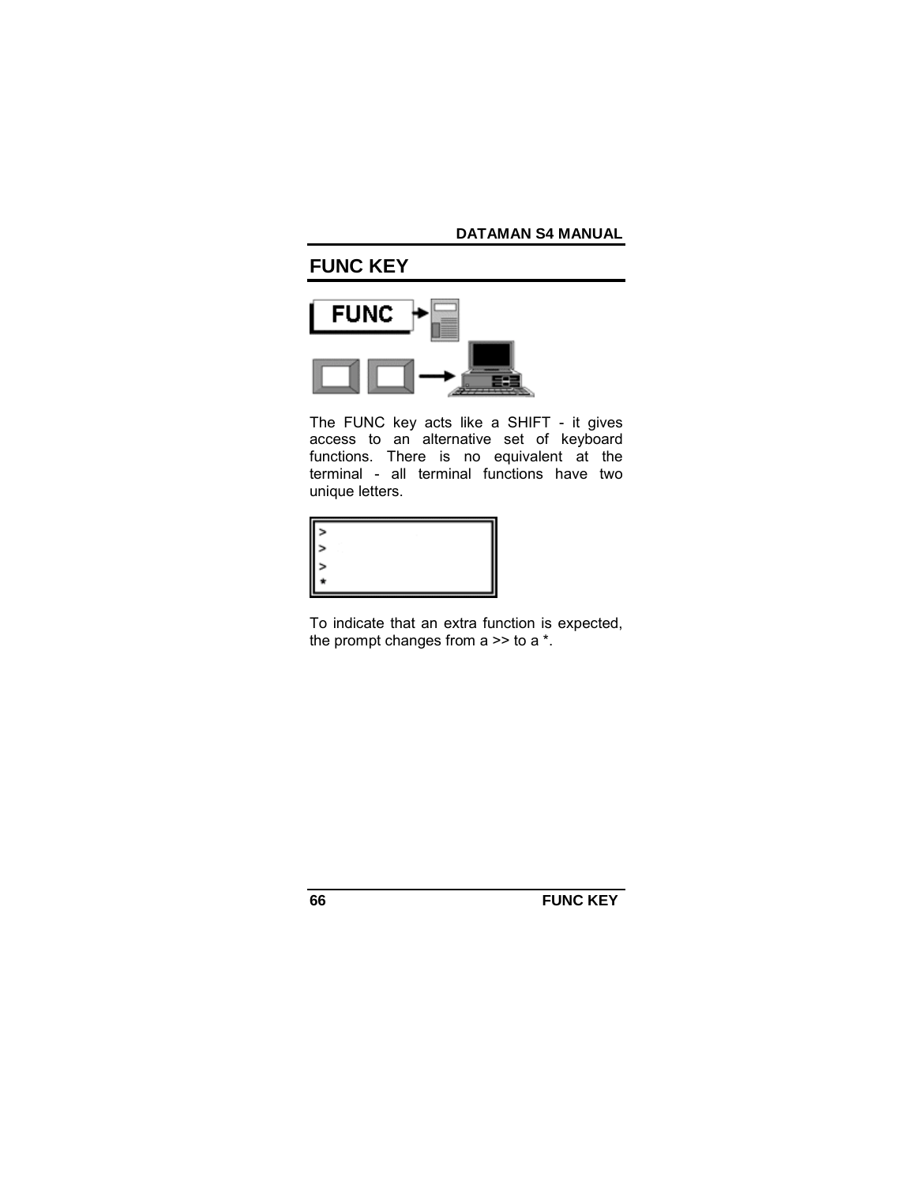# FUNC KEY

The FUNC key acts like a SHIFT - it gives access to an alternative set of keyboard functions. There is no equivalent at the terminal - all terminal functions have two unique letters.

```
>
>
>
*
```

To indicate that an extra function is expected, the prompt changes from a >> to a *.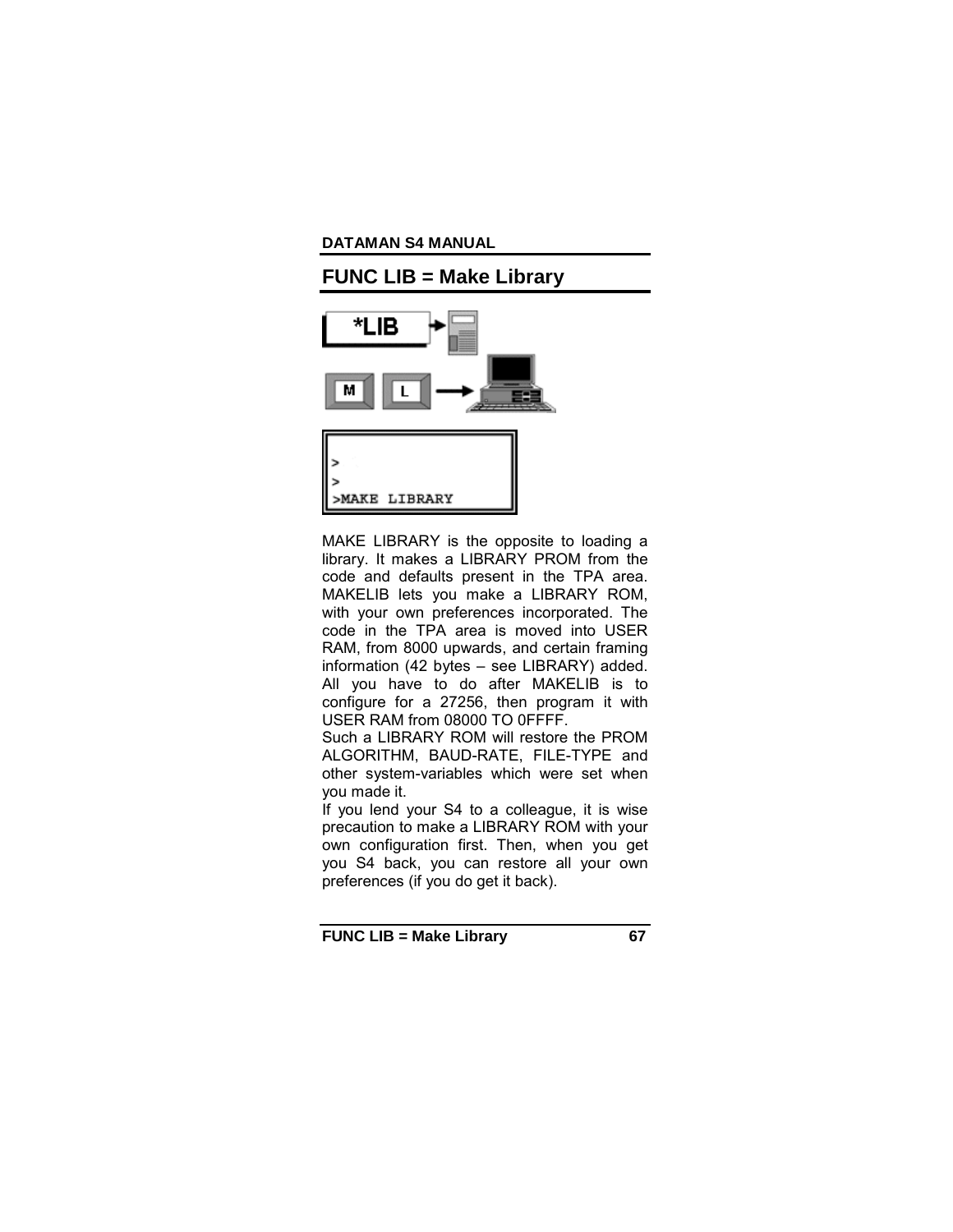## FUNC LIB = Make Library

```
>
>
>MAKE LIBRARY
```

MAKE LIBRARY is the opposite to loading a library. It makes a LIBRARY PROM from the code and defaults present in the TPA area. MAKELIB lets you make a LIBRARY ROM, with your own preferences incorporated. The code in the TPA area is moved into USER RAM, from 8000 upwards, and certain framing information (42 bytes – see LIBRARY) added. All you have to do after MAKELIB is to configure for a 27256, then program it with USER RAM from 08000 TO 0FFFF.

Such a LIBRARY ROM will restore the PROM ALGORITHM, BAUD-RATE, FILE-TYPE and other system-variables which were set when you made it.

If you lend your S4 to a colleague, it is wise precaution to make a LIBRARY ROM with your own configuration first. Then, when you get you S4 back, you can restore all your own preferences (if you do get it back).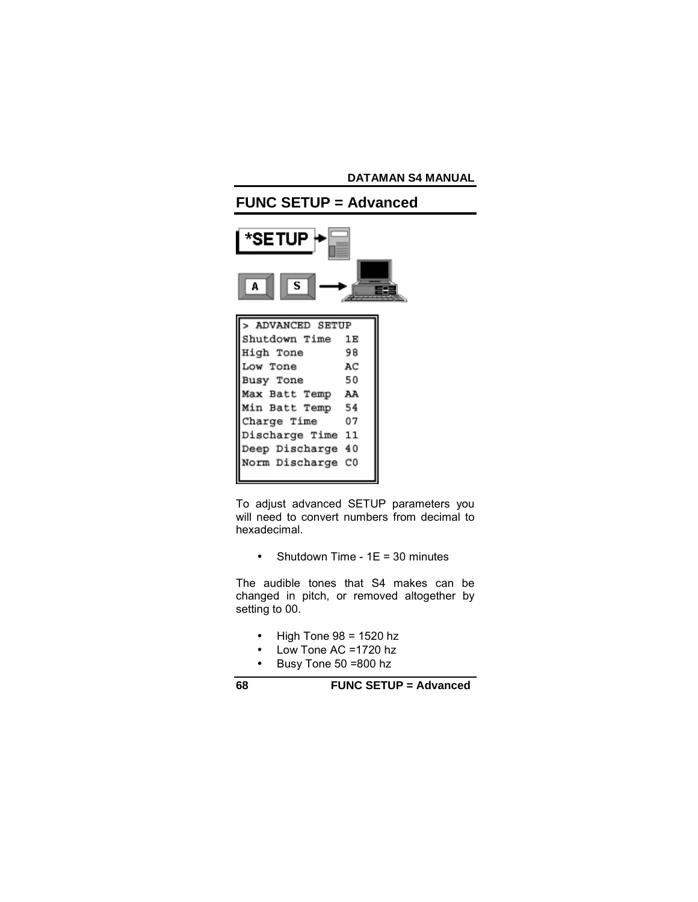# FUNC SETUP = Advanced

*SETUP

A S

```
> ADVANCED SETUP
Shutdown Time  1E
High Tone      98
Low Tone       AC
Busy Tone      50
Max Batt Temp  AA
Min Batt Temp  54
Charge Time    07
Discharge Time 11
Deep Discharge 40
Norm Discharge C0
```

To adjust advanced SETUP parameters you will need to convert numbers from decimal to hexadecimal.

- Shutdown Time - 1E = 30 minutes

The audible tones that S4 makes can be changed in pitch, or removed altogether by setting to 00.

- High Tone 98 = 1520 hz
- Low Tone AC =1720 hz
- Busy Tone 50 =800 hz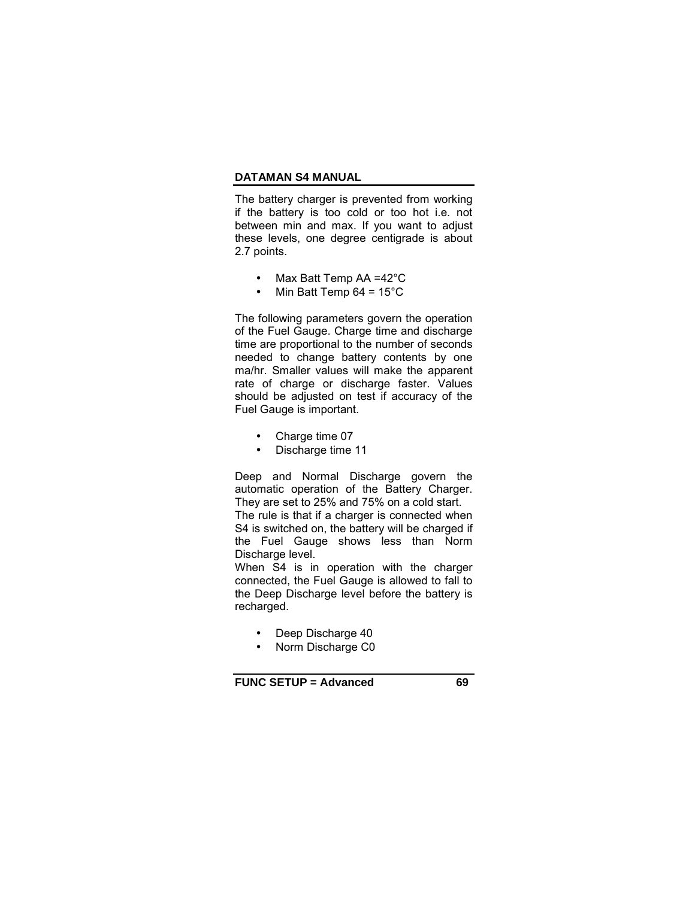The battery charger is prevented from working if the battery is too cold or too hot i.e. not between min and max. If you want to adjust these levels, one degree centigrade is about 2.7 points.

- Max Batt Temp AA =42°C
- Min Batt Temp 64 = 15°C

The following parameters govern the operation of the Fuel Gauge. Charge time and discharge time are proportional to the number of seconds needed to change battery contents by one ma/hr. Smaller values will make the apparent rate of charge or discharge faster. Values should be adjusted on test if accuracy of the Fuel Gauge is important.

- Charge time 07
- Discharge time 11

Deep and Normal Discharge govern the automatic operation of the Battery Charger. They are set to 25% and 75% on a cold start.
The rule is that if a charger is connected when S4 is switched on, the battery will be charged if the Fuel Gauge shows less than Norm Discharge level.
When S4 is in operation with the charger connected, the Fuel Gauge is allowed to fall to the Deep Discharge level before the battery is recharged.

- Deep Discharge 40
- Norm Discharge C0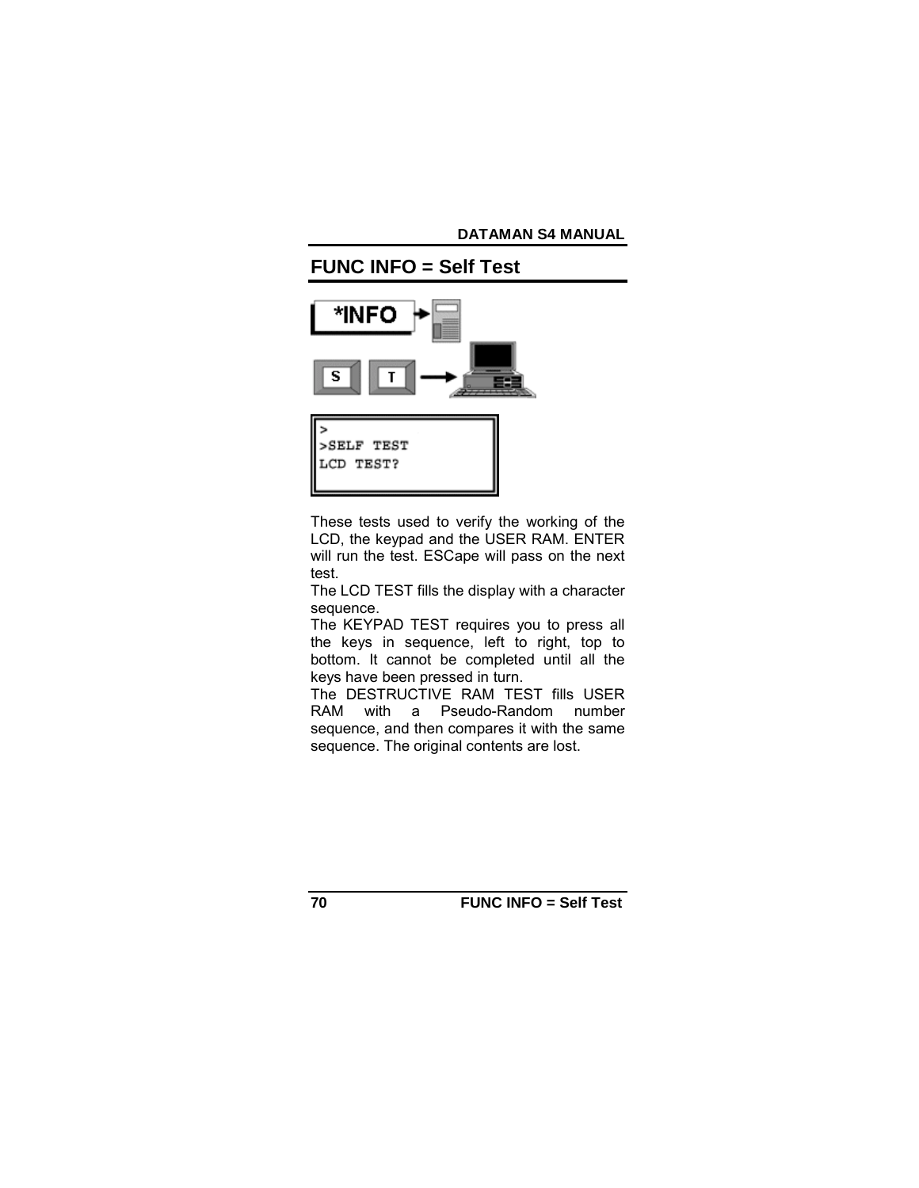## FUNC INFO = Self Test

*INFO

S T

```
>
>SELF TEST
LCD TEST?
```

These tests used to verify the working of the LCD, the keypad and the USER RAM. ENTER will run the test. ESCape will pass on the next test.

The LCD TEST fills the display with a character sequence.

The KEYPAD TEST requires you to press all the keys in sequence, left to right, top to bottom. It cannot be completed until all the keys have been pressed in turn.

The DESTRUCTIVE RAM TEST fills USER RAM with a Pseudo-Random number sequence, and then compares it with the same sequence. The original contents are lost.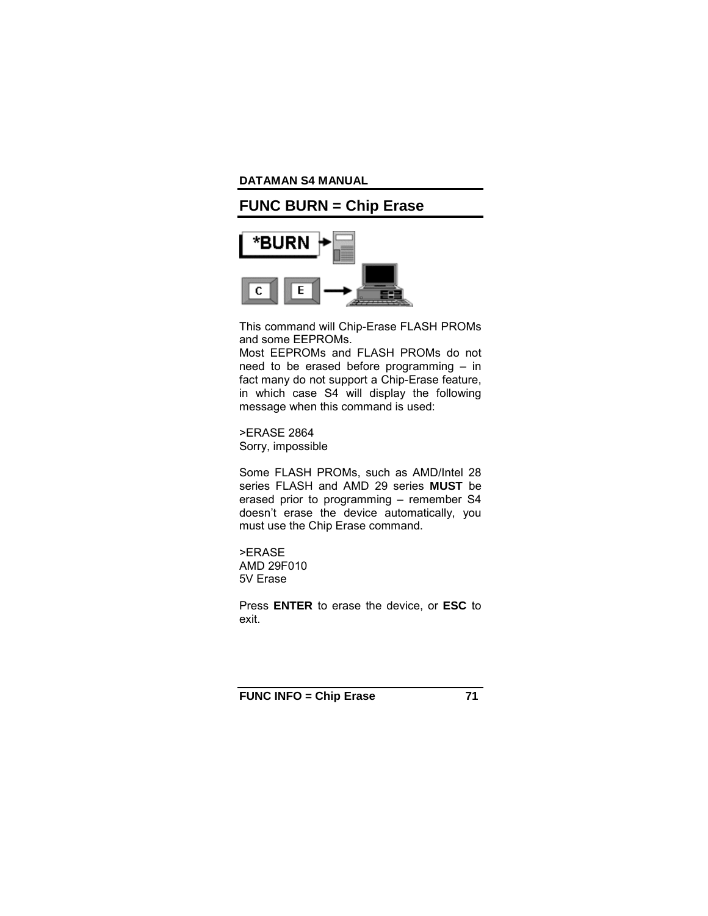## FUNC BURN = Chip Erase

This command will Chip-Erase FLASH PROMs and some EEPROMs.

Most EEPROMs and FLASH PROMs do not need to be erased before programming – in fact many do not support a Chip-Erase feature, in which case S4 will display the following message when this command is used:

```
>ERASE 2864
Sorry, impossible
```

Some FLASH PROMs, such as AMD/Intel 28 series FLASH and AMD 29 series **MUST** be erased prior to programming – remember S4 doesn't erase the device automatically, you must use the Chip Erase command.

```
>ERASE
AMD 29F010
5V Erase
```

Press **ENTER** to erase the device, or **ESC** to exit.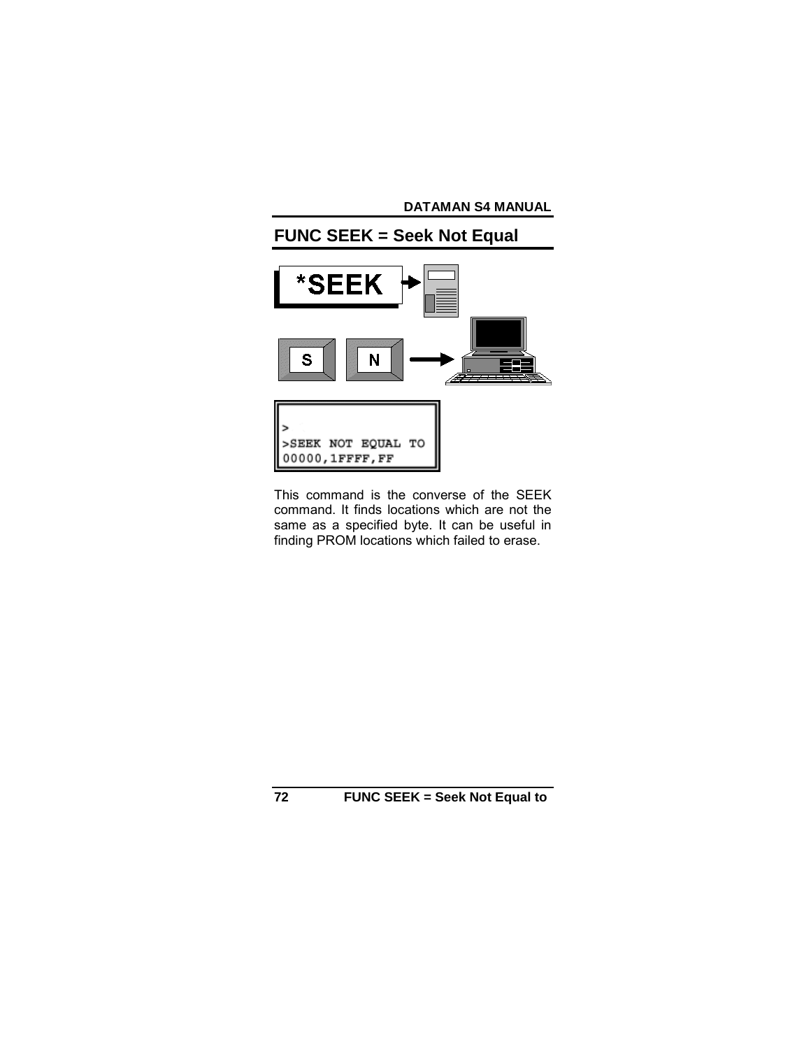## FUNC SEEK = Seek Not Equal

*SEEK

S N

```
>
>SEEK NOT EQUAL TO
00000,1FFFF,FF
```

This command is the converse of the SEEK command. It finds locations which are not the same as a specified byte. It can be useful in finding PROM locations which failed to erase.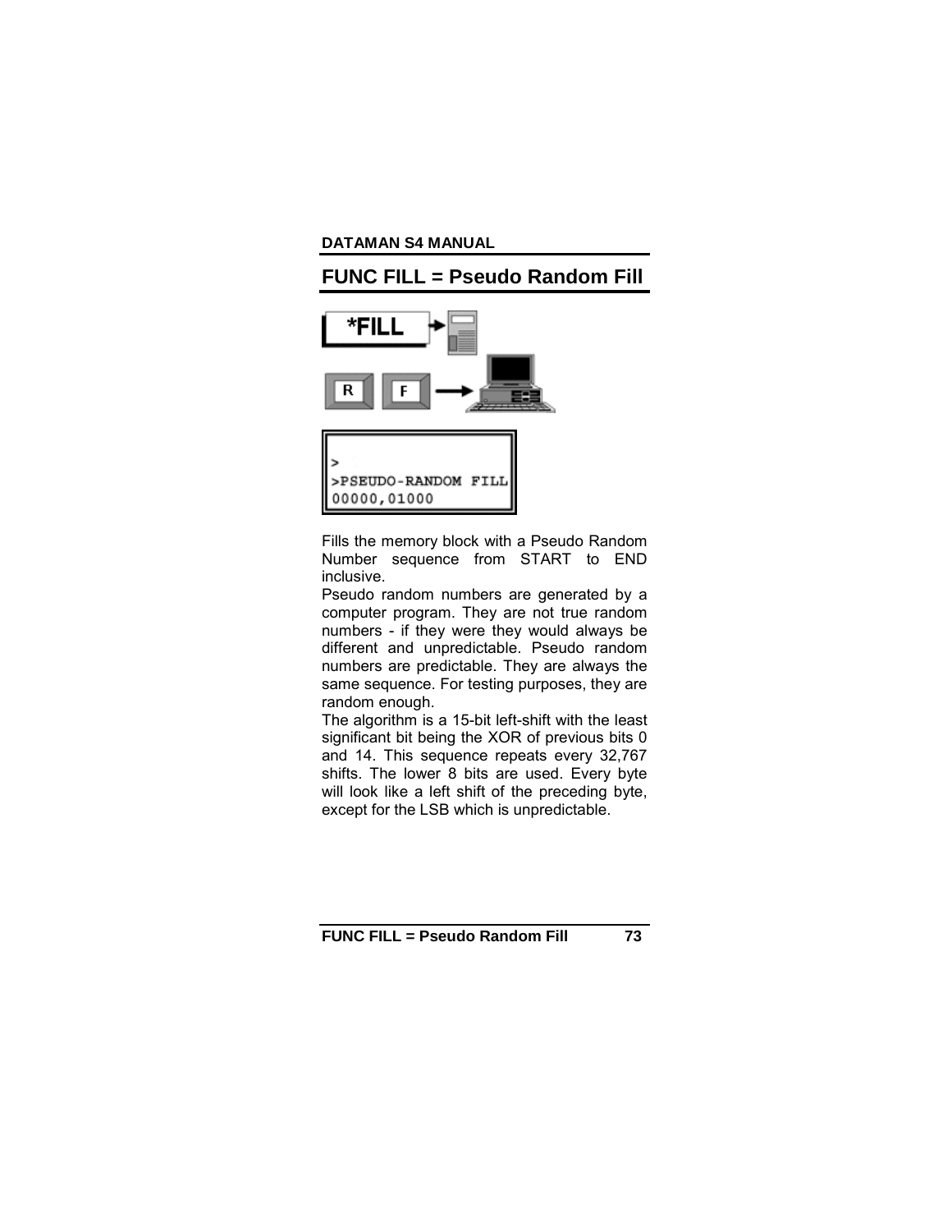## FUNC FILL = Pseudo Random Fill

*FILL

R F

```
>
>PSEUDO-RANDOM FILL
00000,01000
```

Fills the memory block with a Pseudo Random Number sequence from START to END inclusive.

Pseudo random numbers are generated by a computer program. They are not true random numbers - if they were they would always be different and unpredictable. Pseudo random numbers are predictable. They are always the same sequence. For testing purposes, they are random enough.

The algorithm is a 15-bit left-shift with the least significant bit being the XOR of previous bits 0 and 14. This sequence repeats every 32,767 shifts. The lower 8 bits are used. Every byte will look like a left shift of the preceding byte, except for the LSB which is unpredictable.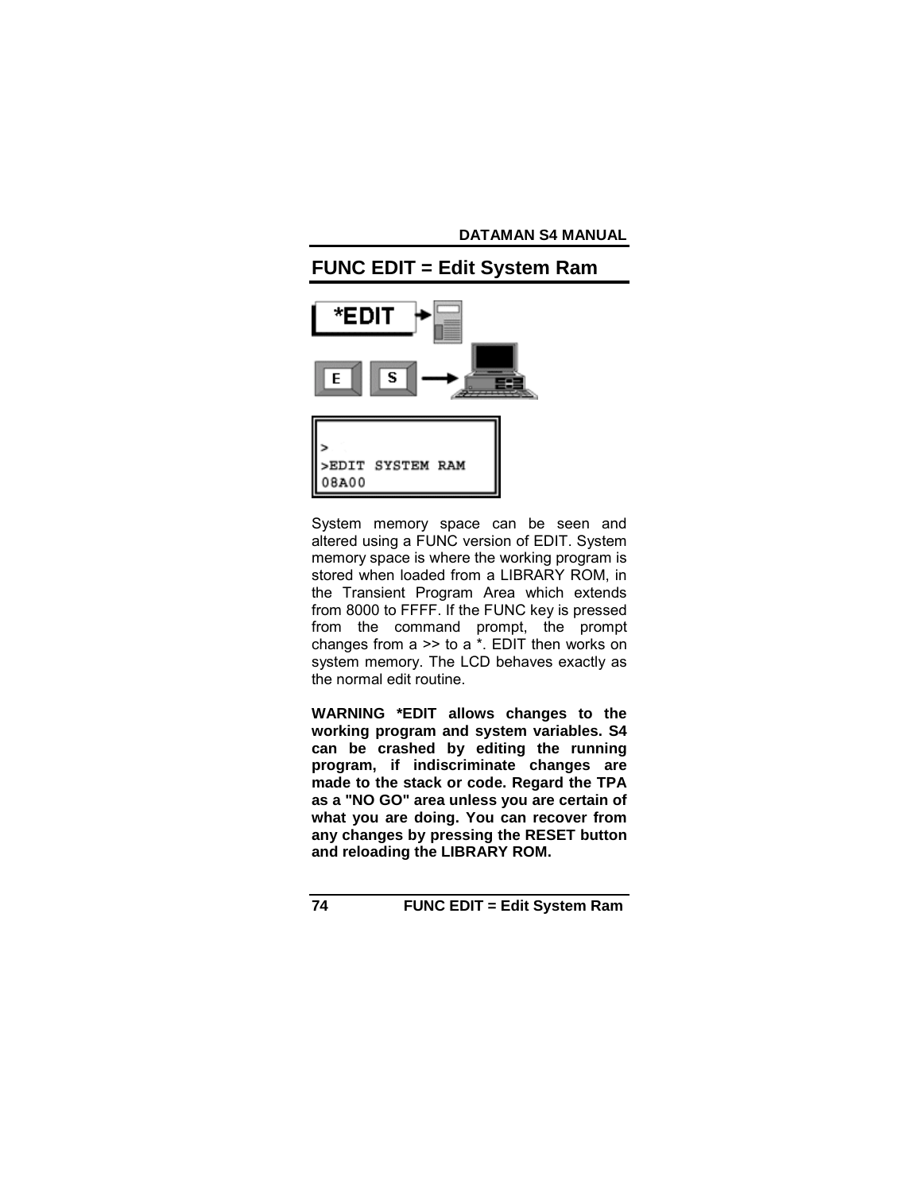## FUNC EDIT = Edit System Ram

```
>
>EDIT SYSTEM RAM
08A00
```

System memory space can be seen and altered using a FUNC version of EDIT. System memory space is where the working program is stored when loaded from a LIBRARY ROM, in the Transient Program Area which extends from 8000 to FFFF. If the FUNC key is pressed from the command prompt, the prompt changes from a >> to a *. EDIT then works on system memory. The LCD behaves exactly as the normal edit routine.

**WARNING *EDIT allows changes to the working program and system variables. S4 can be crashed by editing the running program, if indiscriminate changes are made to the stack or code. Regard the TPA as a "NO GO" area unless you are certain of what you are doing. You can recover from any changes by pressing the RESET button and reloading the LIBRARY ROM.**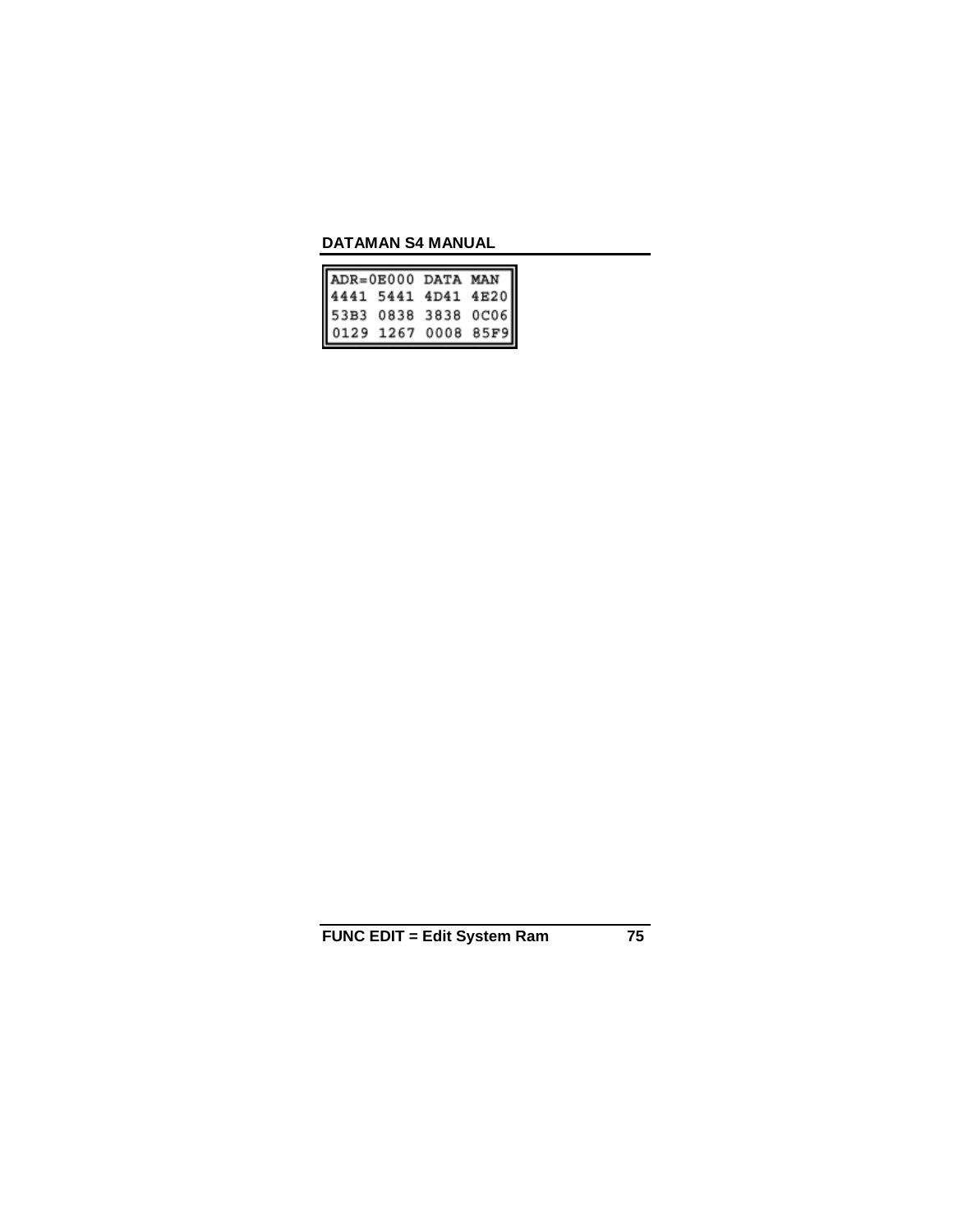```
ADR=0E000 DATA MAN
4441 5441 4D41 4E20
53B3 0838 3838 0C06
0129 1267 0008 85F9
```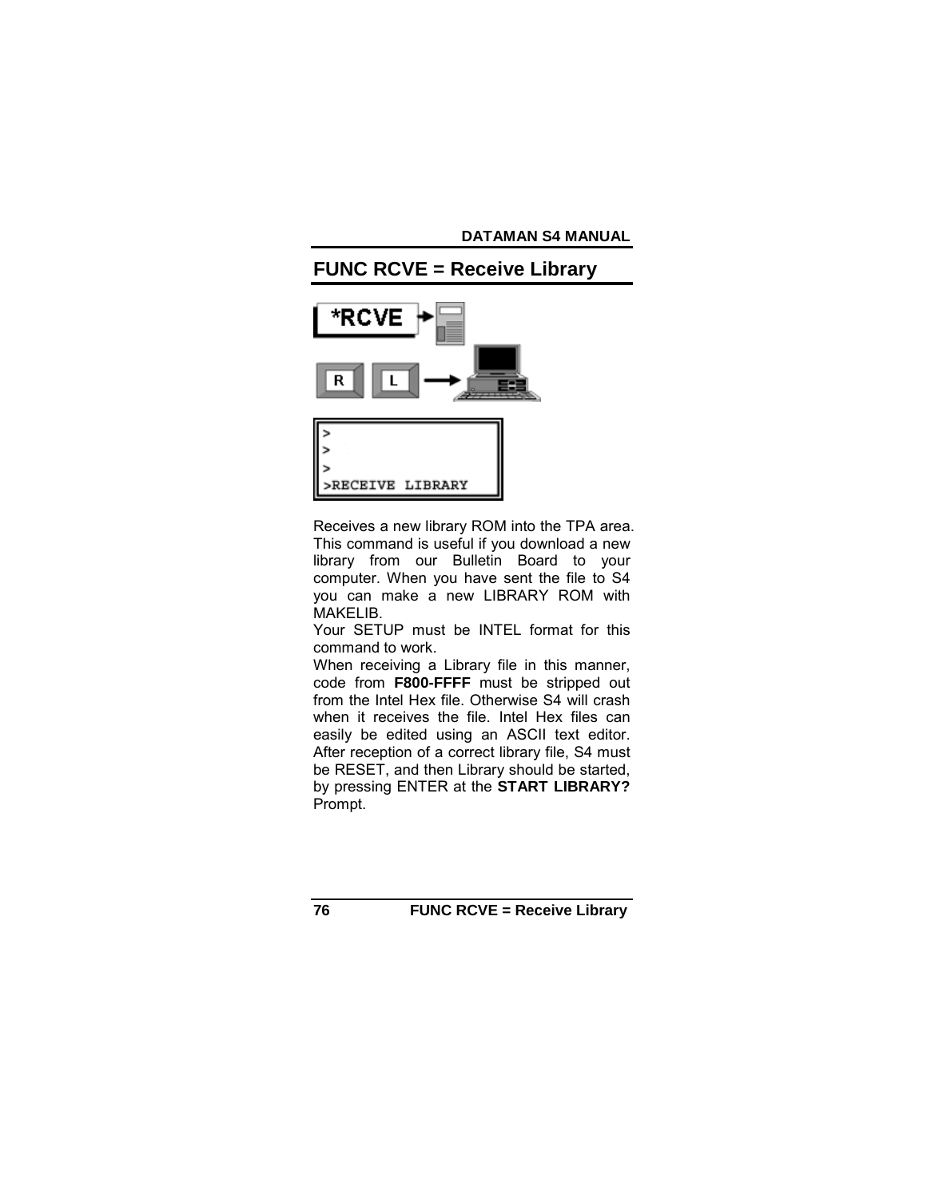## FUNC RCVE = Receive Library

```
>
>
>
>RECEIVE LIBRARY
```

Receives a new library ROM into the TPA area. This command is useful if you download a new library from our Bulletin Board to your computer. When you have sent the file to S4 you can make a new LIBRARY ROM with MAKELIB.

Your SETUP must be INTEL format for this command to work.

When receiving a Library file in this manner, code from **F800-FFFF** must be stripped out from the Intel Hex file. Otherwise S4 will crash when it receives the file. Intel Hex files can easily be edited using an ASCII text editor. After reception of a correct library file, S4 must be RESET, and then Library should be started, by pressing ENTER at the **START LIBRARY?** Prompt.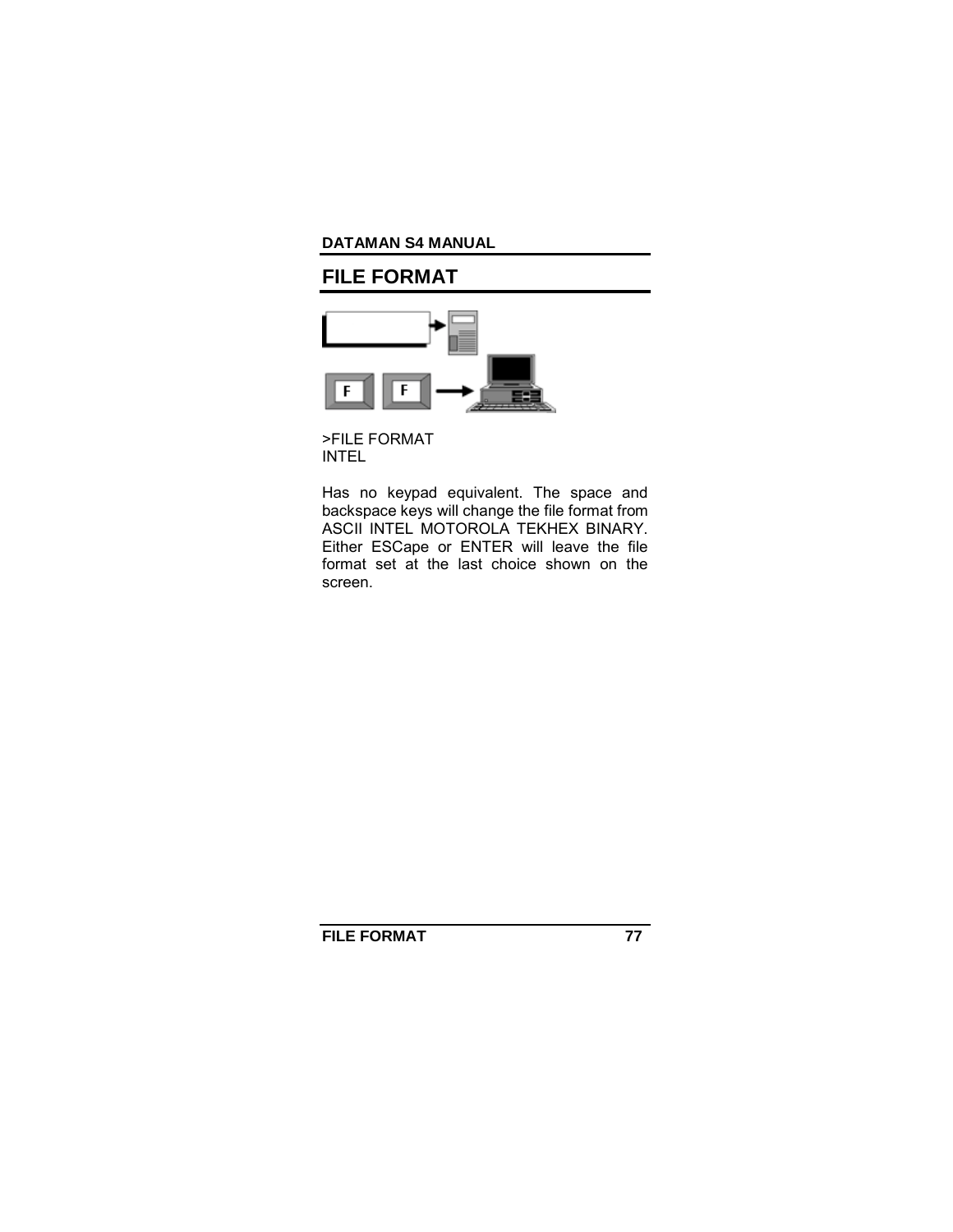# FILE FORMAT

```
>FILE FORMAT
INTEL
```

Has no keypad equivalent. The space and backspace keys will change the file format from ASCII INTEL MOTOROLA TEKHEX BINARY. Either ESCape or ENTER will leave the file format set at the last choice shown on the screen.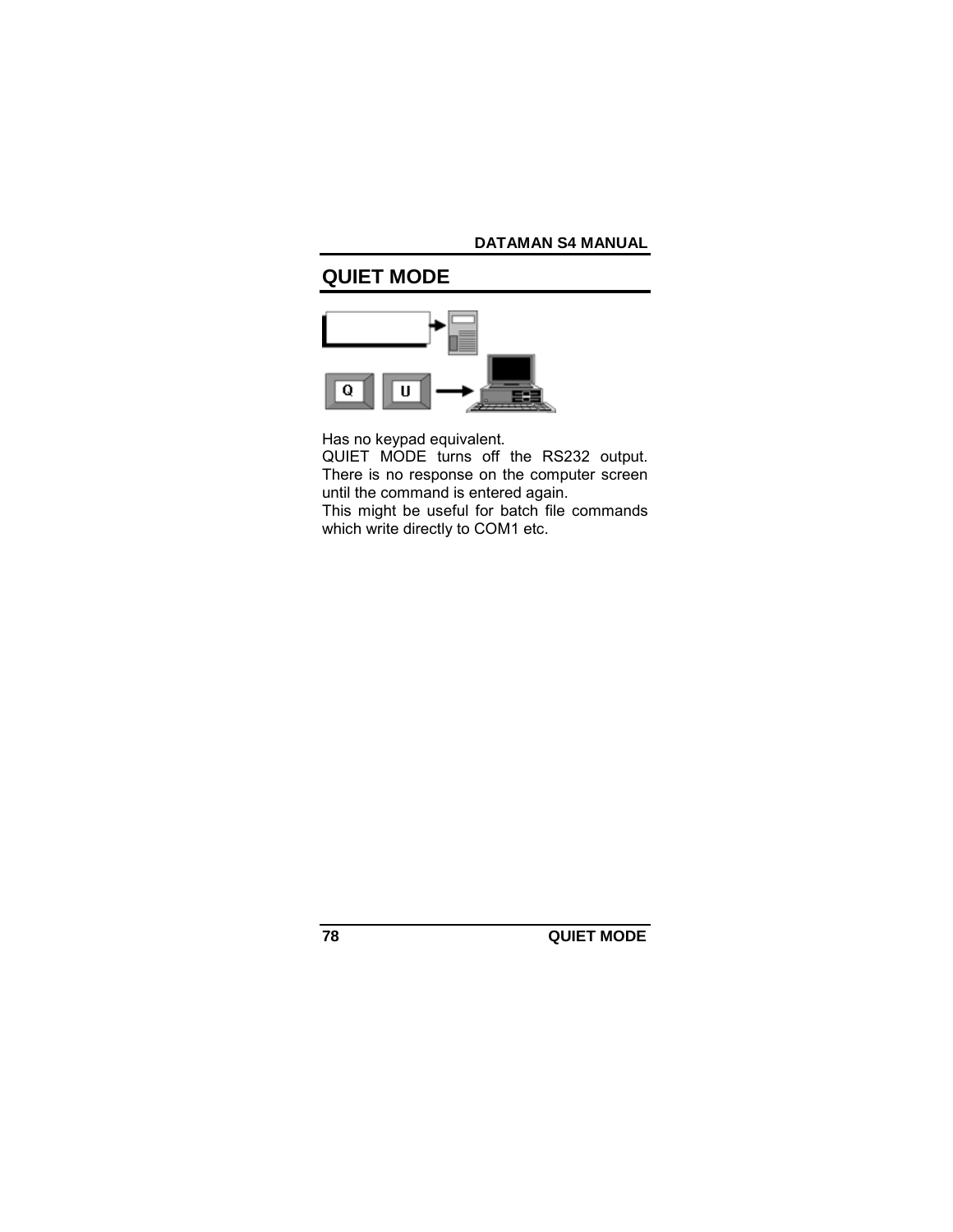# QUIET MODE

Has no keypad equivalent.

QUIET MODE turns off the RS232 output. There is no response on the computer screen until the command is entered again.

This might be useful for batch file commands which write directly to COM1 etc.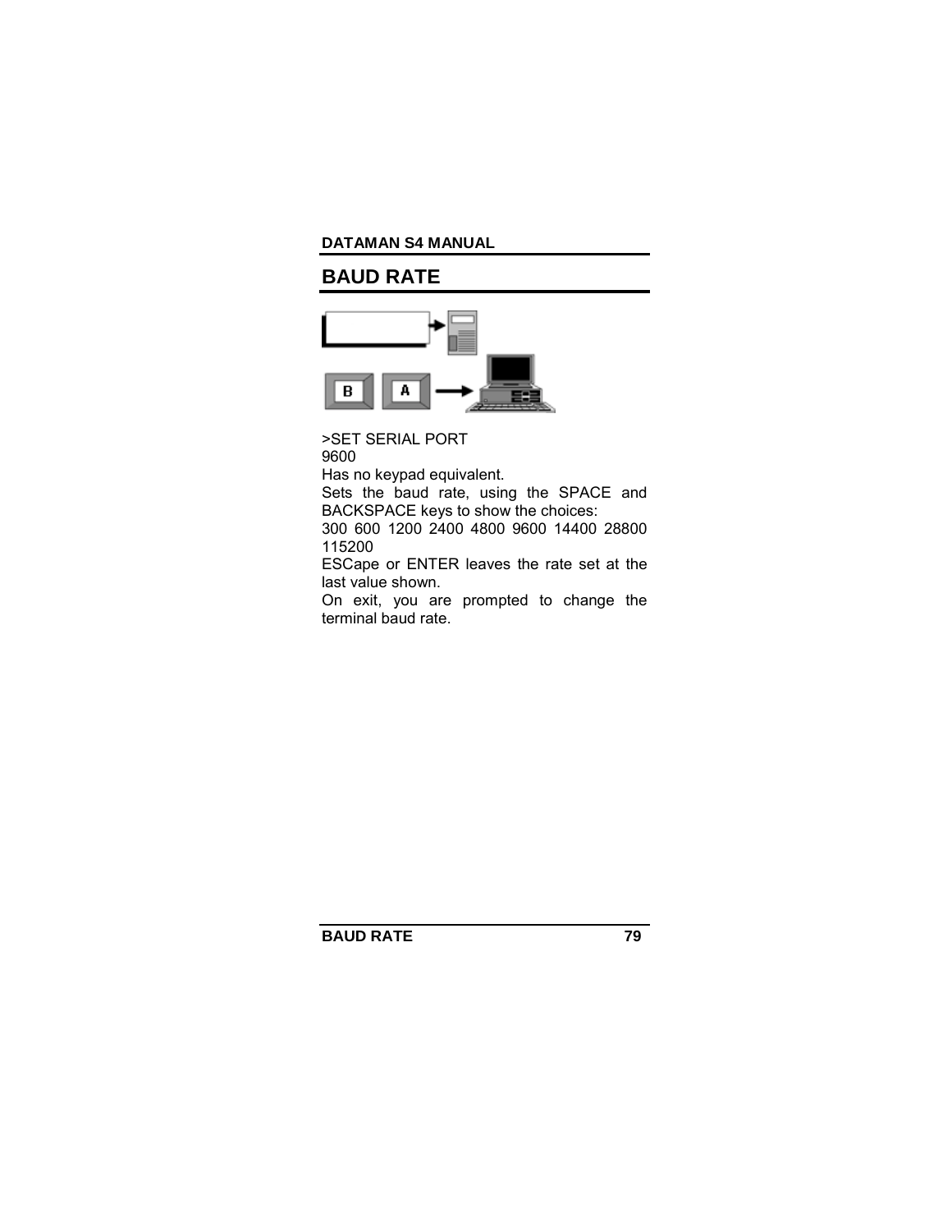## BAUD RATE

>SET SERIAL PORT
9600
Has no keypad equivalent.
Sets the baud rate, using the SPACE and BACKSPACE keys to show the choices:
300 600 1200 2400 4800 9600 14400 28800 115200
ESCape or ENTER leaves the rate set at the last value shown.
On exit, you are prompted to change the terminal baud rate.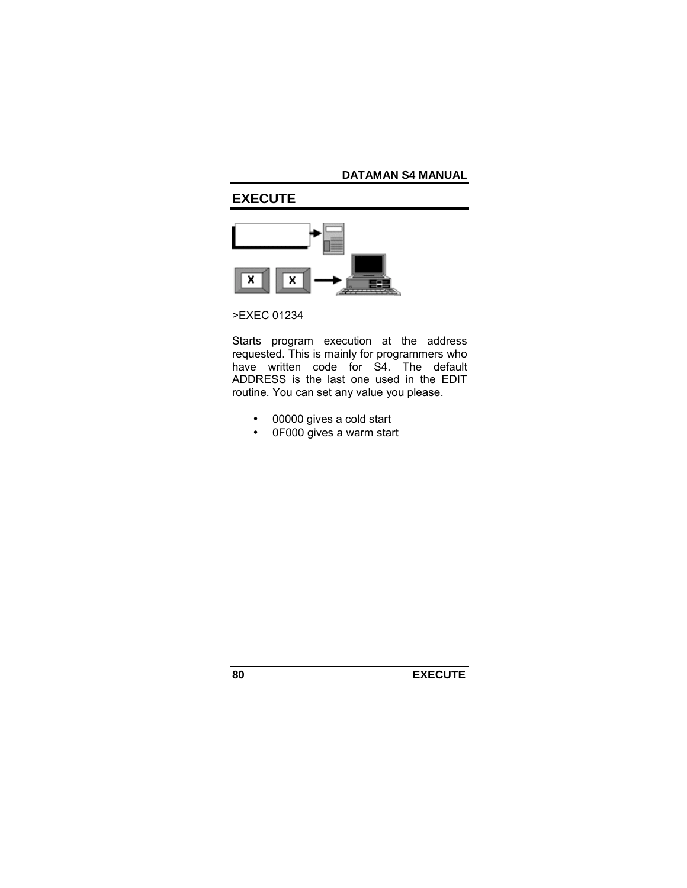# EXECUTE

>EXEC 01234

Starts program execution at the address requested. This is mainly for programmers who have written code for S4. The default ADDRESS is the last one used in the EDIT routine. You can set any value you please.

- 00000 gives a cold start
- 0F000 gives a warm start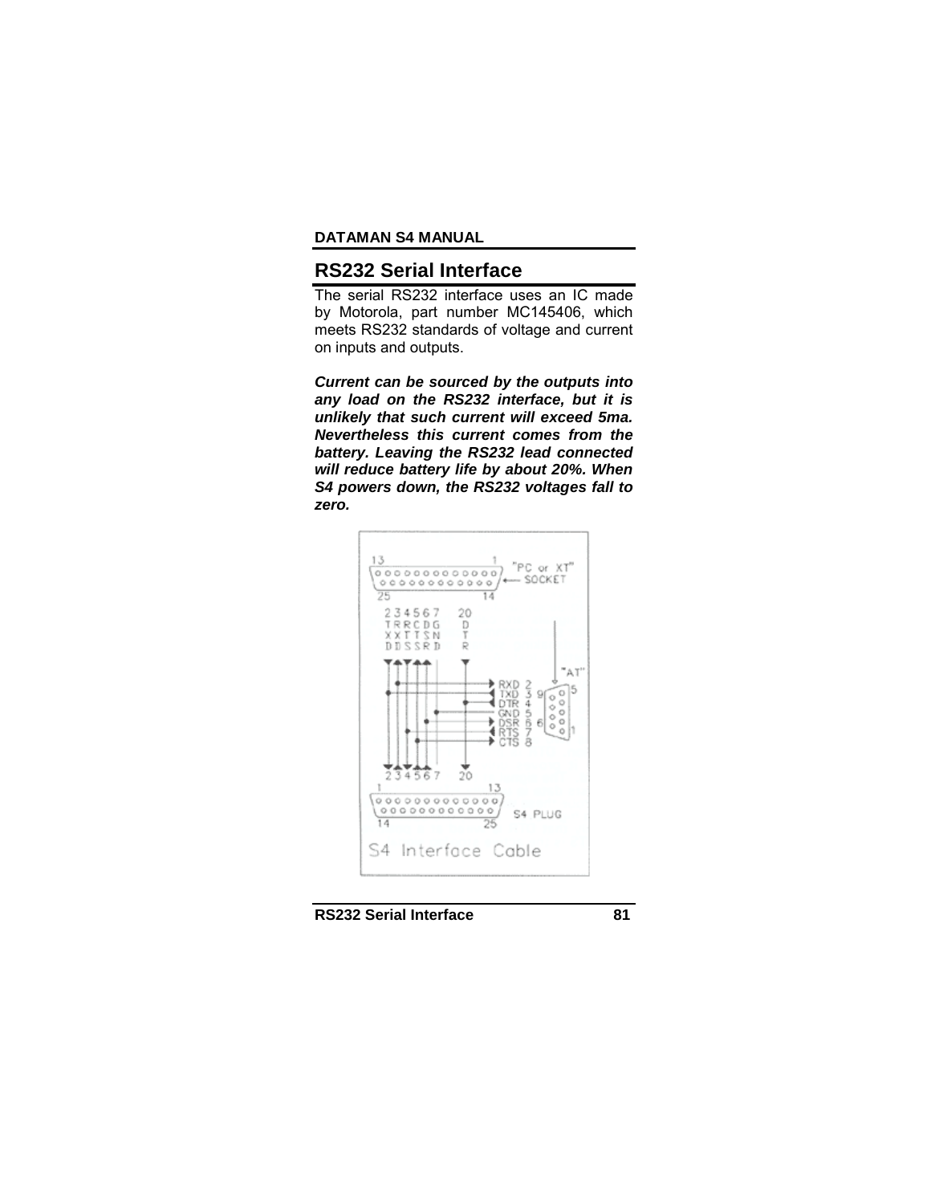## RS232 Serial Interface

The serial RS232 interface uses an IC made by Motorola, part number MC145406, which meets RS232 standards of voltage and current on inputs and outputs.

***Current can be sourced by the outputs into any load on the RS232 interface, but it is unlikely that such current will exceed 5ma. Nevertheless this current comes from the battery. Leaving the RS232 lead connected will reduce battery life by about 20%. When S4 powers down, the RS232 voltages fall to zero.***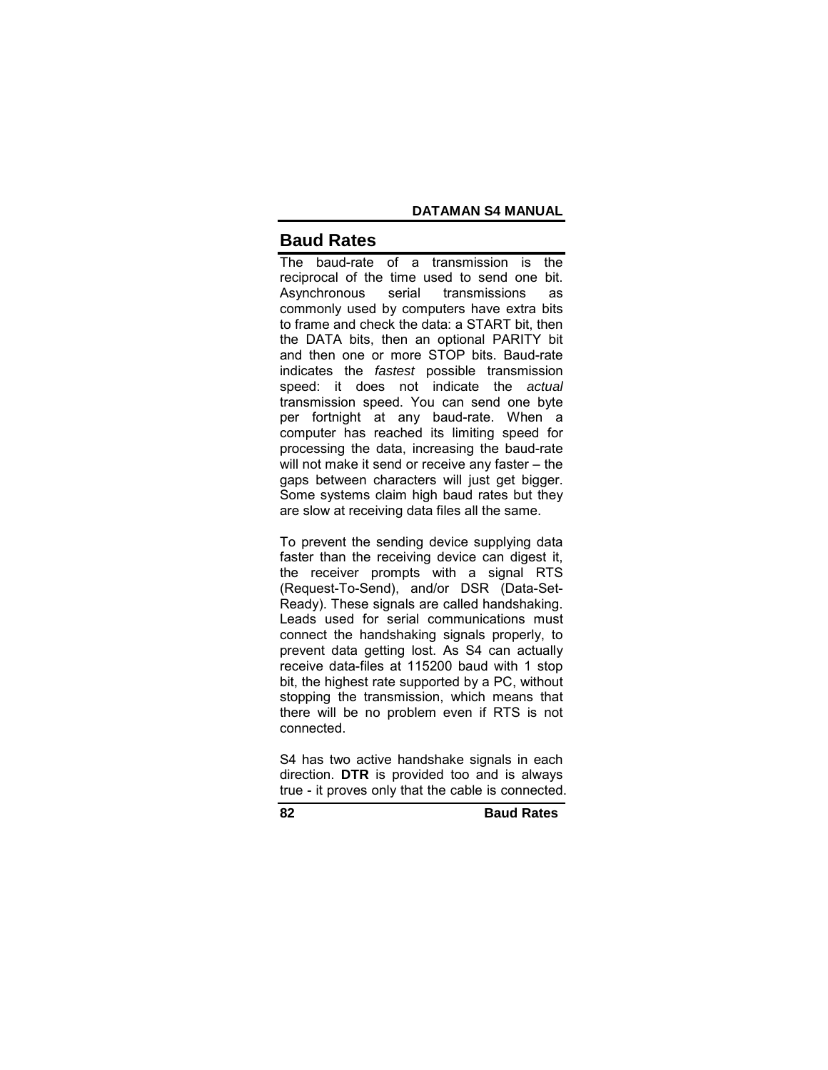## Baud Rates

The baud-rate of a transmission is the reciprocal of the time used to send one bit. Asynchronous serial transmissions as commonly used by computers have extra bits to frame and check the data: a START bit, then the DATA bits, then an optional PARITY bit and then one or more STOP bits. Baud-rate indicates the *fastest* possible transmission speed: it does not indicate the *actual* transmission speed. You can send one byte per fortnight at any baud-rate. When a computer has reached its limiting speed for processing the data, increasing the baud-rate will not make it send or receive any faster – the gaps between characters will just get bigger. Some systems claim high baud rates but they are slow at receiving data files all the same.

To prevent the sending device supplying data faster than the receiving device can digest it, the receiver prompts with a signal RTS (Request-To-Send), and/or DSR (Data-Set-Ready). These signals are called handshaking. Leads used for serial communications must connect the handshaking signals properly, to prevent data getting lost. As S4 can actually receive data-files at 115200 baud with 1 stop bit, the highest rate supported by a PC, without stopping the transmission, which means that there will be no problem even if RTS is not connected.

S4 has two active handshake signals in each direction. **DTR** is provided too and is always true - it proves only that the cable is connected.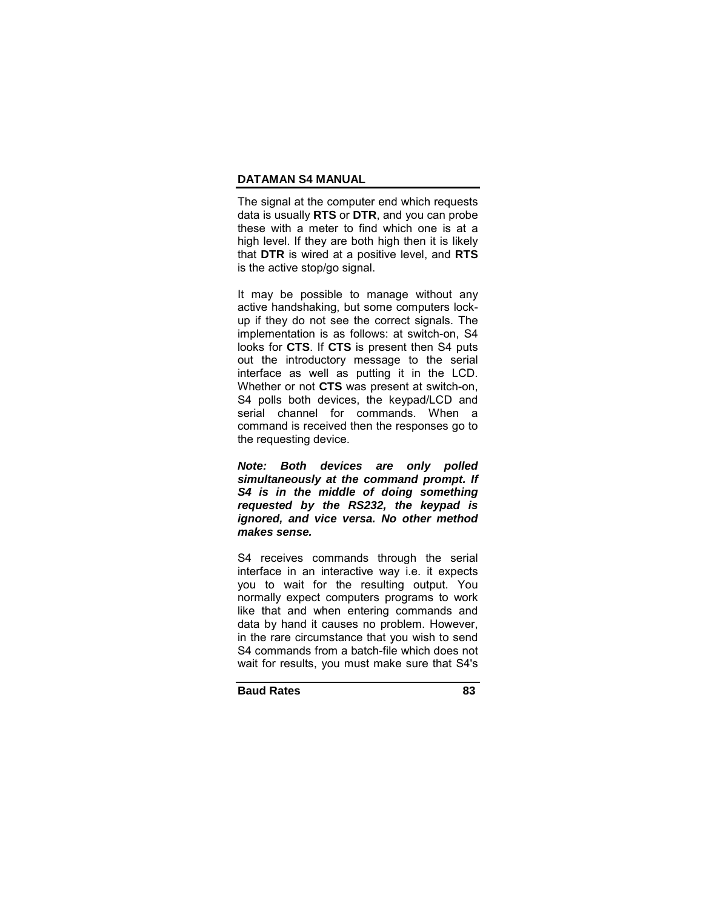The signal at the computer end which requests data is usually **RTS** or **DTR**, and you can probe these with a meter to find which one is at a high level. If they are both high then it is likely that **DTR** is wired at a positive level, and **RTS** is the active stop/go signal.

It may be possible to manage without any active handshaking, but some computers lock-up if they do not see the correct signals. The implementation is as follows: at switch-on, S4 looks for **CTS**. If **CTS** is present then S4 puts out the introductory message to the serial interface as well as putting it in the LCD. Whether or not **CTS** was present at switch-on, S4 polls both devices, the keypad/LCD and serial channel for commands. When a command is received then the responses go to the requesting device.

***Note: Both devices are only polled simultaneously at the command prompt. If S4 is in the middle of doing something requested by the RS232, the keypad is ignored, and vice versa. No other method makes sense.***

S4 receives commands through the serial interface in an interactive way i.e. it expects you to wait for the resulting output. You normally expect computers programs to work like that and when entering commands and data by hand it causes no problem. However, in the rare circumstance that you wish to send S4 commands from a batch-file which does not wait for results, you must make sure that S4's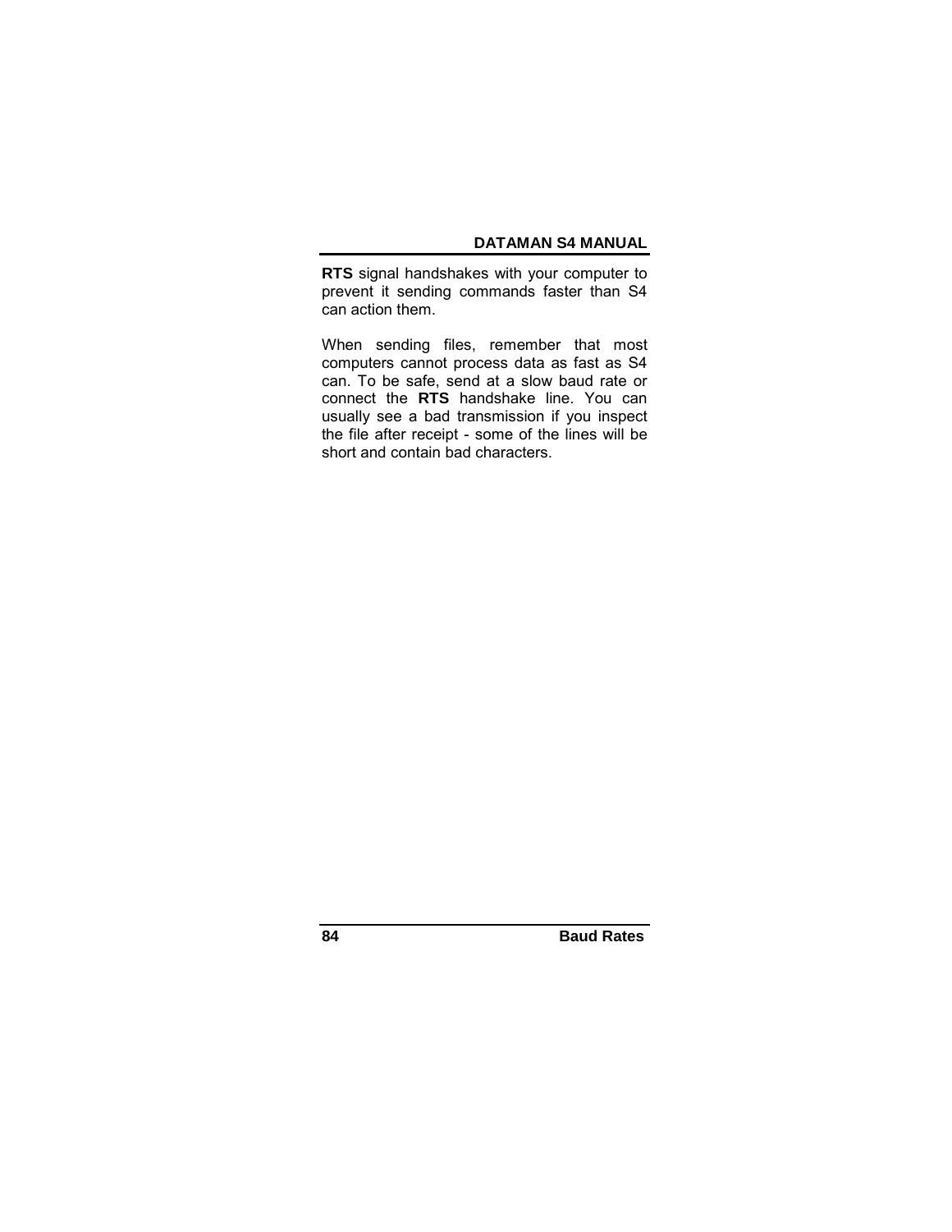**RTS** signal handshakes with your computer to prevent it sending commands faster than S4 can action them.

When sending files, remember that most computers cannot process data as fast as S4 can. To be safe, send at a slow baud rate or connect the **RTS** handshake line. You can usually see a bad transmission if you inspect the file after receipt - some of the lines will be short and contain bad characters.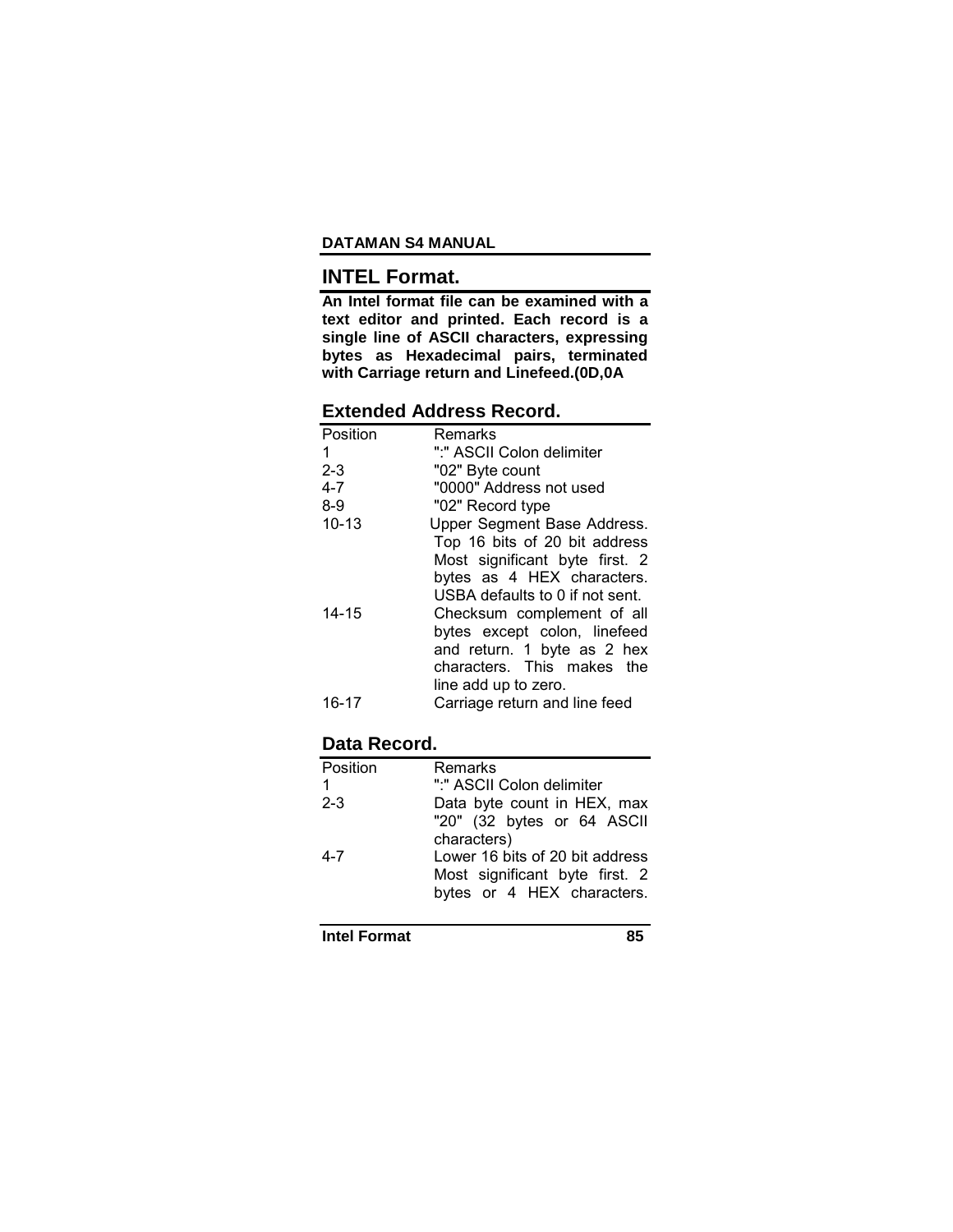## INTEL Format.

**An Intel format file can be examined with a text editor and printed. Each record is a single line of ASCII characters, expressing bytes as Hexadecimal pairs, terminated with Carriage return and Linefeed.(0D,0A**

### Extended Address Record.

| Position | Remarks |
|---|---|
| 1 | ":" ASCII Colon delimiter |
| 2-3 | "02" Byte count |
| 4-7 | "0000" Address not used |
| 8-9 | "02" Record type |
| 10-13 | Upper Segment Base Address. Top 16 bits of 20 bit address Most significant byte first. 2 bytes as 4 HEX characters. USBA defaults to 0 if not sent. |
| 14-15 | Checksum complement of all bytes except colon, linefeed and return. 1 byte as 2 hex characters. This makes the line add up to zero. |
| 16-17 | Carriage return and line feed |

### Data Record.

| Position | Remarks |
|---|---|
| 1 | ":" ASCII Colon delimiter |
| 2-3 | Data byte count in HEX, max "20" (32 bytes or 64 ASCII characters) |
| 4-7 | Lower 16 bits of 20 bit address Most significant byte first. 2 bytes or 4 HEX characters. |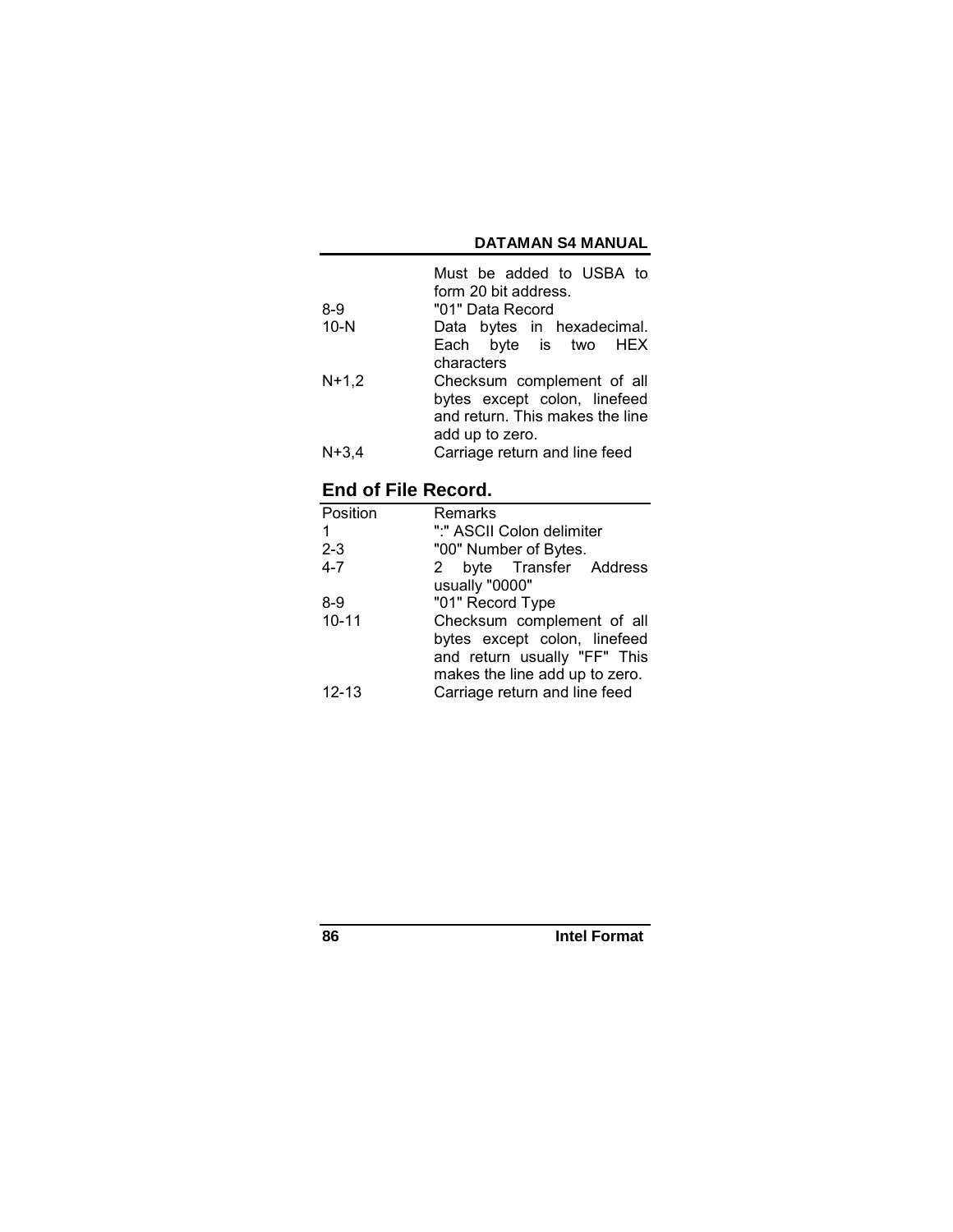| | |
|---|---|
| | Must be added to USBA to form 20 bit address. |
| 8-9 | "01" Data Record |
| 10-N | Data bytes in hexadecimal. Each byte is two HEX characters |
| N+1,2 | Checksum complement of all bytes except colon, linefeed and return. This makes the line add up to zero. |
| N+3,4 | Carriage return and line feed |

## End of File Record.

| Position | Remarks |
|---|---|
| 1 | ":" ASCII Colon delimiter |
| 2-3 | "00" Number of Bytes. |
| 4-7 | 2 byte Transfer Address usually "0000" |
| 8-9 | "01" Record Type |
| 10-11 | Checksum complement of all bytes except colon, linefeed and return usually "FF" This makes the line add up to zero. |
| 12-13 | Carriage return and line feed |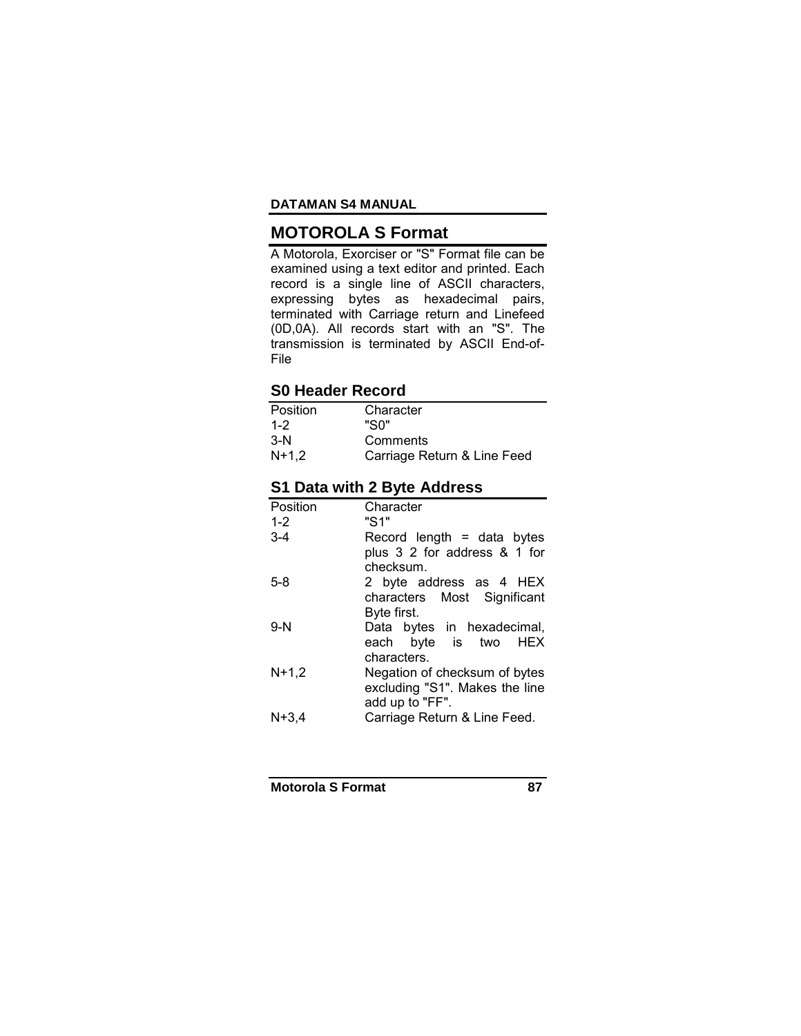## MOTOROLA S Format

A Motorola, Exorciser or "S" Format file can be examined using a text editor and printed. Each record is a single line of ASCII characters, expressing bytes as hexadecimal pairs, terminated with Carriage return and Linefeed (0D,0A). All records start with an "S". The transmission is terminated by ASCII End-of-File

### S0 Header Record

| Position | Character |
|---|---|
| 1-2 | "S0" |
| 3-N | Comments |
| N+1,2 | Carriage Return & Line Feed |

### S1 Data with 2 Byte Address

| Position | Character |
|---|---|
| 1-2 | "S1" |
| 3-4 | Record length = data bytes plus 3 2 for address & 1 for checksum. |
| 5-8 | 2 byte address as 4 HEX characters Most Significant Byte first. |
| 9-N | Data bytes in hexadecimal, each byte is two HEX characters. |
| N+1,2 | Negation of checksum of bytes excluding "S1". Makes the line add up to "FF". |
| N+3,4 | Carriage Return & Line Feed. |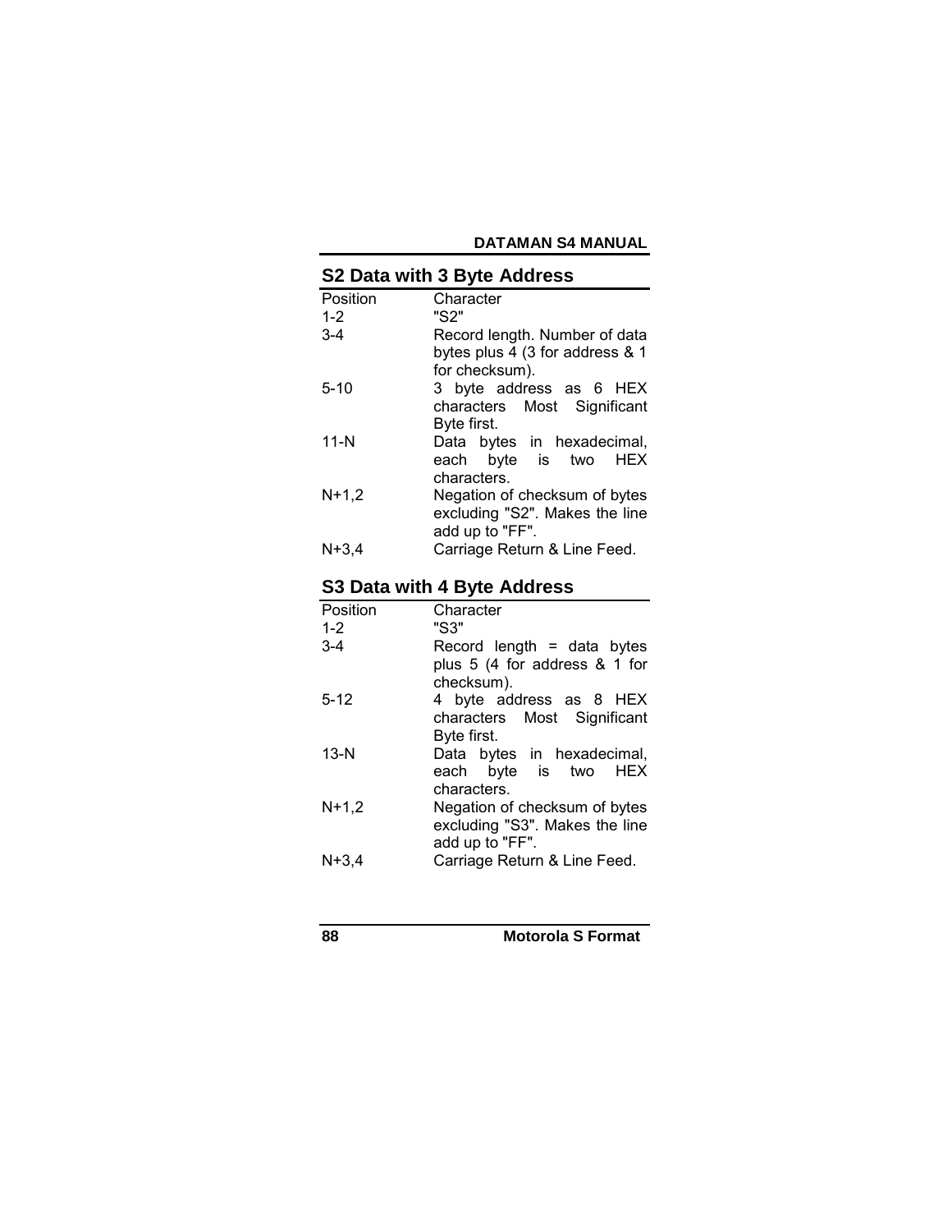## S2 Data with 3 Byte Address

| Position | Character |
|---|---|
| 1-2 | "S2" |
| 3-4 | Record length. Number of data bytes plus 4 (3 for address & 1 for checksum). |
| 5-10 | 3 byte address as 6 HEX characters Most Significant Byte first. |
| 11-N | Data bytes in hexadecimal, each byte is two HEX characters. |
| N+1,2 | Negation of checksum of bytes excluding "S2". Makes the line add up to "FF". |
| N+3,4 | Carriage Return & Line Feed. |

## S3 Data with 4 Byte Address

| Position | Character |
|---|---|
| 1-2 | "S3" |
| 3-4 | Record length = data bytes plus 5 (4 for address & 1 for checksum). |
| 5-12 | 4 byte address as 8 HEX characters Most Significant Byte first. |
| 13-N | Data bytes in hexadecimal, each byte is two HEX characters. |
| N+1,2 | Negation of checksum of bytes excluding "S3". Makes the line add up to "FF". |
| N+3,4 | Carriage Return & Line Feed. |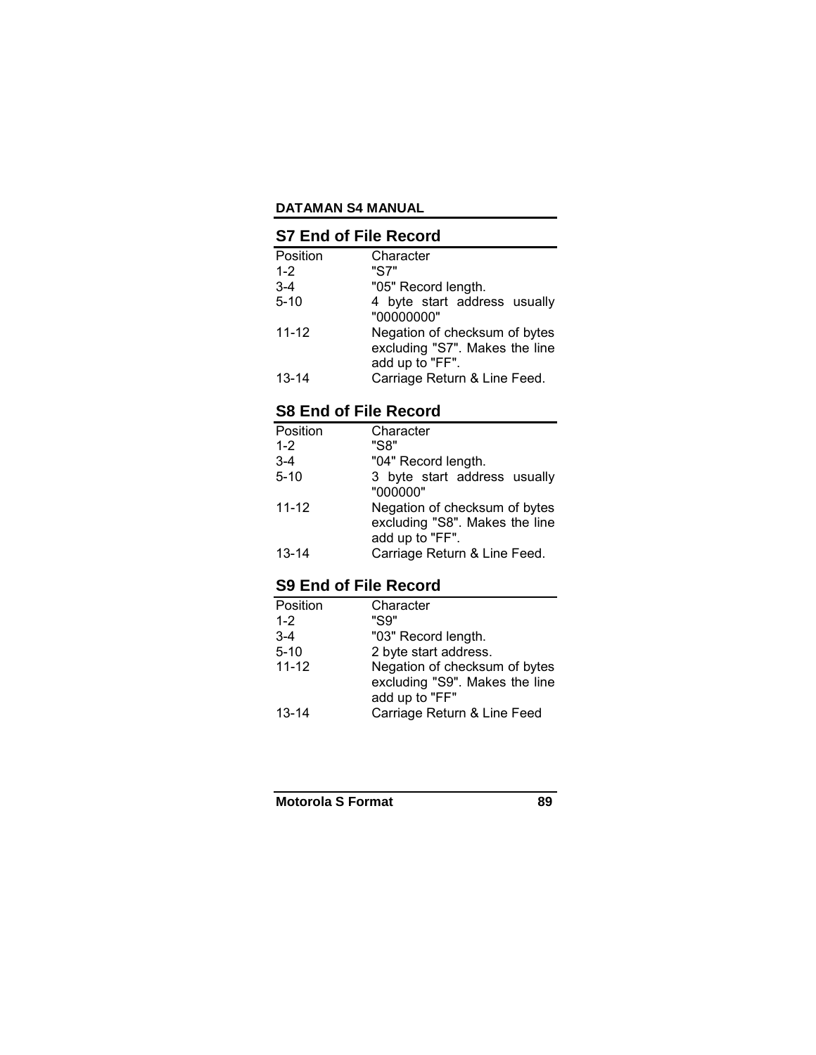## S7 End of File Record

| Position | Character |
|---|---|
| 1-2 | "S7" |
| 3-4 | "05" Record length. |
| 5-10 | 4 byte start address usually "00000000" |
| 11-12 | Negation of checksum of bytes excluding "S7". Makes the line add up to "FF". |
| 13-14 | Carriage Return & Line Feed. |

## S8 End of File Record

| Position | Character |
|---|---|
| 1-2 | "S8" |
| 3-4 | "04" Record length. |
| 5-10 | 3 byte start address usually "000000" |
| 11-12 | Negation of checksum of bytes excluding "S8". Makes the line add up to "FF". |
| 13-14 | Carriage Return & Line Feed. |

## S9 End of File Record

| Position | Character |
|---|---|
| 1-2 | "S9" |
| 3-4 | "03" Record length. |
| 5-10 | 2 byte start address. |
| 11-12 | Negation of checksum of bytes excluding "S9". Makes the line add up to "FF" |
| 13-14 | Carriage Return & Line Feed |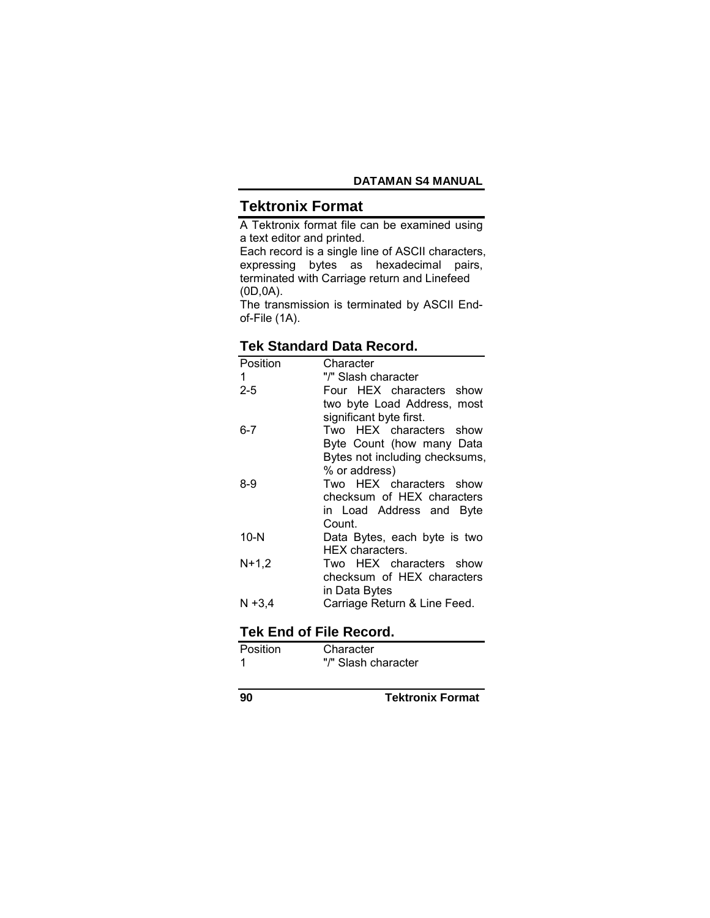## Tektronix Format

A Tektronix format file can be examined using a text editor and printed.

Each record is a single line of ASCII characters, expressing bytes as hexadecimal pairs, terminated with Carriage return and Linefeed (0D,0A).

The transmission is terminated by ASCII End-of-File (1A).

### Tek Standard Data Record.

| Position | Character |
|---|---|
| 1 | "/" Slash character |
| 2-5 | Four HEX characters show two byte Load Address, most significant byte first. |
| 6-7 | Two HEX characters show Byte Count (how many Data Bytes not including checksums, % or address) |
| 8-9 | Two HEX characters show checksum of HEX characters in Load Address and Byte Count. |
| 10-N | Data Bytes, each byte is two HEX characters. |
| N+1,2 | Two HEX characters show checksum of HEX characters in Data Bytes |
| N +3,4 | Carriage Return & Line Feed. |

### Tek End of File Record.

| Position | Character |
|---|---|
| 1 | "/" Slash character |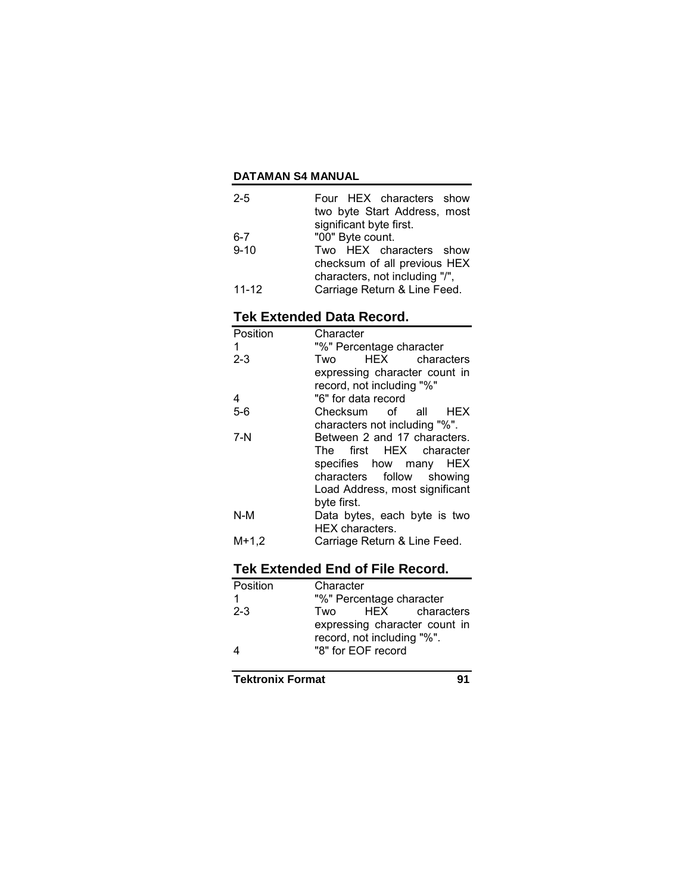| | |
|---|---|
| 2-5 | Four HEX characters show two byte Start Address, most significant byte first. |
| 6-7 | "00" Byte count. |
| 9-10 | Two HEX characters show checksum of all previous HEX characters, not including "/", |
| 11-12 | Carriage Return & Line Feed. |

## Tek Extended Data Record.

| Position | Character |
|---|---|
| 1 | "%" Percentage character |
| 2-3 | Two HEX characters expressing character count in record, not including "%" |
| 4 | "6" for data record |
| 5-6 | Checksum of all HEX characters not including "%". |
| 7-N | Between 2 and 17 characters. The first HEX character specifies how many HEX characters follow showing Load Address, most significant byte first. |
| N-M | Data bytes, each byte is two HEX characters. |
| M+1,2 | Carriage Return & Line Feed. |

## Tek Extended End of File Record.

| Position | Character |
|---|---|
| 1 | "%" Percentage character |
| 2-3 | Two HEX characters expressing character count in record, not including "%". |
| 4 | "8" for EOF record |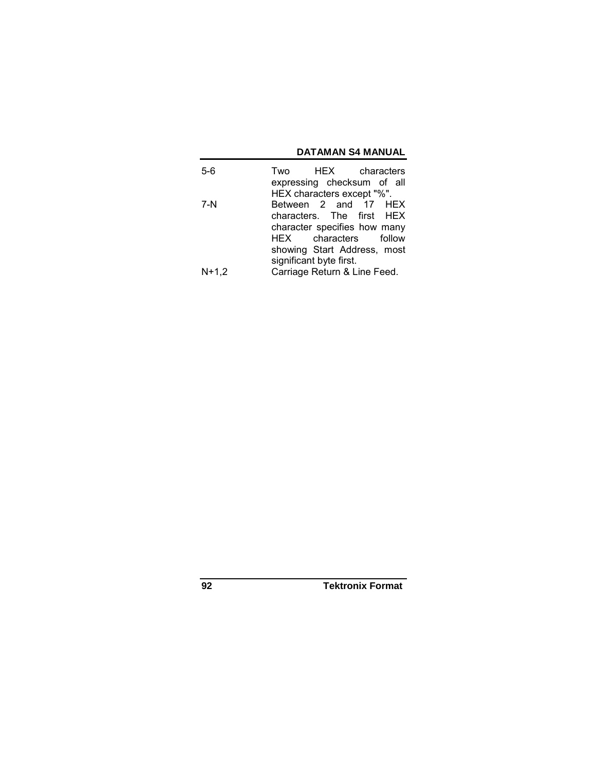| | |
|---|---|
| 5-6 | Two HEX characters expressing checksum of all HEX characters except "%". |
| 7-N | Between 2 and 17 HEX characters. The first HEX character specifies how many HEX characters follow showing Start Address, most significant byte first. |
| N+1,2 | Carriage Return & Line Feed. |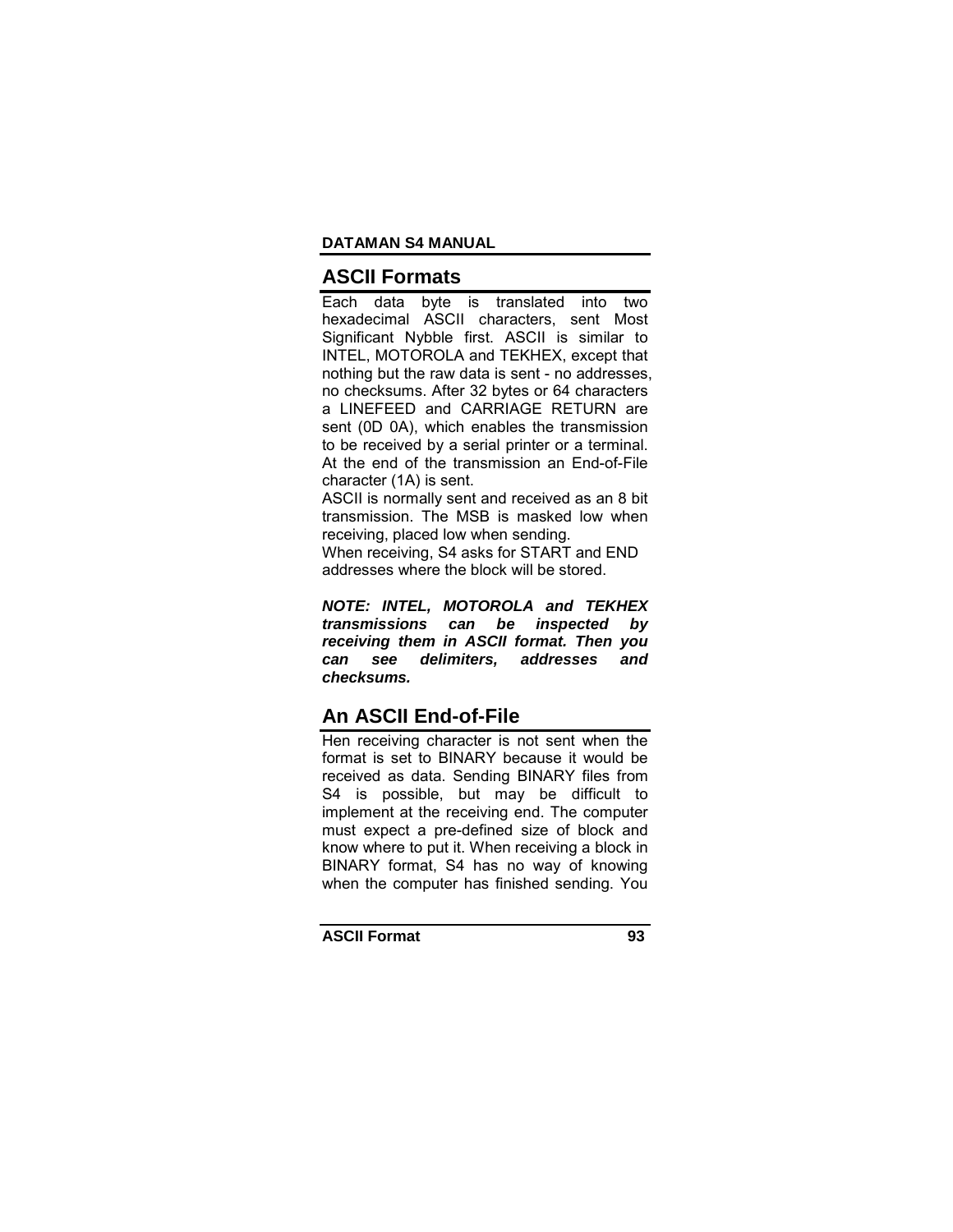## ASCII Formats

Each data byte is translated into two hexadecimal ASCII characters, sent Most Significant Nybble first. ASCII is similar to INTEL, MOTOROLA and TEKHEX, except that nothing but the raw data is sent - no addresses, no checksums. After 32 bytes or 64 characters a LINEFEED and CARRIAGE RETURN are sent (0D 0A), which enables the transmission to be received by a serial printer or a terminal. At the end of the transmission an End-of-File character (1A) is sent.

ASCII is normally sent and received as an 8 bit transmission. The MSB is masked low when receiving, placed low when sending.

When receiving, S4 asks for START and END addresses where the block will be stored.

***NOTE: INTEL, MOTOROLA and TEKHEX transmissions can be inspected by receiving them in ASCII format. Then you can see delimiters, addresses and checksums.***

## An ASCII End-of-File

Hen receiving character is not sent when the format is set to BINARY because it would be received as data. Sending BINARY files from S4 is possible, but may be difficult to implement at the receiving end. The computer must expect a pre-defined size of block and know where to put it. When receiving a block in BINARY format, S4 has no way of knowing when the computer has finished sending. You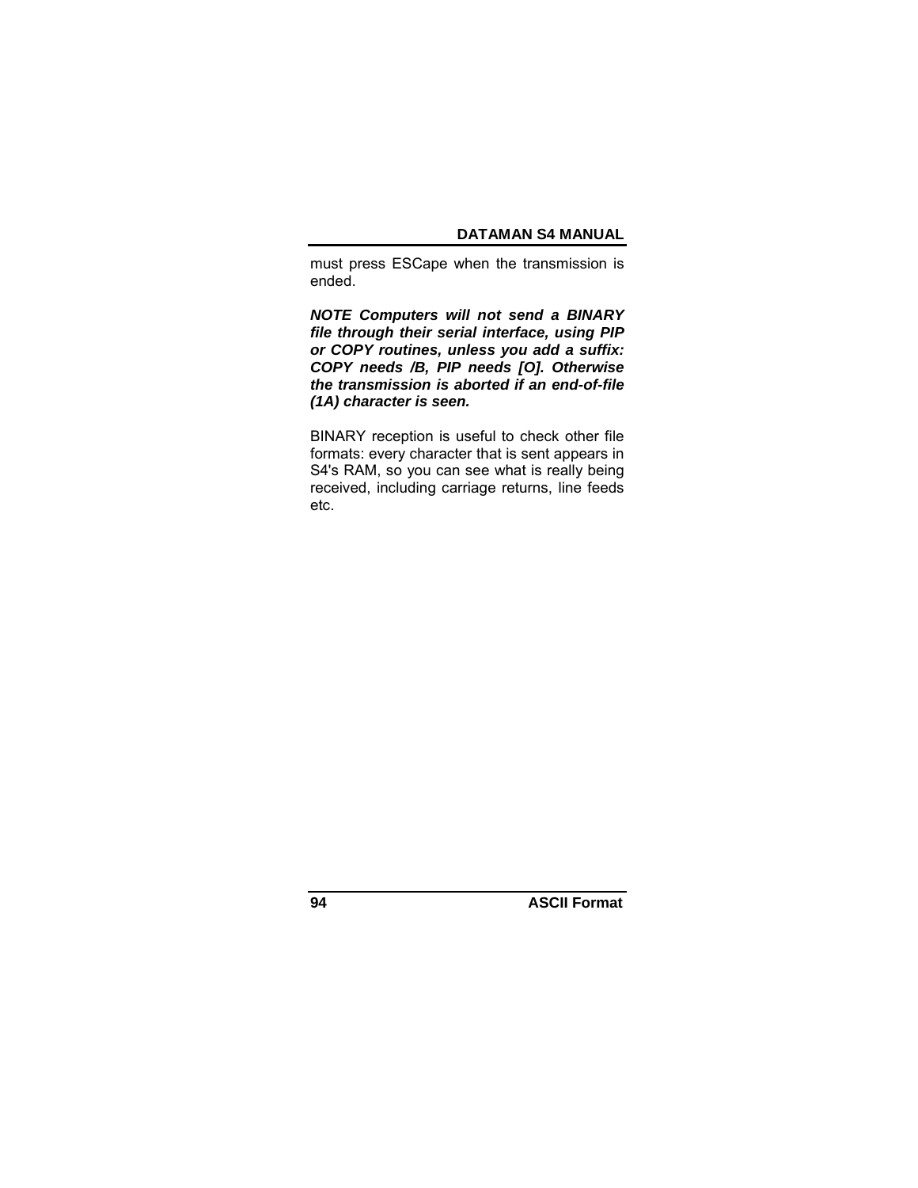must press ESCape when the transmission is ended.

***NOTE Computers will not send a BINARY file through their serial interface, using PIP or COPY routines, unless you add a suffix: COPY needs /B, PIP needs [O]. Otherwise the transmission is aborted if an end-of-file (1A) character is seen.***

BINARY reception is useful to check other file formats: every character that is sent appears in S4's RAM, so you can see what is really being received, including carriage returns, line feeds etc.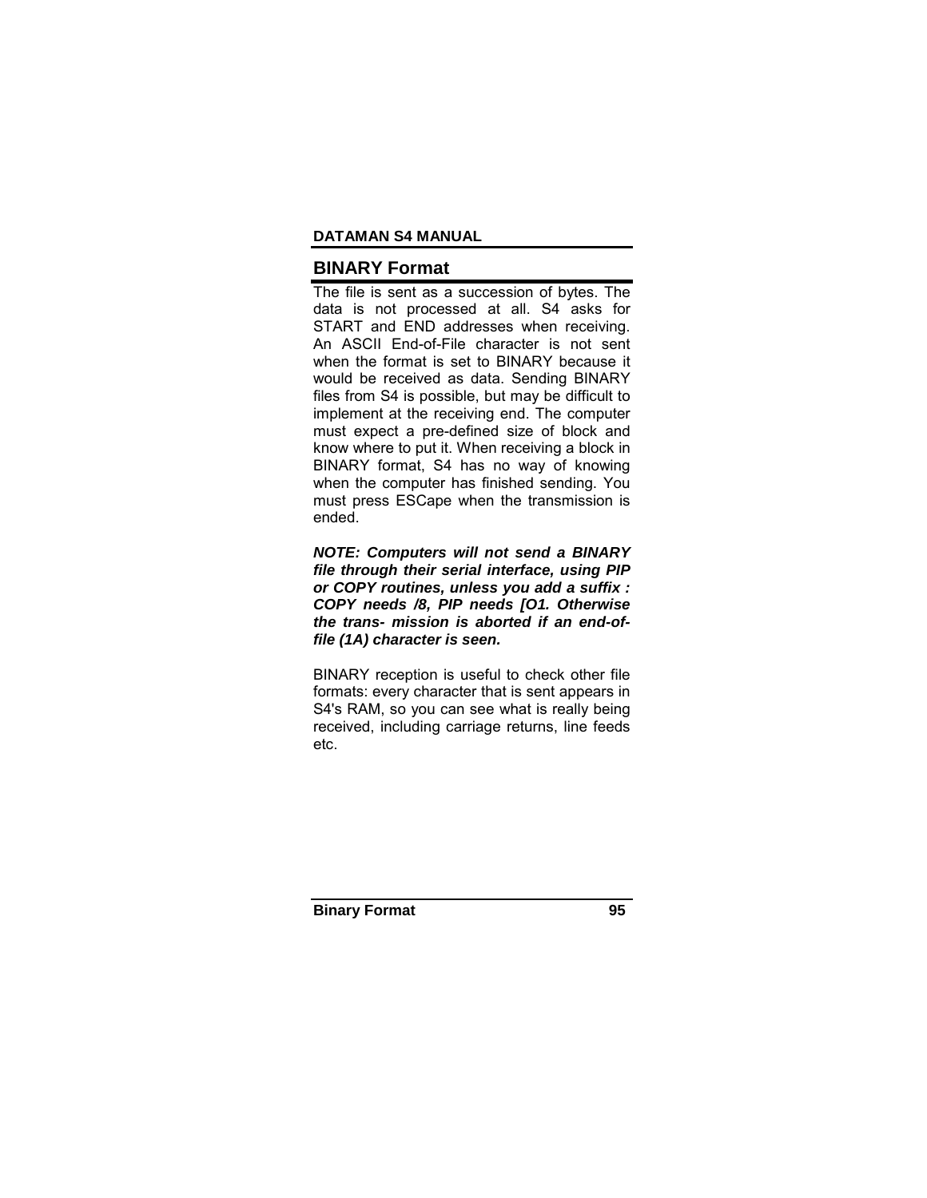## BINARY Format

The file is sent as a succession of bytes. The data is not processed at all. S4 asks for START and END addresses when receiving. An ASCII End-of-File character is not sent when the format is set to BINARY because it would be received as data. Sending BINARY files from S4 is possible, but may be difficult to implement at the receiving end. The computer must expect a pre-defined size of block and know where to put it. When receiving a block in BINARY format, S4 has no way of knowing when the computer has finished sending. You must press ESCape when the transmission is ended.

***NOTE: Computers will not send a BINARY file through their serial interface, using PIP or COPY routines, unless you add a suffix : COPY needs /8, PIP needs [O1. Otherwise the trans- mission is aborted if an end-of-file (1A) character is seen.***

BINARY reception is useful to check other file formats: every character that is sent appears in S4's RAM, so you can see what is really being received, including carriage returns, line feeds etc.